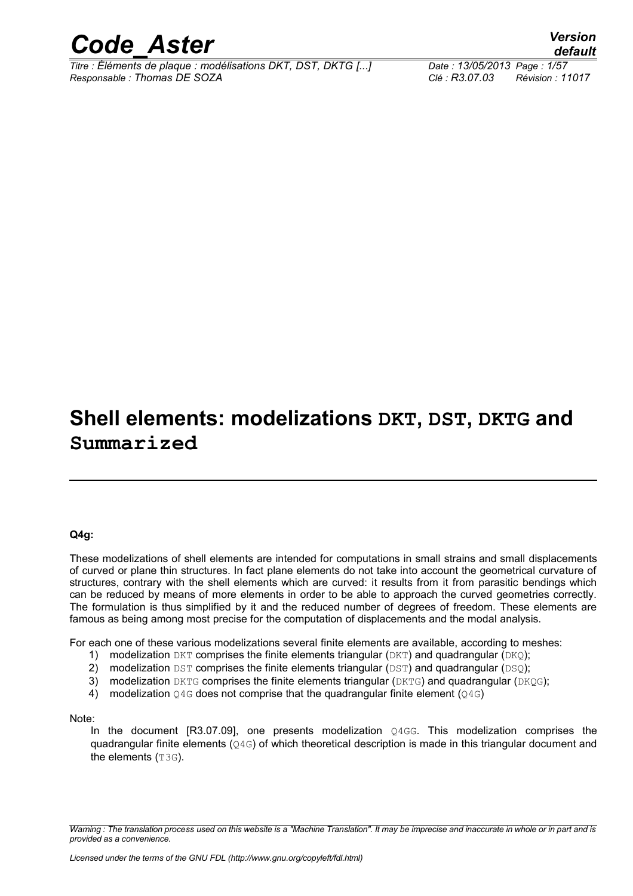# Shell elements: modelizations DKT, DST, DKTG and Summarized

**Q4g:**

These modelizations of shell elements are intended for computations in small strains and small displacements of curved or plane thin structures. In fact plane elements do not take into account the geometrical curvature of structures, contrary with the shell elements which are curved: it results from it from parasitic bendings which can be reduced by means of more elements in order to be able to approach the curved geometries correctly. The formulation is thus simplified by it and the reduced number of degrees of freedom. These elements are famous as being among most precise for the computation of displacements and the modal analysis.

For each one of these various modelizations several finite elements are available, according to meshes:

1) modelization DKT comprises the finite elements triangular (DKT) and quadrangular (DKQ);
2) modelization DST comprises the finite elements triangular (DST) and quadrangular (DSQ);
3) modelization DKTG comprises the finite elements triangular (DKTG) and quadrangular (DKQG);
4) modelization Q4G does not comprise that the quadrangular finite element (Q4G)

Note:

In the document [R3.07.09], one presents modelization Q4GG. This modelization comprises the quadrangular finite elements (Q4G) of which theoretical description is made in this triangular document and the elements (T3G).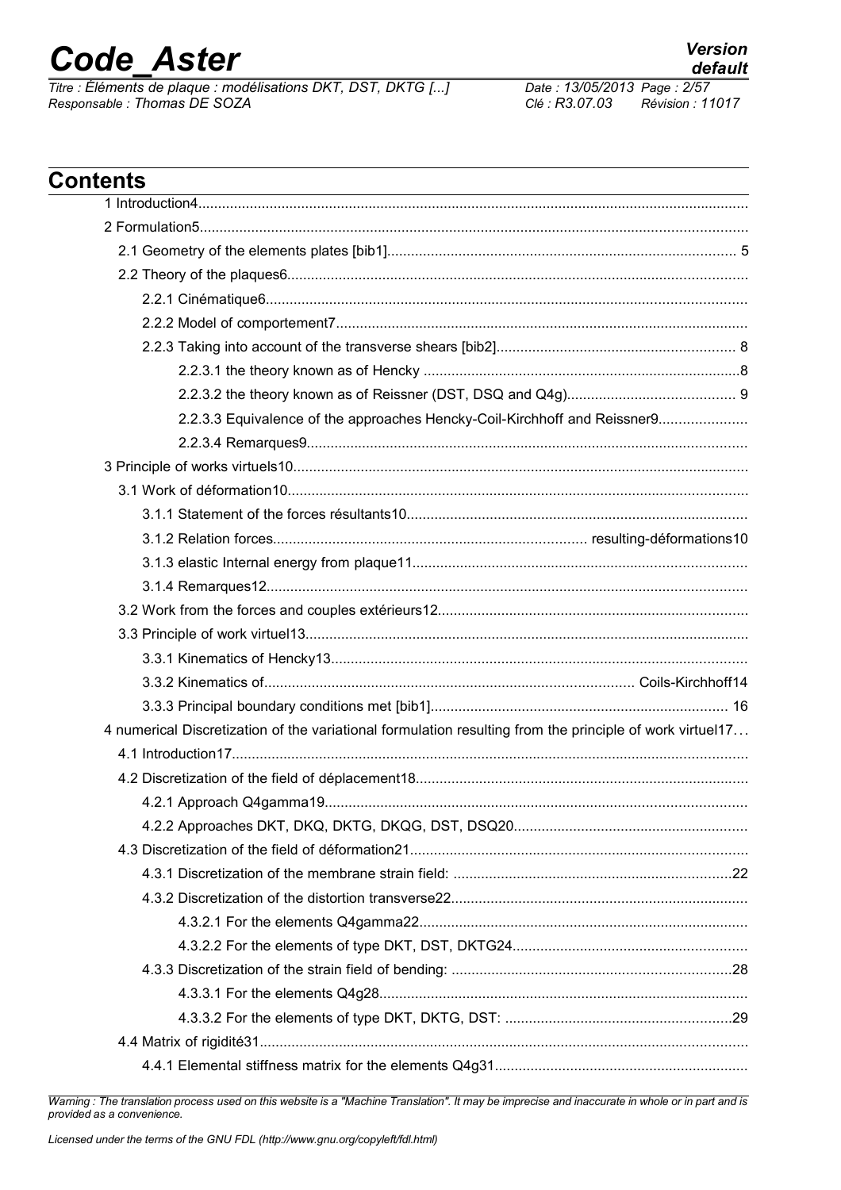# Contents

1 Introduction4

2 Formulation5

- 2.1 Geometry of the elements plates [bib1] 5
- 2.2 Theory of the plaques6
  - 2.2.1 Cinématique6
  - 2.2.2 Model of comportement7
  - 2.2.3 Taking into account of the transverse shears [bib2] 8
    - 2.2.3.1 the theory known as of Hencky 8
    - 2.2.3.2 the theory known as of Reissner (DST, DSQ and Q4g) 9
    - 2.2.3.3 Equivalence of the approaches Hencky-Coil-Kirchhoff and Reissner9
    - 2.2.3.4 Remarques9

3 Principle of works virtuels10

- 3.1 Work of déformation10
  - 3.1.1 Statement of the forces résultants10
  - 3.1.2 Relation forces resulting-déformations10
  - 3.1.3 elastic Internal energy from plaque11
  - 3.1.4 Remarques12
- 3.2 Work from the forces and couples extérieurs12
- 3.3 Principle of work virtuel13
  - 3.3.1 Kinematics of Hencky13
  - 3.3.2 Kinematics of Coils-Kirchhoff14
  - 3.3.3 Principal boundary conditions met [bib1] 16

4 numerical Discretization of the variational formulation resulting from the principle of work virtuel17…

- 4.1 Introduction17
- 4.2 Discretization of the field of déplacement18
  - 4.2.1 Approach Q4gamma19
  - 4.2.2 Approaches DKT, DKQ, DKTG, DKQG, DST, DSQ20
- 4.3 Discretization of the field of déformation21
  - 4.3.1 Discretization of the membrane strain field: 22
  - 4.3.2 Discretization of the distortion transverse22
    - 4.3.2.1 For the elements Q4gamma22
    - 4.3.2.2 For the elements of type DKT, DST, DKTG24
  - 4.3.3 Discretization of the strain field of bending: 28
    - 4.3.3.1 For the elements Q4g28
    - 4.3.3.2 For the elements of type DKT, DKTG, DST: 29
- 4.4 Matrix of rigidité31
  - 4.4.1 Elemental stiffness matrix for the elements Q4g31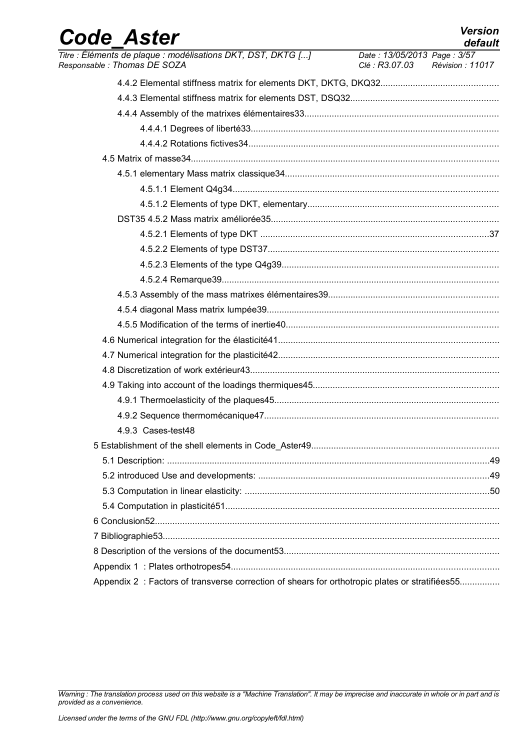4.4.2 Elemental stiffness matrix for elements DKT, DKTG, DKQ32

4.4.3 Elemental stiffness matrix for elements DST, DSQ32

4.4.4 Assembly of the matrixes élémentaires33

4.4.4.1 Degrees of liberté33

4.4.4.2 Rotations fictives34

4.5 Matrix of masse34

4.5.1 elementary Mass matrix classique34

4.5.1.1 Element Q4g34

4.5.1.2 Elements of type DKT, elementary

DST35 4.5.2 Mass matrix améliorée35

4.5.2.1 Elements of type DKT ....37

4.5.2.2 Elements of type DST37

4.5.2.3 Elements of the type Q4g39

4.5.2.4 Remarque39

4.5.3 Assembly of the mass matrixes élémentaires39

4.5.4 diagonal Mass matrix lumpée39

4.5.5 Modification of the terms of inertie40

4.6 Numerical integration for the élasticité41

4.7 Numerical integration for the plasticité42

4.8 Discretization of work extérieur43

4.9 Taking into account of the loadings thermiques45

4.9.1 Thermoelasticity of the plaques45

4.9.2 Sequence thermomécanique47

4.9.3 Cases-test48

5 Establishment of the shell elements in Code_Aster49

5.1 Description: ....49

5.2 introduced Use and developments: ....49

5.3 Computation in linear elasticity: ....50

5.4 Computation in plasticité51

6 Conclusion52

7 Bibliographie53

8 Description of the versions of the document53

Appendix 1 : Plates orthotropes54

Appendix 2 : Factors of transverse correction of shears for orthotropic plates or stratifiées55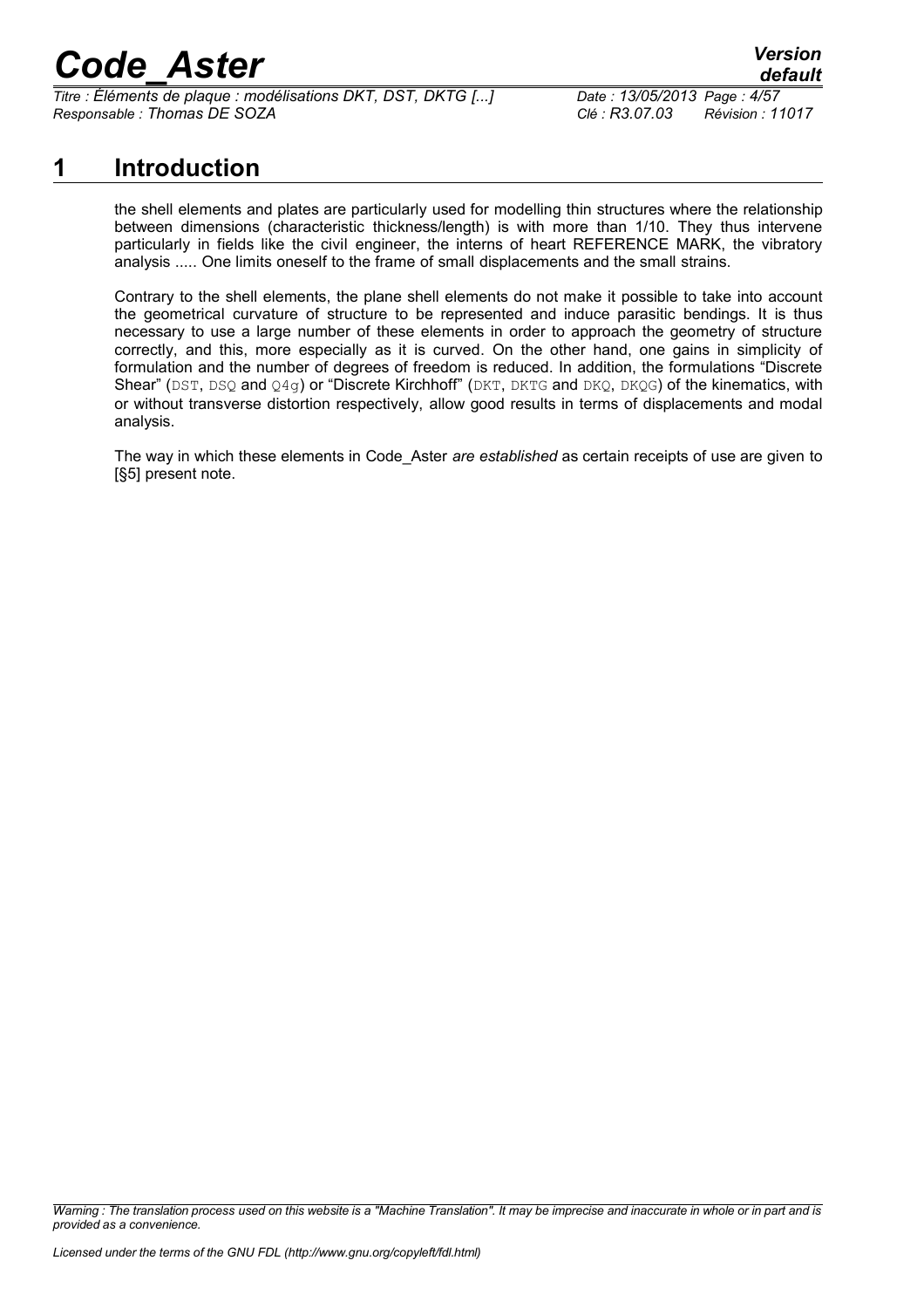# 1 Introduction

the shell elements and plates are particularly used for modelling thin structures where the relationship between dimensions (characteristic thickness/length) is with more than 1/10. They thus intervene particularly in fields like the civil engineer, the interns of heart REFERENCE MARK, the vibratory analysis ..... One limits oneself to the frame of small displacements and the small strains.

Contrary to the shell elements, the plane shell elements do not make it possible to take into account the geometrical curvature of structure to be represented and induce parasitic bendings. It is thus necessary to use a large number of these elements in order to approach the geometry of structure correctly, and this, more especially as it is curved. On the other hand, one gains in simplicity of formulation and the number of degrees of freedom is reduced. In addition, the formulations "Discrete Shear" (DST, DSQ and Q4g) or "Discrete Kirchhoff" (DKT, DKTG and DKQ, DKQG) of the kinematics, with or without transverse distortion respectively, allow good results in terms of displacements and modal analysis.

The way in which these elements in Code_Aster *are established* as certain receipts of use are given to [§5] present note.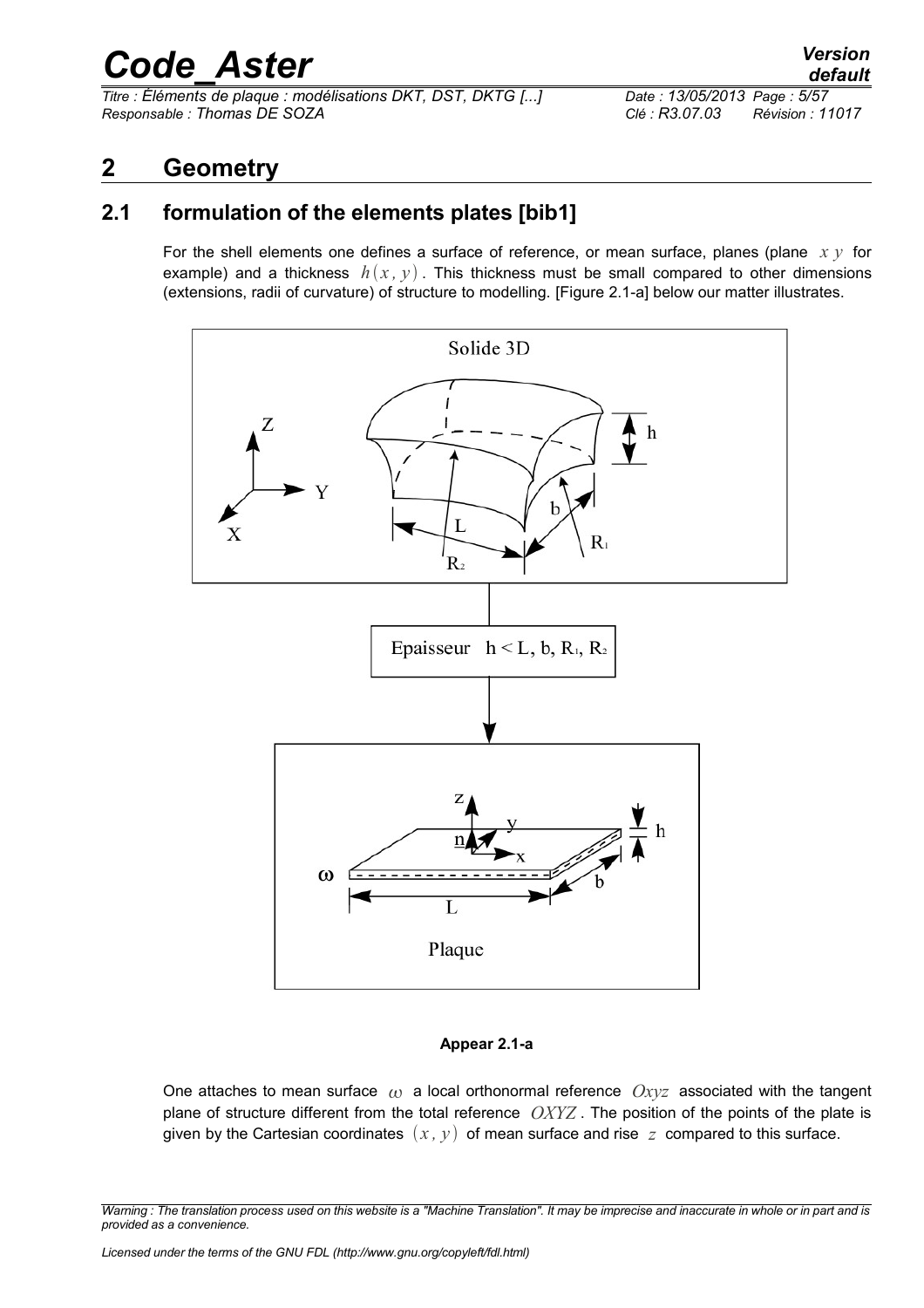# 2 Geometry

## 2.1 formulation of the elements plates [bib1]

For the shell elements one defines a surface of reference, or mean surface, planes (plane $x\,y$ for example) and a thickness $h(x, y)$. This thickness must be small compared to other dimensions (extensions, radii of curvature) of structure to modelling. [Figure 2.1-a] below our matter illustrates.

Solide 3D

Z

Y

X

h

L

b

$R_1$

$R_2$

Epaisseur $h < L, b, R_1, R_2$

z

y

n

x

h

ω

b

L

Plaque

**Appear 2.1-a**

One attaches to mean surface $\omega$ a local orthonormal reference $Oxyz$ associated with the tangent plane of structure different from the total reference $OXYZ$. The position of the points of the plate is given by the Cartesian coordinates $(x, y)$ of mean surface and rise $z$ compared to this surface.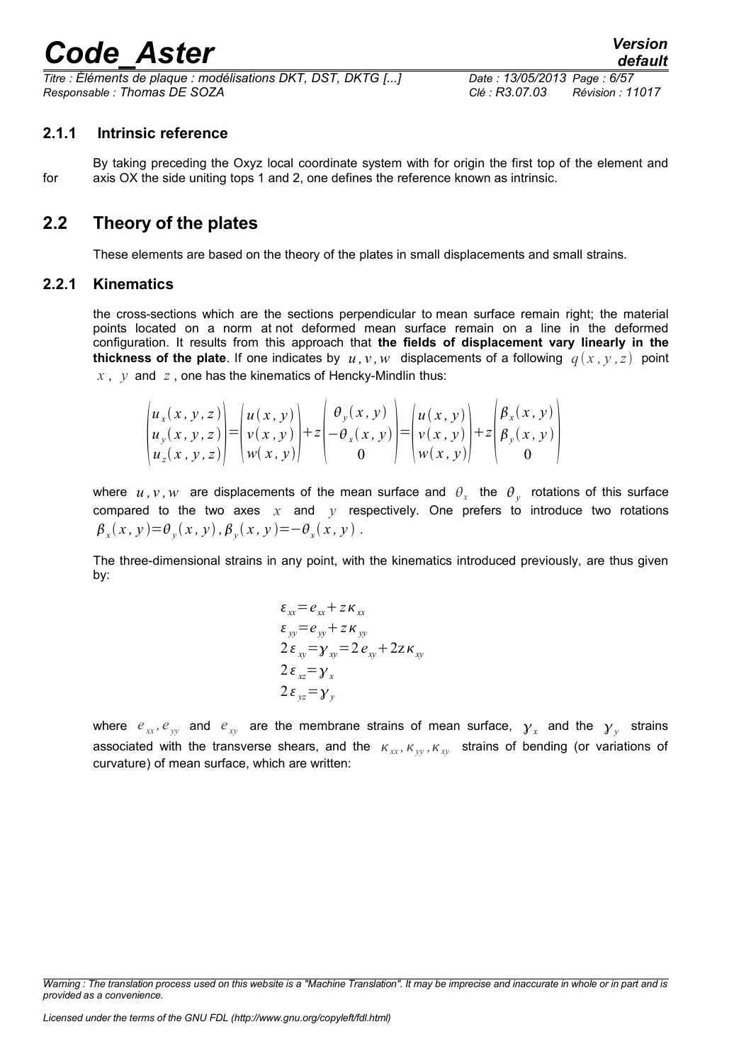### 2.1.1 Intrinsic reference

By taking preceding the Oxyz local coordinate system with for origin the first top of the element and for axis OX the side uniting tops 1 and 2, one defines the reference known as intrinsic.

## 2.2 Theory of the plates

These elements are based on the theory of the plates in small displacements and small strains.

### 2.2.1 Kinematics

the cross-sections which are the sections perpendicular to mean surface remain right; the material points located on a norm at not deformed mean surface remain on a line in the deformed configuration. It results from this approach that **the fields of displacement vary linearly in the thickness of the plate**. If one indicates by $u, v, w$ displacements of a following $q(x, y, z)$ point $x$, $y$ and $z$, one has the kinematics of Hencky-Mindlin thus:

$$\begin{pmatrix} u_x(x,y,z) \\ u_y(x,y,z) \\ u_z(x,y,z) \end{pmatrix} = \begin{pmatrix} u(x,y) \\ v(x,y) \\ w(x,y) \end{pmatrix} + z \begin{pmatrix} \theta_y(x,y) \\ -\theta_x(x,y) \\ 0 \end{pmatrix} = \begin{pmatrix} u(x,y) \\ v(x,y) \\ w(x,y) \end{pmatrix} + z \begin{pmatrix} \beta_x(x,y) \\ \beta_y(x,y) \\ 0 \end{pmatrix}$$

where $u, v, w$ are displacements of the mean surface and $\theta_x$ the $\theta_y$ rotations of this surface compared to the two axes $x$ and $y$ respectively. One prefers to introduce two rotations $\beta_x(x,y)=\theta_y(x,y), \beta_y(x,y)=-\theta_x(x,y)$.

The three-dimensional strains in any point, with the kinematics introduced previously, are thus given by:

$$\begin{aligned}
\varepsilon_{xx} &= e_{xx} + z\kappa_{xx} \\
\varepsilon_{yy} &= e_{yy} + z\kappa_{yy} \\
2\varepsilon_{xy} &= \gamma_{xy} = 2e_{xy} + 2z\kappa_{xy} \\
2\varepsilon_{xz} &= \gamma_x \\
2\varepsilon_{yz} &= \gamma_y
\end{aligned}$$

where $e_{xx}, e_{yy}$ and $e_{xy}$ are the membrane strains of mean surface, $\gamma_x$ and the $\gamma_y$ strains associated with the transverse shears, and the $\kappa_{xx}, \kappa_{yy}, \kappa_{xy}$ strains of bending (or variations of curvature) of mean surface, which are written: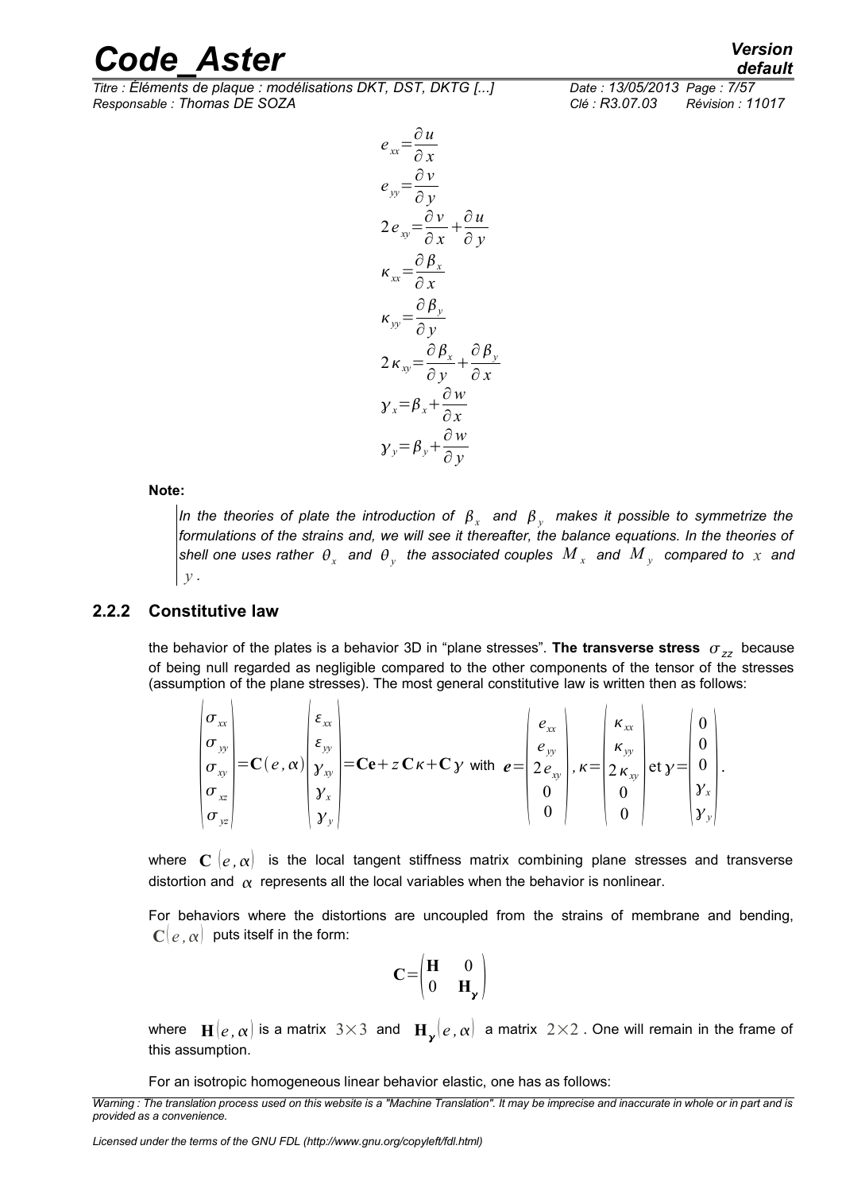$$e_{xx}=\frac{\partial u}{\partial x}$$

$$e_{yy}=\frac{\partial v}{\partial y}$$

$$2e_{xy}=\frac{\partial v}{\partial x}+\frac{\partial u}{\partial y}$$

$$\kappa_{xx}=\frac{\partial \beta_x}{\partial x}$$

$$\kappa_{yy}=\frac{\partial \beta_y}{\partial y}$$

$$2\kappa_{xy}=\frac{\partial \beta_x}{\partial y}+\frac{\partial \beta_y}{\partial x}$$

$$\gamma_x=\beta_x+\frac{\partial w}{\partial x}$$

$$\gamma_y=\beta_y+\frac{\partial w}{\partial y}$$

**Note:**

> *In the theories of plate the introduction of $\beta_x$ and $\beta_y$ makes it possible to symmetrize the formulations of the strains and, we will see it thereafter, the balance equations. In the theories of shell one uses rather $\theta_x$ and $\theta_y$ the associated couples $M_x$ and $M_y$ compared to $x$ and $y$.*

### 2.2.2 Constitutive law

the behavior of the plates is a behavior 3D in "plane stresses". **The transverse stress $\sigma_{zz}$** because of being null regarded as negligible compared to the other components of the tensor of the stresses (assumption of the plane stresses). The most general constitutive law is written then as follows:

$$\begin{pmatrix}\sigma_{xx}\\ \sigma_{yy}\\ \sigma_{xy}\\ \sigma_{xz}\\ \sigma_{yz}\end{pmatrix}=\mathbf{C}(e,\alpha)\begin{pmatrix}\varepsilon_{xx}\\ \varepsilon_{yy}\\ \gamma_{xy}\\ \gamma_{x}\\ \gamma_{y}\end{pmatrix}=\mathbf{C}\mathbf{e}+z\,\mathbf{C}\,\kappa+\mathbf{C}\,\gamma \text{ with } \boldsymbol{e}=\begin{pmatrix}e_{xx}\\ e_{yy}\\ 2e_{xy}\\ 0\\ 0\end{pmatrix},\ \kappa=\begin{pmatrix}\kappa_{xx}\\ \kappa_{yy}\\ 2\kappa_{xy}\\ 0\\ 0\end{pmatrix} \text{ et } \gamma=\begin{pmatrix}0\\ 0\\ 0\\ \gamma_x\\ \gamma_y\end{pmatrix}.$$

where $\mathbf{C}(e,\alpha)$ is the local tangent stiffness matrix combining plane stresses and transverse distortion and $\alpha$ represents all the local variables when the behavior is nonlinear.

For behaviors where the distortions are uncoupled from the strains of membrane and bending, $\mathbf{C}(e,\alpha)$ puts itself in the form:

$$\mathbf{C}=\begin{pmatrix}\mathbf{H} & 0\\ 0 & \mathbf{H}_{\boldsymbol{\gamma}}\end{pmatrix}$$

where $\mathbf{H}(e,\alpha)$ is a matrix $3\times3$ and $\mathbf{H}_{\boldsymbol{\gamma}}(e,\alpha)$ a matrix $2\times2$. One will remain in the frame of this assumption.

For an isotropic homogeneous linear behavior elastic, one has as follows: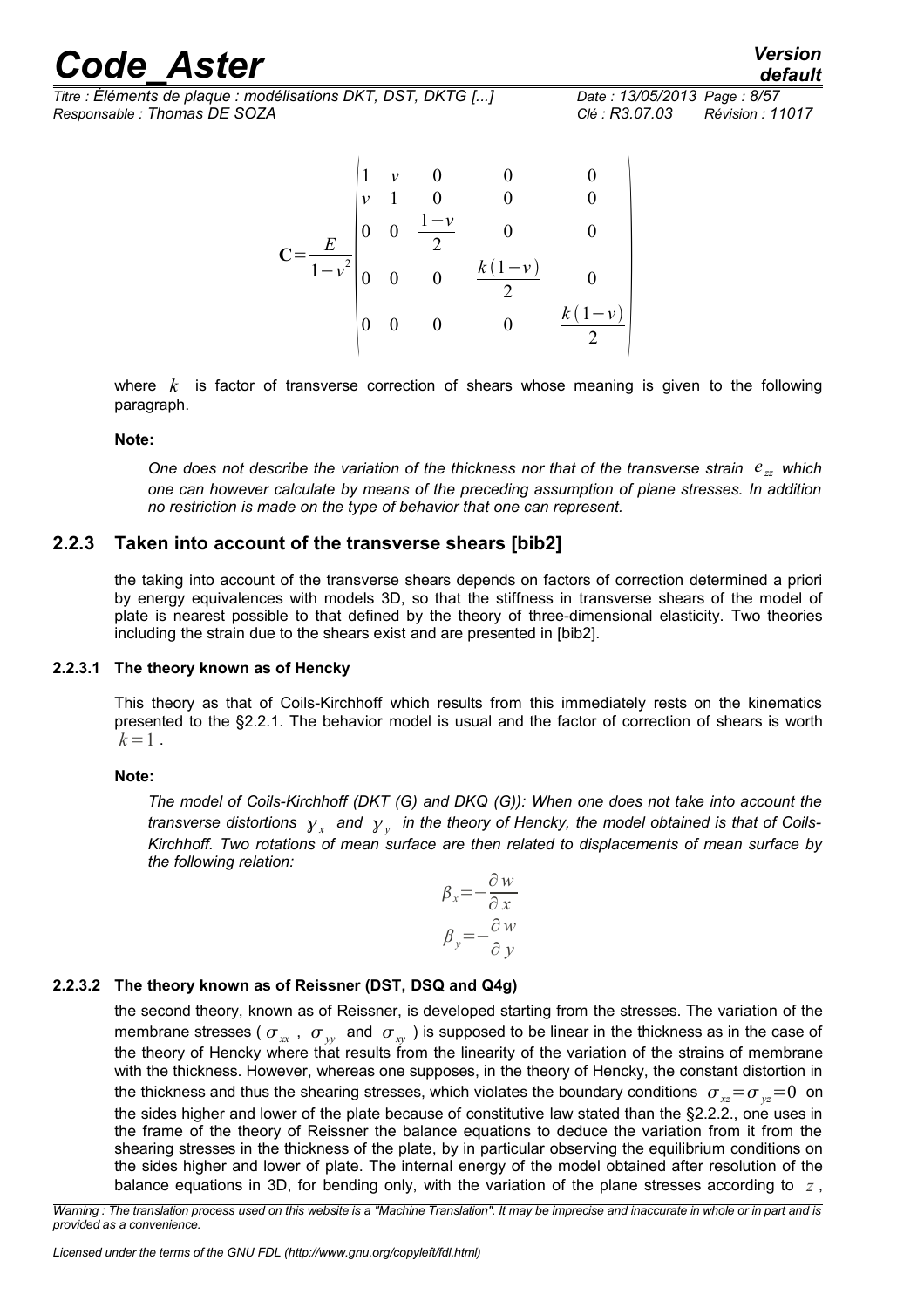$$\mathbf{C}=\frac{E}{1-v^2}\begin{vmatrix}1 & v & 0 & 0 & 0\\ v & 1 & 0 & 0 & 0\\ 0 & 0 & \frac{1-v}{2} & 0 & 0\\ 0 & 0 & 0 & \frac{k(1-v)}{2} & 0\\ 0 & 0 & 0 & 0 & \frac{k(1-v)}{2}\end{vmatrix}$$

where $k$ is factor of transverse correction of shears whose meaning is given to the following paragraph.

**Note:**

*One does not describe the variation of the thickness nor that of the transverse strain $e_{zz}$ which one can however calculate by means of the preceding assumption of plane stresses. In addition no restriction is made on the type of behavior that one can represent.*

### 2.2.3 Taken into account of the transverse shears [bib2]

the taking into account of the transverse shears depends on factors of correction determined a priori by energy equivalences with models 3D, so that the stiffness in transverse shears of the model of plate is nearest possible to that defined by the theory of three-dimensional elasticity. Two theories including the strain due to the shears exist and are presented in [bib2].

#### 2.2.3.1 The theory known as of Hencky

This theory as that of Coils-Kirchhoff which results from this immediately rests on the kinematics presented to the §2.2.1. The behavior model is usual and the factor of correction of shears is worth $k=1$.

**Note:**

*The model of Coils-Kirchhoff (DKT (G) and DKQ (G)): When one does not take into account the transverse distortions $\gamma_x$ and $\gamma_y$ in the theory of Hencky, the model obtained is that of Coils-Kirchhoff. Two rotations of mean surface are then related to displacements of mean surface by the following relation:*

$$\beta_x=-\frac{\partial w}{\partial x}$$
$$\beta_y=-\frac{\partial w}{\partial y}$$

#### 2.2.3.2 The theory known as of Reissner (DST, DSQ and Q4g)

the second theory, known as of Reissner, is developed starting from the stresses. The variation of the membrane stresses ( $\sigma_{xx}$ , $\sigma_{yy}$ and $\sigma_{xy}$ ) is supposed to be linear in the thickness as in the case of the theory of Hencky where that results from the linearity of the variation of the strains of membrane with the thickness. However, whereas one supposes, in the theory of Hencky, the constant distortion in the thickness and thus the shearing stresses, which violates the boundary conditions $\sigma_{xz}=\sigma_{yz}=0$ on the sides higher and lower of the plate because of constitutive law stated than the §2.2.2., one uses in the frame of the theory of Reissner the balance equations to deduce the variation from it from the shearing stresses in the thickness of the plate, by in particular observing the equilibrium conditions on the sides higher and lower of plate. The internal energy of the model obtained after resolution of the balance equations in 3D, for bending only, with the variation of the plane stresses according to $z$,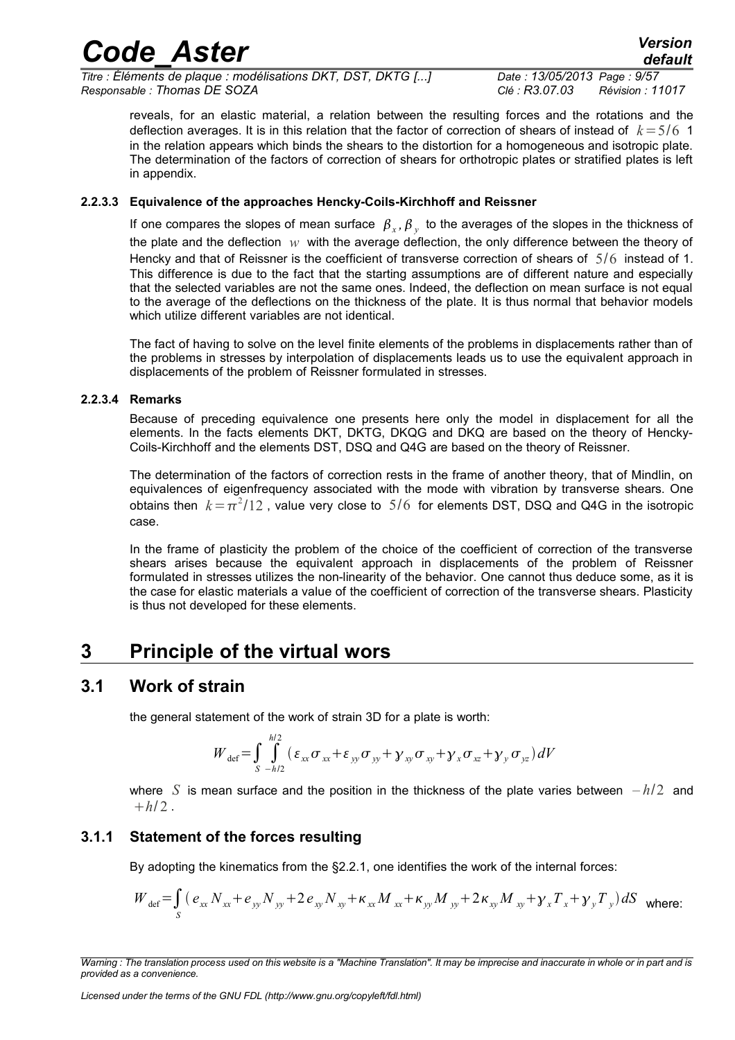reveals, for an elastic material, a relation between the resulting forces and the rotations and the deflection averages. It is in this relation that the factor of correction of shears of instead of $k=5/6$ 1 in the relation appears which binds the shears to the distortion for a homogeneous and isotropic plate. The determination of the factors of correction of shears for orthotropic plates or stratified plates is left in appendix.

#### 2.2.3.3 Equivalence of the approaches Hencky-Coils-Kirchhoff and Reissner

If one compares the slopes of mean surface $\beta_x, \beta_y$ to the averages of the slopes in the thickness of the plate and the deflection $w$ with the average deflection, the only difference between the theory of Hencky and that of Reissner is the coefficient of transverse correction of shears of $5/6$ instead of 1. This difference is due to the fact that the starting assumptions are of different nature and especially that the selected variables are not the same ones. Indeed, the deflection on mean surface is not equal to the average of the deflections on the thickness of the plate. It is thus normal that behavior models which utilize different variables are not identical.

The fact of having to solve on the level finite elements of the problems in displacements rather than of the problems in stresses by interpolation of displacements leads us to use the equivalent approach in displacements of the problem of Reissner formulated in stresses.

#### 2.2.3.4 Remarks

Because of preceding equivalence one presents here only the model in displacement for all the elements. In the facts elements DKT, DKTG, DKQG and DKQ are based on the theory of Hencky-Coils-Kirchhoff and the elements DST, DSQ and Q4G are based on the theory of Reissner.

The determination of the factors of correction rests in the frame of another theory, that of Mindlin, on equivalences of eigenfrequency associated with the mode with vibration by transverse shears. One obtains then $k=\pi^2/12$, value very close to $5/6$ for elements DST, DSQ and Q4G in the isotropic case.

In the frame of plasticity the problem of the choice of the coefficient of correction of the transverse shears arises because the equivalent approach in displacements of the problem of Reissner formulated in stresses utilizes the non-linearity of the behavior. One cannot thus deduce some, as it is the case for elastic materials a value of the coefficient of correction of the transverse shears. Plasticity is thus not developed for these elements.

# 3 Principle of the virtual wors

## 3.1 Work of strain

the general statement of the work of strain 3D for a plate is worth:

$$W_{\text{def}}=\int_S \int_{-h/2}^{h/2} (\varepsilon_{xx}\sigma_{xx}+\varepsilon_{yy}\sigma_{yy}+\gamma_{xy}\sigma_{xy}+\gamma_x\sigma_{xz}+\gamma_y\sigma_{yz})\,dV$$

where $S$ is mean surface and the position in the thickness of the plate varies between $-h/2$ and $+h/2$.

### 3.1.1 Statement of the forces resulting

By adopting the kinematics from the §2.2.1, one identifies the work of the internal forces:

$$W_{\text{def}}=\int_S (e_{xx}N_{xx}+e_{yy}N_{yy}+2e_{xy}N_{xy}+\kappa_{xx}M_{xx}+\kappa_{yy}M_{yy}+2\kappa_{xy}M_{xy}+\gamma_x T_x+\gamma_y T_y)\,dS$$ where: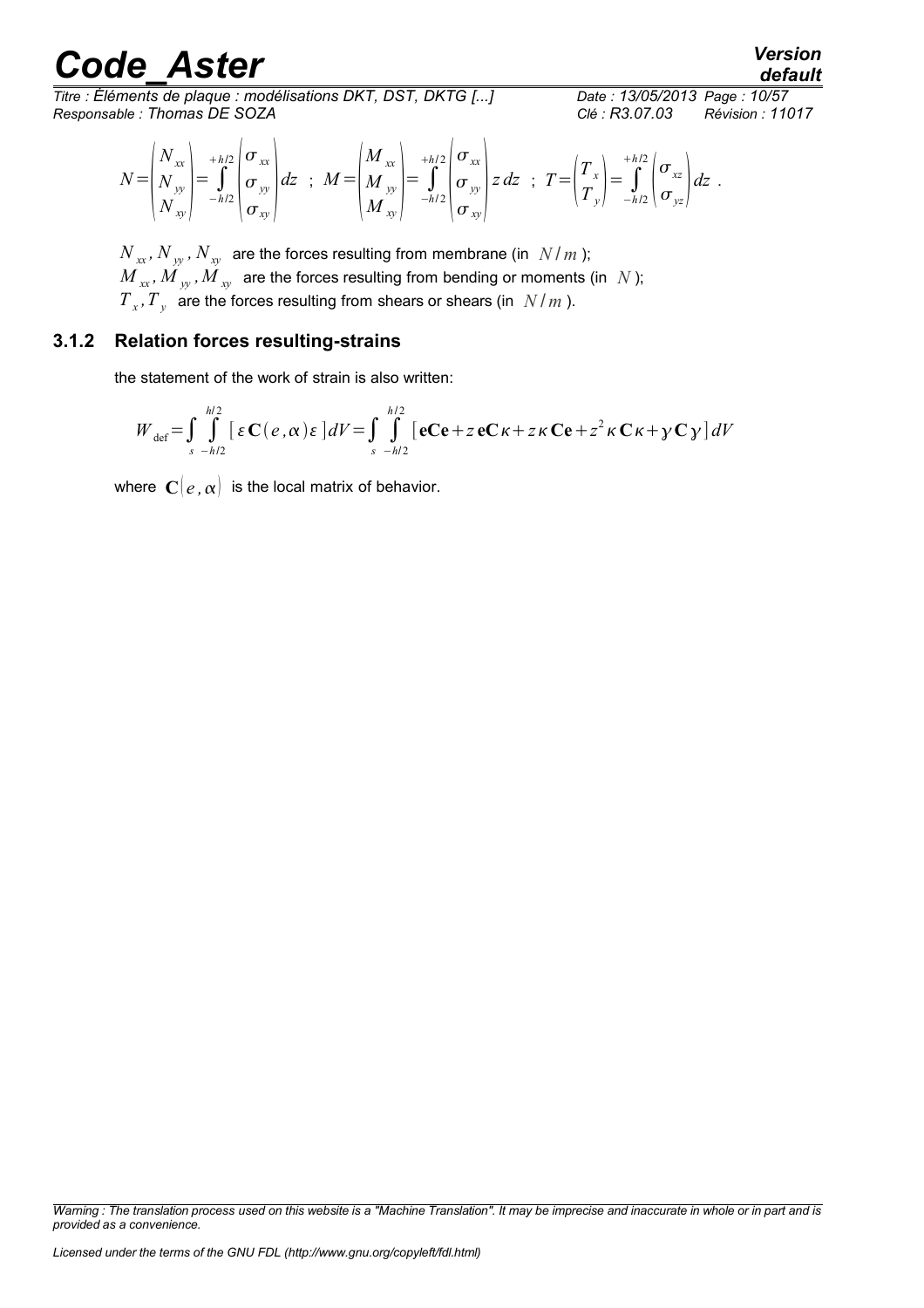$$N=\begin{pmatrix} N_{xx} \\ N_{yy} \\ N_{xy} \end{pmatrix}=\int_{-h/2}^{+h/2}\begin{pmatrix} \sigma_{xx} \\ \sigma_{yy} \\ \sigma_{xy} \end{pmatrix} dz \;\; ; \;\; M=\begin{pmatrix} M_{xx} \\ M_{yy} \\ M_{xy} \end{pmatrix}=\int_{-h/2}^{+h/2}\begin{pmatrix} \sigma_{xx} \\ \sigma_{yy} \\ \sigma_{xy} \end{pmatrix} z\, dz \;\; ; \;\; T=\begin{pmatrix} T_{x} \\ T_{y} \end{pmatrix}=\int_{-h/2}^{+h/2}\begin{pmatrix} \sigma_{xz} \\ \sigma_{yz} \end{pmatrix} dz \; .$$

$N_{xx}, N_{yy}, N_{xy}$ are the forces resulting from membrane (in $N/m$);
$M_{xx}, M_{yy}, M_{xy}$ are the forces resulting from bending or moments (in $N$);
$T_x, T_y$ are the forces resulting from shears or shears (in $N/m$).

### 3.1.2 Relation forces resulting-strains

the statement of the work of strain is also written:

$$W_{\text{def}}=\int_s \int_{-h/2}^{h/2} [\,\varepsilon\, \mathbf{C}(e,\alpha)\,\varepsilon\,]\, dV=\int_s \int_{-h/2}^{h/2} [\,\mathbf{eCe}+z\,\mathbf{eC}\,\kappa+z\,\kappa\,\mathbf{Ce}+z^2\,\kappa\,\mathbf{C}\,\kappa+\gamma\,\mathbf{C}\,\gamma\,]\, dV$$

where $\mathbf{C}(e,\alpha)$ is the local matrix of behavior.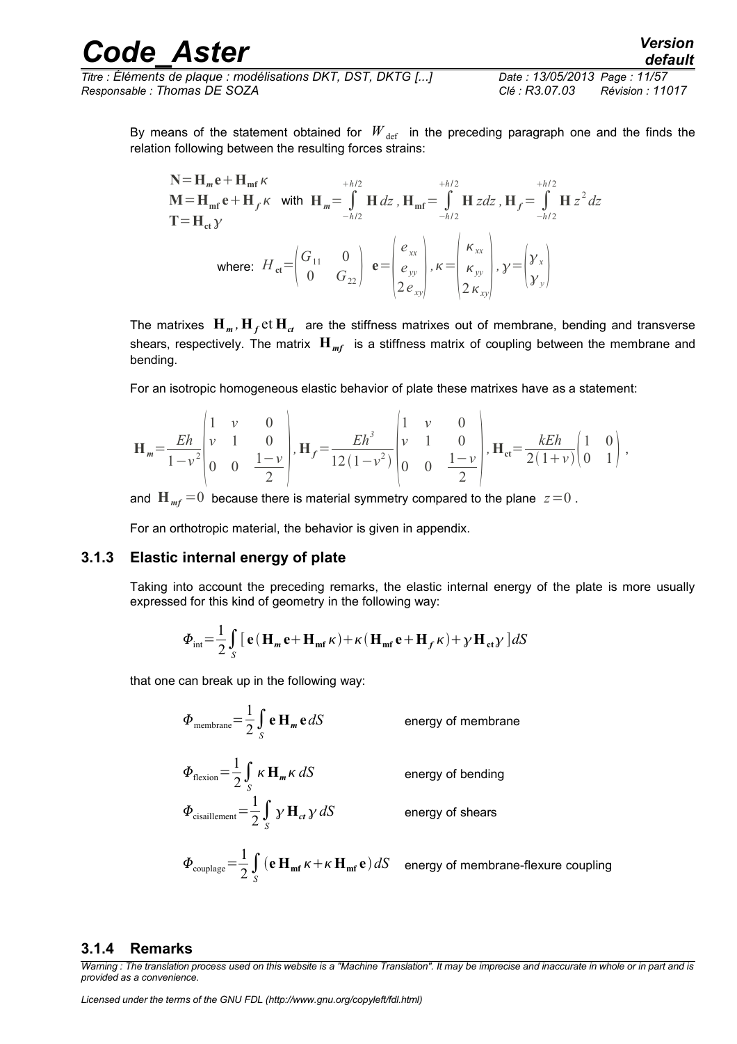By means of the statement obtained for $W_{\text{def}}$ in the preceding paragraph one and the finds the relation following between the resulting forces strains:

$$
\begin{aligned}
&\mathbf{N}=\mathbf{H}_m\mathbf{e}+\mathbf{H}_{\text{mf}}\kappa \\
&\mathbf{M}=\mathbf{H}_{\text{mf}}\mathbf{e}+\mathbf{H}_f\kappa \quad \text{with } \mathbf{H}_m=\int_{-h/2}^{+h/2}\mathbf{H}\,dz\,,\ \mathbf{H}_{\text{mf}}=\int_{-h/2}^{+h/2}\mathbf{H}\,z dz\,,\ \mathbf{H}_f=\int_{-h/2}^{+h/2}\mathbf{H}\,z^2\,dz \\
&\mathbf{T}=\mathbf{H}_{\text{ct}}\gamma
\end{aligned}
$$

$$
\text{where: } H_{\text{ct}}=\begin{pmatrix} G_{11} & 0 \\ 0 & G_{22}\end{pmatrix} \quad \mathbf{e}=\begin{pmatrix} e_{xx} \\ e_{yy} \\ 2e_{xy}\end{pmatrix},\ \kappa=\begin{pmatrix}\kappa_{xx}\\ \kappa_{yy} \\ 2\kappa_{xy}\end{pmatrix},\ \gamma=\begin{pmatrix}\gamma_x \\ \gamma_y\end{pmatrix}
$$

The matrixes $\mathbf{H}_m, \mathbf{H}_f$ et $\mathbf{H}_{ct}$ are the stiffness matrixes out of membrane, bending and transverse shears, respectively. The matrix $\mathbf{H}_{mf}$ is a stiffness matrix of coupling between the membrane and bending.

For an isotropic homogeneous elastic behavior of plate these matrixes have as a statement:

$$
\mathbf{H}_m=\frac{Eh}{1-\nu^2}\begin{pmatrix} 1 & \nu & 0 \\ \nu & 1 & 0 \\ 0 & 0 & \frac{1-\nu}{2}\end{pmatrix},\ \mathbf{H}_f=\frac{Eh^3}{12(1-\nu^2)}\begin{pmatrix} 1 & \nu & 0 \\ \nu & 1 & 0 \\ 0 & 0 & \frac{1-\nu}{2}\end{pmatrix},\ \mathbf{H}_{\text{ct}}=\frac{kEh}{2(1+\nu)}\begin{pmatrix}1 & 0 \\ 0 & 1\end{pmatrix},
$$

and $\mathbf{H}_{mf}=0$ because there is material symmetry compared to the plane $z=0$.

For an orthotropic material, the behavior is given in appendix.

### 3.1.3 Elastic internal energy of plate

Taking into account the preceding remarks, the elastic internal energy of the plate is more usually expressed for this kind of geometry in the following way:

$$
\Phi_{\text{int}}=\frac{1}{2}\int_S\left[\mathbf{e}(\mathbf{H}_m\mathbf{e}+\mathbf{H}_{\text{mf}}\kappa)+\kappa(\mathbf{H}_{\text{mf}}\mathbf{e}+\mathbf{H}_f\kappa)+\gamma\mathbf{H}_{\text{ct}}\gamma\right]dS
$$

that one can break up in the following way:

$$\Phi_{\text{membrane}}=\frac{1}{2}\int_S\mathbf{e}\,\mathbf{H}_m\,\mathbf{e}\,dS \qquad \text{energy of membrane}$$

$$\Phi_{\text{flexion}}=\frac{1}{2}\int_S\kappa\,\mathbf{H}_m\,\kappa\,dS \qquad \text{energy of bending}$$

$$\Phi_{\text{cisaillement}}=\frac{1}{2}\int_S\gamma\,\mathbf{H}_{ct}\,\gamma\,dS \qquad \text{energy of shears}$$

$$\Phi_{\text{couplage}}=\frac{1}{2}\int_S(\mathbf{e}\,\mathbf{H}_{\text{mf}}\,\kappa+\kappa\,\mathbf{H}_{\text{mf}}\,\mathbf{e})\,dS \qquad \text{energy of membrane-flexure coupling}$$

### 3.1.4 Remarks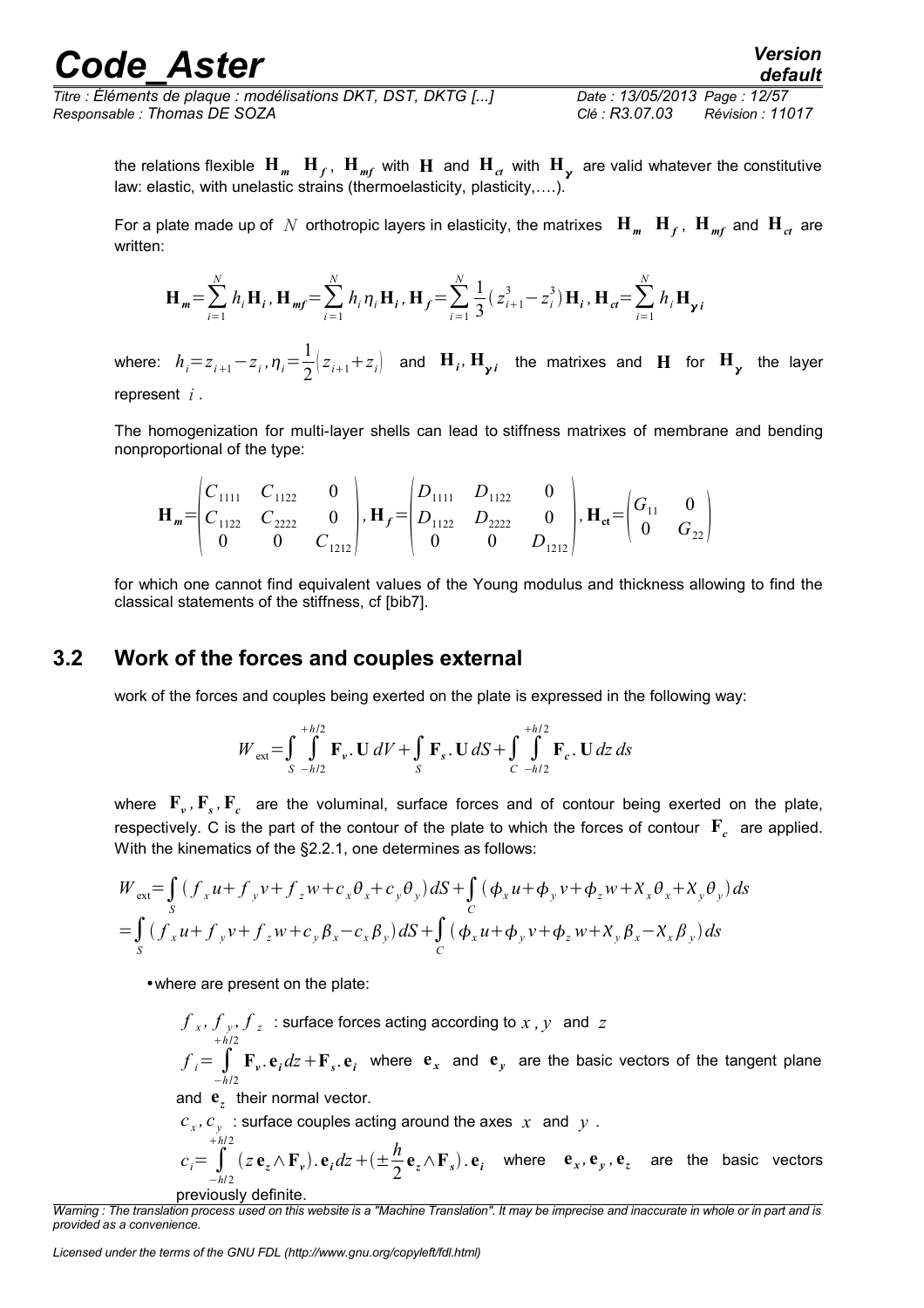the relations flexible $\mathbf{H}_m$ $\mathbf{H}_f$, $\mathbf{H}_{mf}$ with $\mathbf{H}$ and $\mathbf{H}_{ct}$ with $\mathbf{H}_\gamma$ are valid whatever the constitutive law: elastic, with unelastic strains (thermoelasticity, plasticity,….).

For a plate made up of $N$ orthotropic layers in elasticity, the matrixes $\mathbf{H}_m$ $\mathbf{H}_f$, $\mathbf{H}_{mf}$ and $\mathbf{H}_{ct}$ are written:

$$\mathbf{H}_m=\sum_{i=1}^{N} h_i \mathbf{H}_i \,,\, \mathbf{H}_{mf}=\sum_{i=1}^{N} h_i \eta_i \mathbf{H}_i \,,\, \mathbf{H}_f=\sum_{i=1}^{N} \frac{1}{3}\left(z_{i+1}^3-z_i^3\right)\mathbf{H}_i \,,\, \mathbf{H}_{ct}=\sum_{i=1}^{N} h_i \mathbf{H}_{\gamma i}$$

where: $h_i=z_{i+1}-z_i \,,\, \eta_i=\frac{1}{2}\left(z_{i+1}+z_i\right)$ and $\mathbf{H}_i, \mathbf{H}_{\gamma i}$ the matrixes and $\mathbf{H}$ for $\mathbf{H}_\gamma$ the layer represent $i$.

The homogenization for multi-layer shells can lead to stiffness matrixes of membrane and bending nonproportional of the type:

$$\mathbf{H}_m=\begin{pmatrix} C_{1111} & C_{1122} & 0 \\ C_{1122} & C_{2222} & 0 \\ 0 & 0 & C_{1212} \end{pmatrix},\ \mathbf{H}_f=\begin{pmatrix} D_{1111} & D_{1122} & 0 \\ D_{1122} & D_{2222} & 0 \\ 0 & 0 & D_{1212} \end{pmatrix},\ \mathbf{H}_{ct}=\begin{pmatrix} G_{11} & 0 \\ 0 & G_{22} \end{pmatrix}$$

for which one cannot find equivalent values of the Young modulus and thickness allowing to find the classical statements of the stiffness, cf [bib7].

## 3.2 Work of the forces and couples external

work of the forces and couples being exerted on the plate is expressed in the following way:

$$W_{\text{ext}}=\int_S \int_{-h/2}^{+h/2} \mathbf{F}_v \,.\, \mathbf{U}\, dV+\int_S \mathbf{F}_s \,.\, \mathbf{U}\, dS+\int_C \int_{-h/2}^{+h/2} \mathbf{F}_c \,.\, \mathbf{U}\, dz\, ds$$

where $\mathbf{F}_v, \mathbf{F}_s, \mathbf{F}_c$ are the voluminal, surface forces and of contour being exerted on the plate, respectively. C is the part of the contour of the plate to which the forces of contour $\mathbf{F}_c$ are applied. With the kinematics of the §2.2.1, one determines as follows:

$$\begin{aligned} W_{\text{ext}} &= \int_S \left(f_x u+f_y v+f_z w+c_x \theta_x+c_y \theta_y\right) dS+\int_C \left(\phi_x u+\phi_y v+\phi_z w+X_x \theta_x+X_y \theta_y\right) ds \\ &= \int_S \left(f_x u+f_y v+f_z w+c_y \beta_x-c_x \beta_y\right) dS+\int_C \left(\phi_x u+\phi_y v+\phi_z w+X_y \beta_x-X_x \beta_y\right) ds \end{aligned}$$

- where are present on the plate:

  $f_x, f_y, f_z$ : surface forces acting according to $x, y$ and $z$

  $f_i=\int_{-h/2}^{+h/2} \mathbf{F}_v . \mathbf{e}_i dz+\mathbf{F}_s . \mathbf{e}_i$ where $\mathbf{e}_x$ and $\mathbf{e}_y$ are the basic vectors of the tangent plane and $\mathbf{e}_z$ their normal vector.

  $c_x, c_y$ : surface couples acting around the axes $x$ and $y$.

  $c_i=\int_{-h/2}^{+h/2} \left(z\,\mathbf{e}_z \wedge \mathbf{F}_v\right) . \mathbf{e}_i dz+\left(\pm\frac{h}{2}\mathbf{e}_z \wedge \mathbf{F}_s\right) . \mathbf{e}_i$ where $\mathbf{e}_x, \mathbf{e}_y, \mathbf{e}_z$ are the basic vectors previously definite.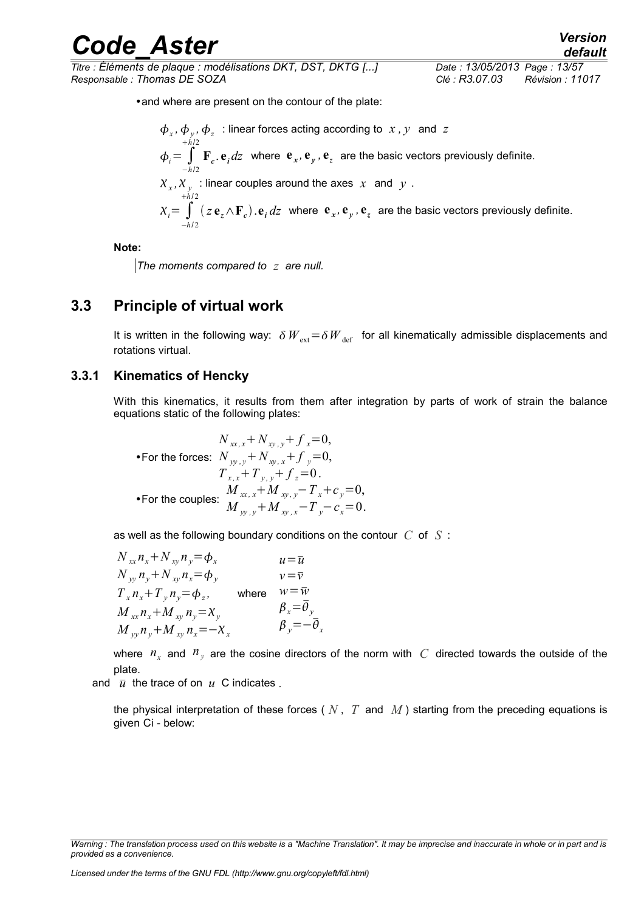- and where are present on the contour of the plate:

$\phi_x, \phi_y, \phi_z$ : linear forces acting according to $x$ , $y$ and $z$

$\phi_i = \int_{-h/2}^{+h/2} \mathbf{F}_c . \mathbf{e}_i dz$ where $\mathbf{e}_x, \mathbf{e}_y, \mathbf{e}_z$ are the basic vectors previously definite.

$\chi_x, \chi_y$ : linear couples around the axes $x$ and $y$ .

$\chi_i = \int_{-h/2}^{+h/2} (z \mathbf{e}_z \wedge \mathbf{F}_c) . \mathbf{e}_i dz$ where $\mathbf{e}_x, \mathbf{e}_y, \mathbf{e}_z$ are the basic vectors previously definite.

**Note:**

*The moments compared to $z$ are null.*

## 3.3 Principle of virtual work

It is written in the following way: $\delta W_{\text{ext}} = \delta W_{\text{def}}$ for all kinematically admissible displacements and rotations virtual.

### 3.3.1 Kinematics of Hencky

With this kinematics, it results from them after integration by parts of work of strain the balance equations static of the following plates:

- For the forces:

$$N_{xx,x} + N_{xy,y} + f_x = 0,$$
$$N_{yy,y} + N_{xy,x} + f_y = 0,$$
$$T_{x,x} + T_{y,y} + f_z = 0.$$

- For the couples:

$$M_{xx,x} + M_{xy,y} - T_x + c_y = 0,$$
$$M_{yy,y} + M_{xy,x} - T_y - c_x = 0.$$

as well as the following boundary conditions on the contour $C$ of $S$ :

$$\begin{aligned}
N_{xx} n_x + N_{xy} n_y &= \phi_x \\
N_{yy} n_y + N_{xy} n_x &= \phi_y \\
T_x n_x + T_y n_y &= \phi_z, \\
M_{xx} n_x + M_{xy} n_y &= \chi_y \\
M_{yy} n_y + M_{xy} n_x &= -\chi_x
\end{aligned}
\qquad \text{where} \qquad
\begin{aligned}
u &= \bar{u} \\
v &= \bar{v} \\
w &= \bar{w} \\
\beta_x &= \bar{\theta}_y \\
\beta_y &= -\bar{\theta}_x
\end{aligned}$$

where $n_x$ and $n_y$ are the cosine directors of the norm with $C$ directed towards the outside of the plate.

and $\bar{u}$ the trace of on $u$ C indicates .

the physical interpretation of these forces ( $N$ , $T$ and $M$ ) starting from the preceding equations is given Ci - below: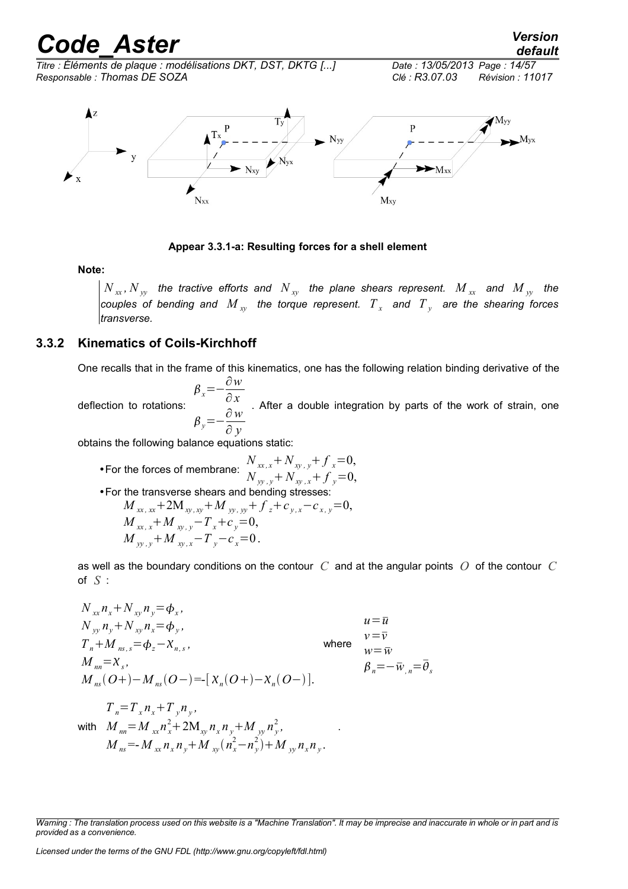Appear 3.3.1-a: Resulting forces for a shell element

**Note:**

$N_{xx}, N_{yy}$ the tractive efforts and $N_{xy}$ the plane shears represent. $M_{xx}$ and $M_{yy}$ the couples of bending and $M_{xy}$ the torque represent. $T_x$ and $T_y$ are the shearing forces transverse.

### 3.3.2 Kinematics of Coils-Kirchhoff

One recalls that in the frame of this kinematics, one has the following relation binding derivative of the deflection to rotations: 

$$\beta_x = -\frac{\partial w}{\partial x}$$
$$\beta_y = -\frac{\partial w}{\partial y}$$

. After a double integration by parts of the work of strain, one obtains the following balance equations static:

- For the forces of membrane: $\begin{aligned} N_{xx,x} + N_{xy,y} + f_x = 0, \\ N_{yy,y} + N_{xy,x} + f_y = 0, \end{aligned}$
- For the transverse shears and bending stresses:

$$M_{xx,xx} + 2M_{xy,xy} + M_{yy,yy} + f_z + c_{y,x} - c_{x,y} = 0,$$
$$M_{xx,x} + M_{xy,y} - T_x + c_y = 0,$$
$$M_{yy,y} + M_{xy,x} - T_y - c_x = 0.$$

as well as the boundary conditions on the contour $C$ and at the angular points $O$ of the contour $C$ of $S$ :

$$\begin{aligned}
&N_{xx} n_x + N_{xy} n_y = \phi_x, \\
&N_{yy} n_y + N_{xy} n_x = \phi_y, \\
&T_n + M_{ns,s} = \phi_z - \chi_{n,s}, \\
&M_{nn} = \chi_s, \\
&M_{ns}(O+) - M_{ns}(O-) = -[\chi_n(O+) - \chi_n(O-)].
\end{aligned}
\quad \text{where} \quad
\begin{aligned}
&u = \bar{u} \\
&v = \bar{v} \\
&w = \bar{w} \\
&\beta_n = -\bar{w}_{,n} = \bar{\theta}_s
\end{aligned}$$

with
$$\begin{aligned}
&T_n = T_x n_x + T_y n_y, \\
&M_{nn} = M_{xx} n_x^2 + 2M_{xy} n_x n_y + M_{yy} n_y^2, \\
&M_{ns} = -M_{xx} n_x n_y + M_{xy}(n_x^2 - n_y^2) + M_{yy} n_x n_y.
\end{aligned}$$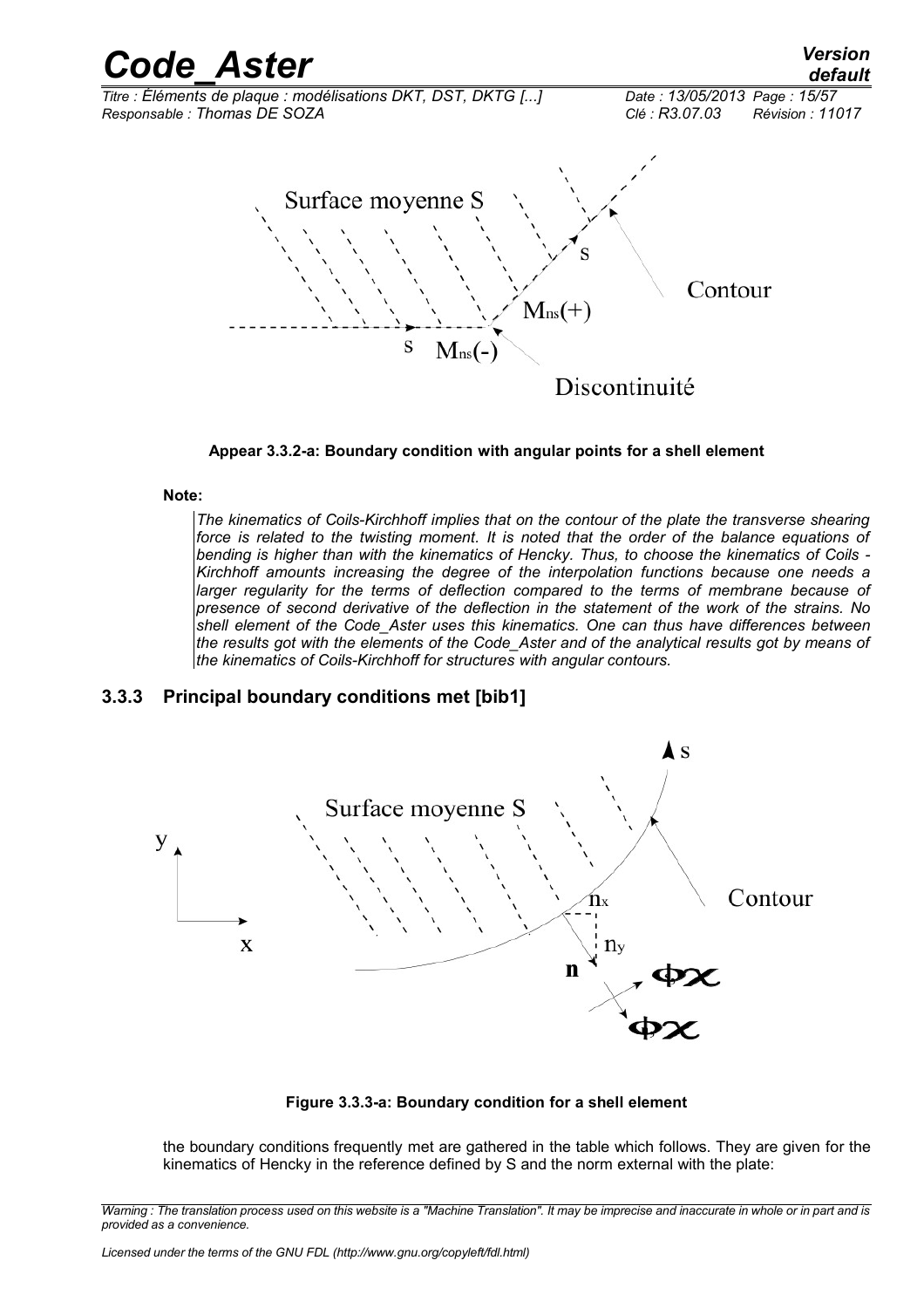Surface moyenne S

s

Contour

$M_{ns}(+)$

s $M_{ns}(-)$

Discontinuité

**Appear 3.3.2-a: Boundary condition with angular points for a shell element**

**Note:**

*The kinematics of Coils-Kirchhoff implies that on the contour of the plate the transverse shearing force is related to the twisting moment. It is noted that the order of the balance equations of bending is higher than with the kinematics of Hencky. Thus, to choose the kinematics of Coils - Kirchhoff amounts increasing the degree of the interpolation functions because one needs a larger regularity for the terms of deflection compared to the terms of membrane because of presence of second derivative of the deflection in the statement of the work of the strains. No shell element of the Code_Aster uses this kinematics. One can thus have differences between the results got with the elements of the Code_Aster and of the analytical results got by means of the kinematics of Coils-Kirchhoff for structures with angular contours.*

### 3.3.3 Principal boundary conditions met [bib1]

s

Surface moyenne S

y

x

Contour

$n_x$

$n_y$

**n**

$\phi x$

$\phi x$

**Figure 3.3.3-a: Boundary condition for a shell element**

the boundary conditions frequently met are gathered in the table which follows. They are given for the kinematics of Hencky in the reference defined by S and the norm external with the plate: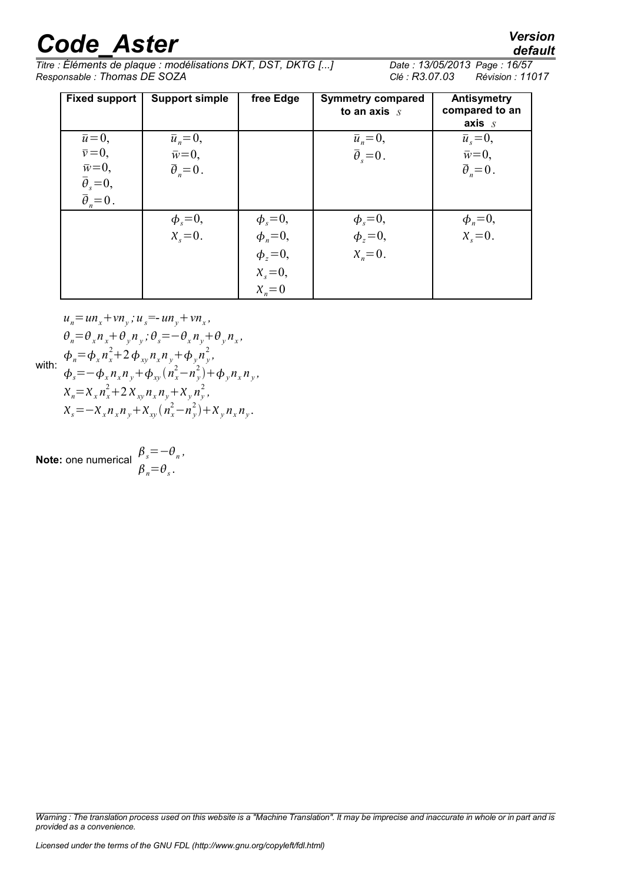| Fixed support | Support simple | free Edge | Symmetry compared to an axis $s$ | Antisymetry compared to an axis $s$ |
|---|---|---|---|---|
| $\bar{u}=0,$ $\bar{v}=0,$ $\bar{w}=0,$ $\bar{\theta}_s=0,$ $\bar{\theta}_n=0.$ | $\bar{u}_n=0,$ $\bar{w}=0,$ $\bar{\theta}_n=0.$ | | $\bar{u}_n=0,$ $\bar{\theta}_s=0.$ | $\bar{u}_s=0,$ $\bar{w}=0,$ $\bar{\theta}_n=0.$ |
| | $\phi_s=0,$ $X_s=0.$ | $\phi_s=0,$ $\phi_n=0,$ $\phi_z=0,$ $X_s=0,$ $X_n=0$ | $\phi_s=0,$ $\phi_z=0,$ $X_n=0.$ | $\phi_n=0,$ $X_s=0.$ |

with:

$$
\begin{aligned}
& u_n = u n_x + v n_y \,;\, u_s = -u n_y + v n_x, \\
& \theta_n = \theta_x n_x + \theta_y n_y \,;\, \theta_s = -\theta_x n_y + \theta_y n_x, \\
& \phi_n = \phi_x n_x^2 + 2\,\phi_{xy} n_x n_y + \phi_y n_y^2, \\
& \phi_s = -\phi_x n_x n_y + \phi_{xy}(n_x^2 - n_y^2) + \phi_y n_x n_y, \\
& X_n = X_x n_x^2 + 2\,X_{xy} n_x n_y + X_y n_y^2, \\
& X_s = -X_x n_x n_y + X_{xy}(n_x^2 - n_y^2) + X_y n_x n_y.
\end{aligned}
$$

**Note:** one numerical
$$
\begin{aligned}
& \beta_s = -\theta_n, \\
& \beta_n = \theta_s.
\end{aligned}
$$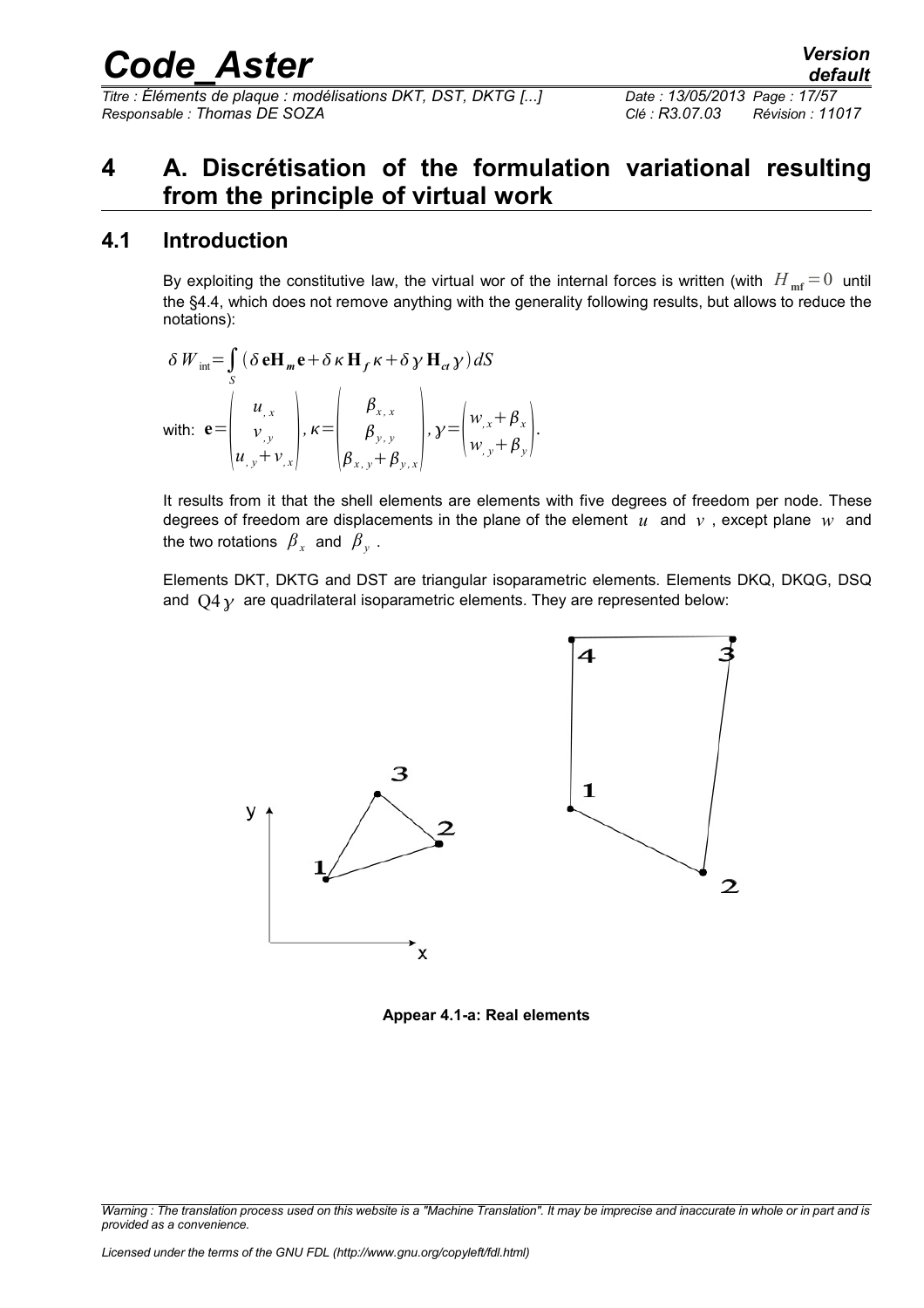# 4 A. Discrétisation of the formulation variational resulting from the principle of virtual work

## 4.1 Introduction

By exploiting the constitutive law, the virtual wor of the internal forces is written (with $H_{\mathbf{mf}}=0$ until the §4.4, which does not remove anything with the generality following results, but allows to reduce the notations):

$$\delta W_{\text{int}}=\int_S (\delta \mathbf{e}\mathbf{H}_{m}\mathbf{e}+\delta \kappa \mathbf{H}_{f}\kappa+\delta \gamma \mathbf{H}_{ct}\gamma)\, dS$$

with: $\mathbf{e}=\begin{pmatrix} u_{,x} \\ v_{,y} \\ u_{,y}+v_{,x} \end{pmatrix}, \kappa=\begin{pmatrix} \beta_{x,x} \\ \beta_{y,y} \\ \beta_{x,y}+\beta_{y,x} \end{pmatrix}, \gamma=\begin{pmatrix} w_{,x}+\beta_{x} \\ w_{,y}+\beta_{y} \end{pmatrix}.$

It results from it that the shell elements are elements with five degrees of freedom per node. These degrees of freedom are displacements in the plane of the element $u$ and $v$, except plane $w$ and the two rotations $\beta_x$ and $\beta_y$.

Elements DKT, DKTG and DST are triangular isoparametric elements. Elements DKQ, DKQG, DSQ and $Q4\gamma$ are quadrilateral isoparametric elements. They are represented below:

y
x
1
2
3
1
2
3
4

**Appear 4.1-a: Real elements**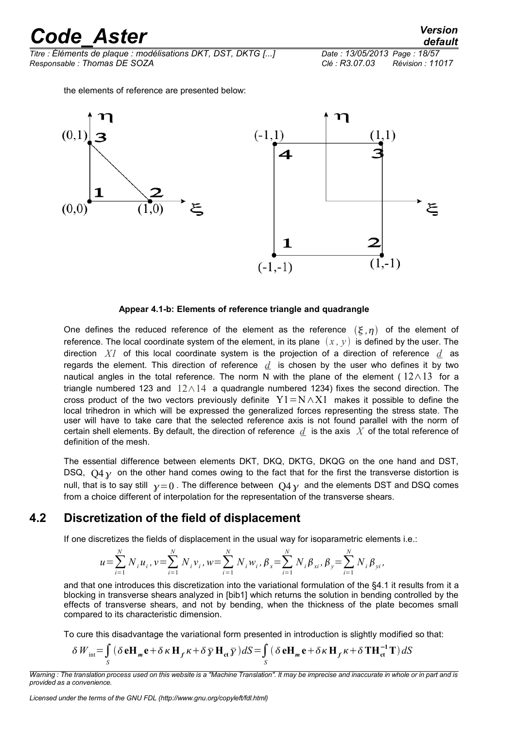the elements of reference are presented below:

η
(0,1) 3
1 2
(0,0) (1,0) ξ

η
(-1,1) (1,1)
4 3
ξ
1 2
(-1,-1) (1,-1)

**Appear 4.1-b: Elements of reference triangle and quadrangle**

One defines the reduced reference of the element as the reference $(\xi,\eta)$ of the element of reference. The local coordinate system of the element, in its plane $(x,y)$ is defined by the user. The direction $X1$ of this local coordinate system is the projection of a direction of reference $\underline{d}$ as regards the element. This direction of reference $\underline{d}$ is chosen by the user who defines it by two nautical angles in the total reference. The norm N with the plane of the element ( $12 \wedge 13$ for a triangle numbered 123 and $12 \wedge 14$ a quadrangle numbered 1234) fixes the second direction. The cross product of the two vectors previously definite $\mathrm{Y1}=\mathrm{N} \wedge \mathrm{X1}$ makes it possible to define the local trihedron in which will be expressed the generalized forces representing the stress state. The user will have to take care that the selected reference axis is not found parallel with the norm of certain shell elements. By default, the direction of reference $\underline{d}$ is the axis $X$ of the total reference of definition of the mesh.

The essential difference between elements DKT, DKQ, DKTG, DKQG on the one hand and DST, DSQ, $\mathrm{Q4}\gamma$ on the other hand comes owing to the fact that for the first the transverse distortion is null, that is to say still $\gamma=0$. The difference between $\mathrm{Q4}\gamma$ and the elements DST and DSQ comes from a choice different of interpolation for the representation of the transverse shears.

## 4.2 Discretization of the field of displacement

If one discretizes the fields of displacement in the usual way for isoparametric elements i.e.:

$$u=\sum_{i=1}^{N} N_i u_i,\, v=\sum_{i=1}^{N} N_i v_i,\, w=\sum_{i=1}^{N} N_i w_i,\, \beta_x=\sum_{i=1}^{N} N_i \beta_{xi},\, \beta_y=\sum_{i=1}^{N} N_i \beta_{yi},$$

and that one introduces this discretization into the variational formulation of the §4.1 it results from it a blocking in transverse shears analyzed in [bib1] which returns the solution in bending controlled by the effects of transverse shears, and not by bending, when the thickness of the plate becomes small compared to its characteristic dimension.

To cure this disadvantage the variational form presented in introduction is slightly modified so that:

$$\delta W_{\text{int}}=\int_S (\delta \mathbf{e} \mathbf{H}_m \mathbf{e}+\delta \kappa \mathbf{H}_f \kappa+\delta \bar{\gamma} \mathbf{H}_{\mathbf{ct}} \bar{\gamma})dS=\int_S (\delta \mathbf{e} \mathbf{H}_m \mathbf{e}+\delta \kappa \mathbf{H}_f \kappa+\delta \mathbf{T} \mathbf{H}_{\mathbf{ct}}^{-1} \mathbf{T})dS$$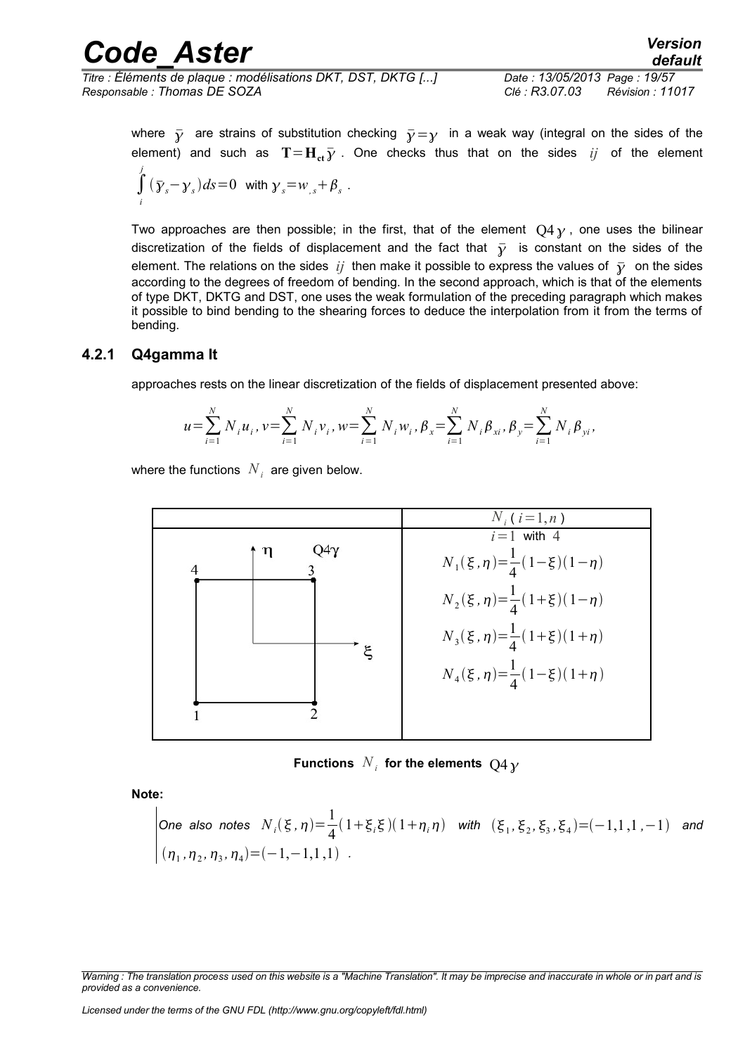where $\bar{\gamma}$ are strains of substitution checking $\bar{\gamma}=\gamma$ in a weak way (integral on the sides of the element) and such as $\mathbf{T}=\mathbf{H_{ct}}\bar{\gamma}$ . One checks thus that on the sides $ij$ of the element $\int_i^j (\bar{\gamma}_s - \gamma_s) ds = 0$ with $\gamma_s = w_{,s} + \beta_s$ .

Two approaches are then possible; in the first, that of the element $\mathrm{Q4}\gamma$ , one uses the bilinear discretization of the fields of displacement and the fact that $\bar{\gamma}$ is constant on the sides of the element. The relations on the sides $ij$ then make it possible to express the values of $\bar{\gamma}$ on the sides according to the degrees of freedom of bending. In the second approach, which is that of the elements of type DKT, DKTG and DST, one uses the weak formulation of the preceding paragraph which makes it possible to bind bending to the shearing forces to deduce the interpolation from it from the terms of bending.

### 4.2.1 Q4gamma It

approaches rests on the linear discretization of the fields of displacement presented above:

$$u=\sum_{i=1}^{N} N_i u_i , v=\sum_{i=1}^{N} N_i v_i , w=\sum_{i=1}^{N} N_i w_i , \beta_x=\sum_{i=1}^{N} N_i \beta_{xi} , \beta_y=\sum_{i=1}^{N} N_i \beta_{yi} ,$$

where the functions $N_i$ are given below.

| | $N_i$ ( $i=1,n$ ) |
|---|---|
| η Q4γ<br>4 3<br>ξ<br>1 2 | $i=1$ with $4$<br>$N_1(\xi,\eta)=\frac{1}{4}(1-\xi)(1-\eta)$<br>$N_2(\xi,\eta)=\frac{1}{4}(1+\xi)(1-\eta)$<br>$N_3(\xi,\eta)=\frac{1}{4}(1+\xi)(1+\eta)$<br>$N_4(\xi,\eta)=\frac{1}{4}(1-\xi)(1+\eta)$ |

**Functions $N_i$ for the elements $\mathrm{Q4}\gamma$**

**Note:**

*One also notes* $N_i(\xi,\eta)=\frac{1}{4}(1+\xi_i\xi)(1+\eta_i\eta)$ *with* $(\xi_1,\xi_2,\xi_3,\xi_4)=(-1,1,1,-1)$ *and* $(\eta_1,\eta_2,\eta_3,\eta_4)=(-1,-1,1,1)$ .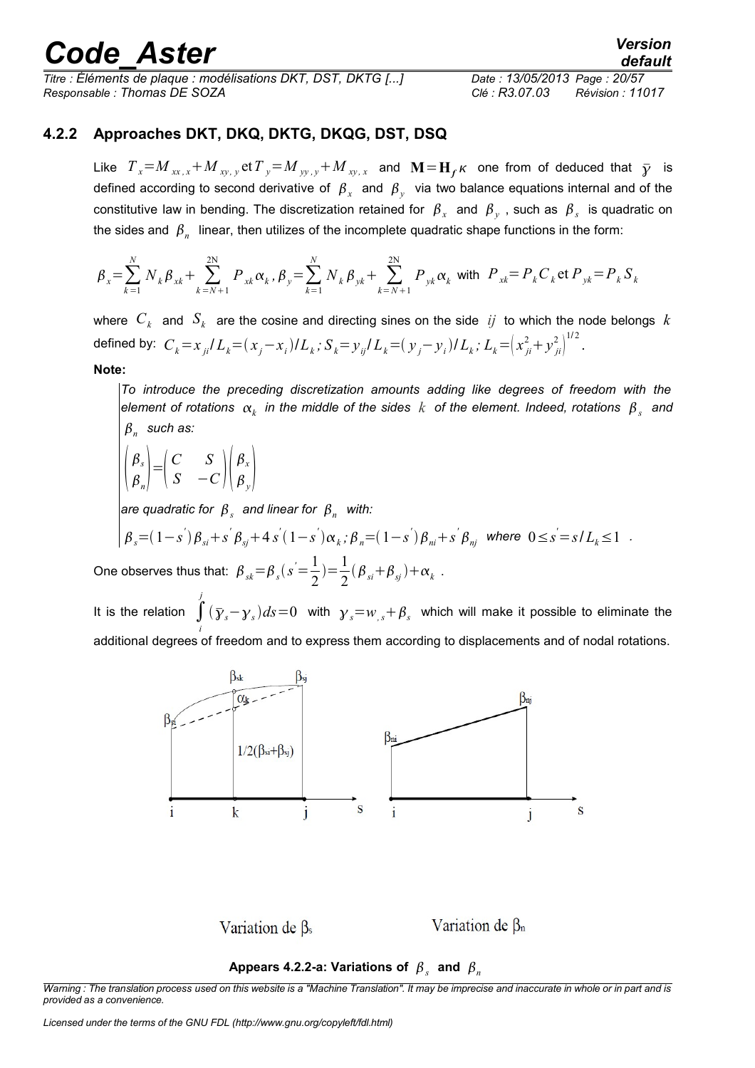### 4.2.2 Approaches DKT, DKQ, DKTG, DKQG, DST, DSQ

Like $T_x = M_{xx,x} + M_{xy,y}$ et $T_y = M_{yy,y} + M_{xy,x}$ and $\mathbf{M} = \mathbf{H}_f \kappa$ one from of deduced that $\bar{\gamma}$ is defined according to second derivative of $\beta_x$ and $\beta_y$ via two balance equations internal and of the constitutive law in bending. The discretization retained for $\beta_x$ and $\beta_y$, such as $\beta_s$ is quadratic on the sides and $\beta_n$ linear, then utilizes of the incomplete quadratic shape functions in the form:

$$\beta_x = \sum_{k=1}^{N} N_k \beta_{xk} + \sum_{k=N+1}^{2N} P_{xk} \alpha_k \, , \beta_y = \sum_{k=1}^{N} N_k \beta_{yk} + \sum_{k=N+1}^{2N} P_{yk} \alpha_k \text{ with } P_{xk} = P_k C_k \text{ et } P_{yk} = P_k S_k$$

where $C_k$ and $S_k$ are the cosine and directing sines on the side $ij$ to which the node belongs $k$ defined by: $C_k = x_{ji} / L_k = (x_j - x_i) / L_k \, ; S_k = y_{ij} / L_k = (y_j - y_i) / L_k \, ; L_k = \left( x_{ji}^2 + y_{ji}^2 \right)^{1/2}$.

**Note:**

*To introduce the preceding discretization amounts adding like degrees of freedom with the element of rotations $\alpha_k$ in the middle of the sides $k$ of the element. Indeed, rotations $\beta_s$ and $\beta_n$ such as:*

$$\begin{pmatrix} \beta_s \\ \beta_n \end{pmatrix} = \begin{pmatrix} C & S \\ S & -C \end{pmatrix} \begin{pmatrix} \beta_x \\ \beta_y \end{pmatrix}$$

*are quadratic for $\beta_s$ and linear for $\beta_n$ with:*

$$\beta_s = (1 - s') \beta_{si} + s' \beta_{sj} + 4 s' (1 - s') \alpha_k \, ; \beta_n = (1 - s') \beta_{ni} + s' \beta_{nj} \quad \textit{where } 0 \leq s' = s / L_k \leq 1 \, .$$

One observes thus that: $\beta_{sk} = \beta_s (s' = \frac{1}{2}) = \frac{1}{2} (\beta_{si} + \beta_{sj}) + \alpha_k$.

It is the relation $\int_i^j (\bar{\gamma}_s - \gamma_s) ds = 0$ with $\gamma_s = w_{,s} + \beta_s$ which will make it possible to eliminate the additional degrees of freedom and to express them according to displacements and of nodal rotations.

βsk
βsj
αk
βsi
1/2(βsi+βsj)
i
k
j
s
Variation de βs

βnj
βni
i
j
s
Variation de βn

**Appears 4.2.2-a: Variations of $\beta_s$ and $\beta_n$**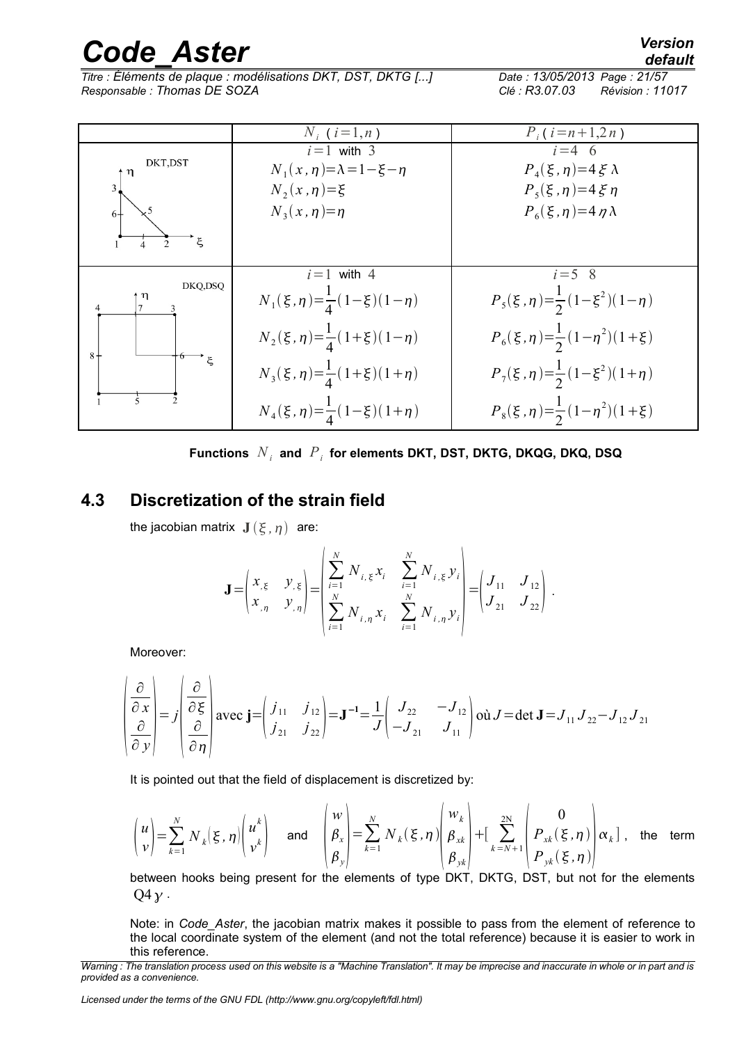| | $N_i$ ( $i=1,n$ ) | $P_i$ ( $i=n+1,2n$ ) |
|---|---|---|
| DKT,DST (node diagram: $\eta$, $\xi$, nodes 1–6) | $i=1$ with 3<br>$N_1(x,\eta)=\lambda=1-\xi-\eta$<br>$N_2(x,\eta)=\xi$<br>$N_3(x,\eta)=\eta$ | $i=4$ 6<br>$P_4(\xi,\eta)=4\xi\lambda$<br>$P_5(\xi,\eta)=4\xi\eta$<br>$P_6(\xi,\eta)=4\eta\lambda$ |
| DKQ,DSQ (node diagram: $\eta$, $\xi$, nodes 1–8) | $i=1$ with 4<br>$N_1(\xi,\eta)=\frac{1}{4}(1-\xi)(1-\eta)$<br>$N_2(\xi,\eta)=\frac{1}{4}(1+\xi)(1-\eta)$<br>$N_3(\xi,\eta)=\frac{1}{4}(1+\xi)(1+\eta)$<br>$N_4(\xi,\eta)=\frac{1}{4}(1-\xi)(1+\eta)$ | $i=5$ 8<br>$P_5(\xi,\eta)=\frac{1}{2}(1-\xi^2)(1-\eta)$<br>$P_6(\xi,\eta)=\frac{1}{2}(1-\eta^2)(1+\xi)$<br>$P_7(\xi,\eta)=\frac{1}{2}(1-\xi^2)(1+\eta)$<br>$P_8(\xi,\eta)=\frac{1}{2}(1-\eta^2)(1+\xi)$ |

**Functions $N_i$ and $P_i$ for elements DKT, DST, DKTG, DKQG, DKQ, DSQ**

## 4.3 Discretization of the strain field

the jacobian matrix $\mathbf{J}(\xi,\eta)$ are:

$$\mathbf{J}=\begin{pmatrix} x_{,\xi} & y_{,\xi} \\ x_{,\eta} & y_{,\eta} \end{pmatrix}=\begin{pmatrix} \sum_{i=1}^{N} N_{i,\xi}x_i & \sum_{i=1}^{N} N_{i,\xi}y_i \\ \sum_{i=1}^{N} N_{i,\eta}x_i & \sum_{i=1}^{N} N_{i,\eta}y_i \end{pmatrix}=\begin{pmatrix} J_{11} & J_{12} \\ J_{21} & J_{22} \end{pmatrix}.$$

Moreover:

$$\begin{pmatrix} \dfrac{\partial}{\partial x} \\ \dfrac{\partial}{\partial y} \end{pmatrix}=j\begin{pmatrix} \dfrac{\partial}{\partial \xi} \\ \dfrac{\partial}{\partial \eta} \end{pmatrix} \text{avec } \mathbf{j}=\begin{pmatrix} j_{11} & j_{12} \\ j_{21} & j_{22} \end{pmatrix}=\mathbf{J}^{-1}=\frac{1}{J}\begin{pmatrix} J_{22} & -J_{12} \\ -J_{21} & J_{11} \end{pmatrix} \text{où } J=\det\mathbf{J}=J_{11}J_{22}-J_{12}J_{21}$$

It is pointed out that the field of displacement is discretized by:

$$\begin{pmatrix} u \\ v \end{pmatrix}=\sum_{k=1}^{N} N_k(\xi,\eta)\begin{pmatrix} u^k \\ v^k \end{pmatrix} \quad \text{and} \quad \begin{pmatrix} w \\ \beta_x \\ \beta_y \end{pmatrix}=\sum_{k=1}^{N} N_k(\xi,\eta)\begin{pmatrix} w_k \\ \beta_{xk} \\ \beta_{yk} \end{pmatrix}+[\sum_{k=N+1}^{2N}\begin{pmatrix} 0 \\ P_{xk}(\xi,\eta) \\ P_{yk}(\xi,\eta) \end{pmatrix}\alpha_k],$$ the term between hooks being present for the elements of type DKT, DKTG, DST, but not for the elements $Q4\gamma$.

Note: in *Code_Aster*, the jacobian matrix makes it possible to pass from the element of reference to the local coordinate system of the element (and not the total reference) because it is easier to work in this reference.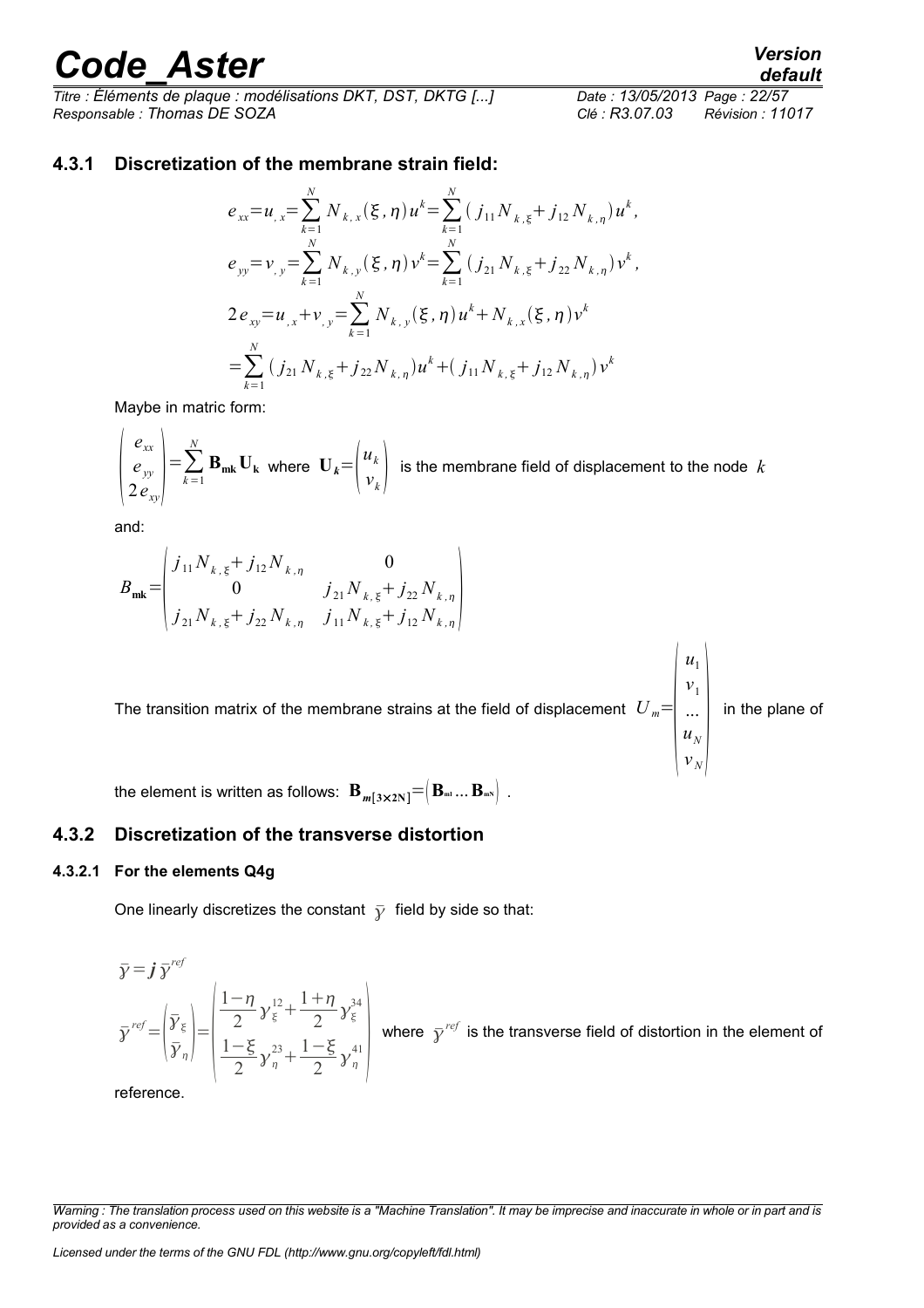### 4.3.1 Discretization of the membrane strain field:

$$
\begin{aligned}
e_{xx} &= u_{,x} = \sum_{k=1}^{N} N_{k,x}(\xi,\eta)\, u^k = \sum_{k=1}^{N} (j_{11} N_{k,\xi} + j_{12} N_{k,\eta})\, u^k, \\
e_{yy} &= v_{,y} = \sum_{k=1}^{N} N_{k,y}(\xi,\eta)\, v^k = \sum_{k=1}^{N} (j_{21} N_{k,\xi} + j_{22} N_{k,\eta})\, v^k, \\
2e_{xy} &= u_{,x} + v_{,y} = \sum_{k=1}^{N} N_{k,y}(\xi,\eta)\, u^k + N_{k,x}(\xi,\eta)\, v^k \\
&= \sum_{k=1}^{N} (j_{21} N_{k,\xi} + j_{22} N_{k,\eta}) u^k + (j_{11} N_{k,\xi} + j_{12} N_{k,\eta}) v^k
\end{aligned}
$$

Maybe in matric form:

$\begin{pmatrix} e_{xx} \\ e_{yy} \\ 2e_{xy} \end{pmatrix} = \sum_{k=1}^{N} \mathbf{B}_{\mathbf{mk}} \mathbf{U}_{\mathbf{k}}$ where $\mathbf{U}_{k} = \begin{pmatrix} u_k \\ v_k \end{pmatrix}$ is the membrane field of displacement to the node $k$

and:

$$
B_{\mathbf{mk}} = \begin{pmatrix} j_{11} N_{k,\xi} + j_{12} N_{k,\eta} & 0 \\ 0 & j_{21} N_{k,\xi} + j_{22} N_{k,\eta} \\ j_{21} N_{k,\xi} + j_{22} N_{k,\eta} & j_{11} N_{k,\xi} + j_{12} N_{k,\eta} \end{pmatrix}
$$

The transition matrix of the membrane strains at the field of displacement $U_m = \begin{pmatrix} u_1 \\ v_1 \\ \ldots \\ u_N \\ v_N \end{pmatrix}$ in the plane of the element is written as follows: $\mathbf{B}_{m[3\times 2\mathbf{N}]} = \left(\mathbf{B}_{\mathbf{m1}} \ldots \mathbf{B}_{\mathbf{mN}}\right)$ .

### 4.3.2 Discretization of the transverse distortion

#### 4.3.2.1 For the elements Q4g

One linearly discretizes the constant $\bar{\gamma}$ field by side so that:

$$
\bar{\gamma} = \boldsymbol{j}\, \bar{\gamma}^{ref}
$$

$$
\bar{\gamma}^{ref} = \begin{pmatrix} \bar{\gamma}_{\xi} \\ \bar{\gamma}_{\eta} \end{pmatrix} = \begin{pmatrix} \dfrac{1-\eta}{2} \gamma_{\xi}^{12} + \dfrac{1+\eta}{2} \gamma_{\xi}^{34} \\ \dfrac{1-\xi}{2} \gamma_{\eta}^{23} + \dfrac{1-\xi}{2} \gamma_{\eta}^{41} \end{pmatrix}
$$

where $\bar{\gamma}^{ref}$ is the transverse field of distortion in the element of reference.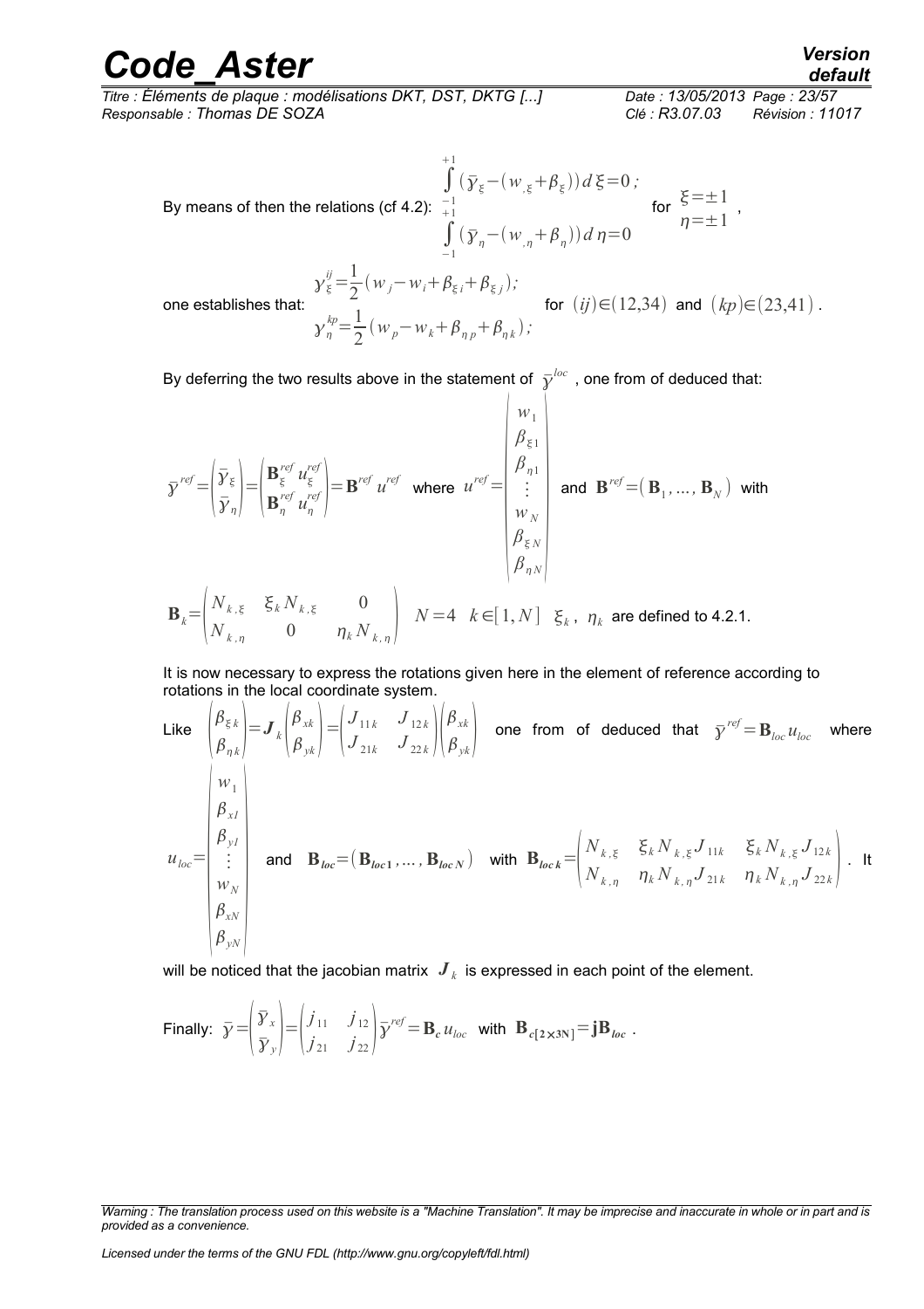By means of then the relations (cf 4.2): $\int_{-1}^{+1} (\bar{\gamma}_\xi - (w_{,\xi} + \beta_\xi))\, d\xi = 0\,;$ $\int_{-1}^{+1} (\bar{\gamma}_\eta - (w_{,\eta} + \beta_\eta))\, d\eta = 0$ for $\begin{matrix} \xi = \pm 1 \\ \eta = \pm 1 \end{matrix}$,

one establishes that: $\gamma_\xi^{ij} = \frac{1}{2}(w_j - w_i + \beta_{\xi i} + \beta_{\xi j})\,;$ $\gamma_\eta^{kp} = \frac{1}{2}(w_p - w_k + \beta_{\eta p} + \beta_{\eta k})\,;$ for $(ij) \in (12{,}34)$ and $(kp) \in (23{,}41)$.

By deferring the two results above in the statement of $\bar{\gamma}^{loc}$, one from of deduced that:

$$\bar{\gamma}^{ref} = \begin{pmatrix} \bar{\gamma}_\xi \\ \bar{\gamma}_\eta \end{pmatrix} = \begin{pmatrix} \mathbf{B}_\xi^{ref} u_\xi^{ref} \\ \mathbf{B}_\eta^{ref} u_\eta^{ref} \end{pmatrix} = \mathbf{B}^{ref} u^{ref} \quad \text{where} \quad u^{ref} = \begin{pmatrix} w_1 \\ \beta_{\xi 1} \\ \beta_{\eta 1} \\ \vdots \\ w_N \\ \beta_{\xi N} \\ \beta_{\eta N} \end{pmatrix} \quad \text{and} \quad \mathbf{B}^{ref} = (\mathbf{B}_1, \ldots, \mathbf{B}_N) \quad \text{with}$$

$$\mathbf{B}_k = \begin{pmatrix} N_{k,\xi} & \xi_k N_{k,\xi} & 0 \\ N_{k,\eta} & 0 & \eta_k N_{k,\eta} \end{pmatrix} \quad N = 4 \quad k \in [1, N] \quad \xi_k,\ \eta_k \text{ are defined to 4.2.1.}$$

It is now necessary to express the rotations given here in the element of reference according to rotations in the local coordinate system.

Like $\begin{pmatrix} \beta_{\xi k} \\ \beta_{\eta k} \end{pmatrix} = \boldsymbol{J}_k \begin{pmatrix} \beta_{xk} \\ \beta_{yk} \end{pmatrix} = \begin{pmatrix} J_{11k} & J_{12k} \\ J_{21k} & J_{22k} \end{pmatrix} \begin{pmatrix} \beta_{xk} \\ \beta_{yk} \end{pmatrix}$ one from of deduced that $\bar{\gamma}^{ref} = \mathbf{B}_{loc} u_{loc}$ where

$$u_{loc} = \begin{pmatrix} w_1 \\ \beta_{x1} \\ \beta_{y1} \\ \vdots \\ w_N \\ \beta_{xN} \\ \beta_{yN} \end{pmatrix} \quad \text{and} \quad \mathbf{B}_{loc} = (\mathbf{B}_{loc\,1}, \ldots, \mathbf{B}_{loc\,N}) \quad \text{with} \quad \mathbf{B}_{loc\,k} = \begin{pmatrix} N_{k,\xi} & \xi_k N_{k,\xi} J_{11k} & \xi_k N_{k,\xi} J_{12k} \\ N_{k,\eta} & \eta_k N_{k,\eta} J_{21k} & \eta_k N_{k,\eta} J_{22k} \end{pmatrix}.$$

It will be noticed that the jacobian matrix $\boldsymbol{J}_k$ is expressed in each point of the element.

Finally: $\bar{\gamma} = \begin{pmatrix} \bar{\gamma}_x \\ \bar{\gamma}_y \end{pmatrix} = \begin{pmatrix} j_{11} & j_{12} \\ j_{21} & j_{22} \end{pmatrix} \bar{\gamma}^{ref} = \mathbf{B}_c u_{loc}$ with $\mathbf{B}_{c[2 \times 3N]} = \mathbf{j} \mathbf{B}_{loc}$.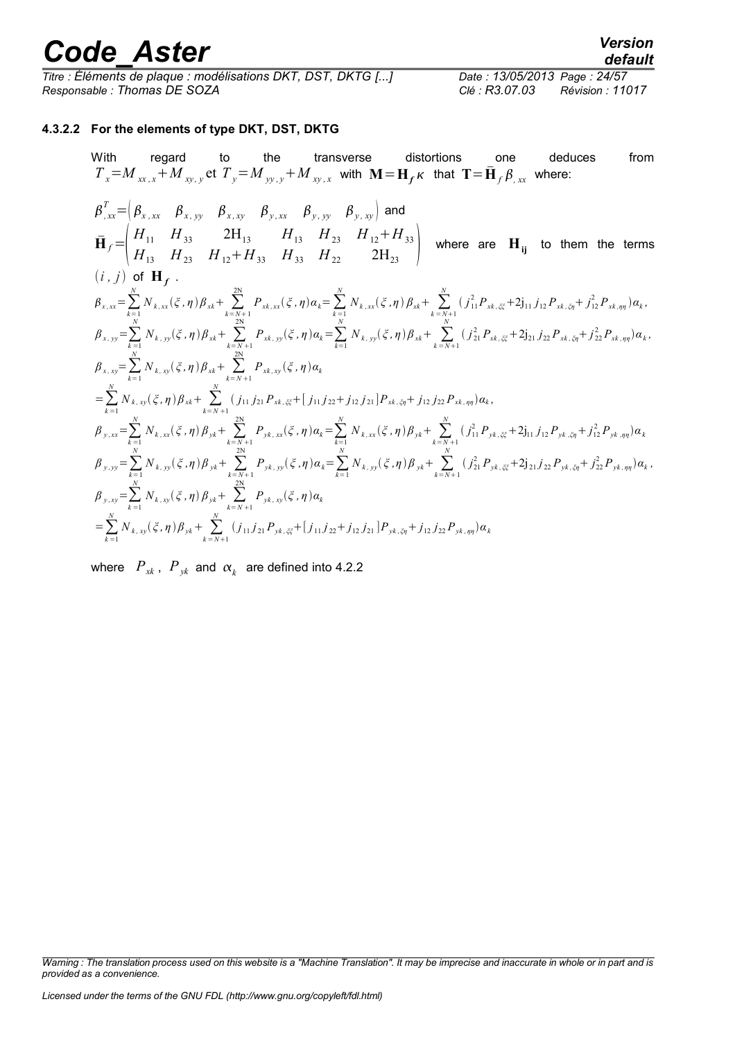#### 4.3.2.2 For the elements of type DKT, DST, DKTG

With regard to the transverse distortions one deduces from $T_x = M_{xx,x} + M_{xy,y}$ et $T_y = M_{yy,y} + M_{xy,x}$ with $\mathbf{M} = \mathbf{H_f} \kappa$ that $\mathbf{T} = \bar{\mathbf{H}}_f \beta_{,xx}$ where:

$\beta_{,xx}^T = \begin{pmatrix} \beta_{x,xx} & \beta_{x,yy} & \beta_{x,xy} & \beta_{y,xx} & \beta_{y,yy} & \beta_{y,xy} \end{pmatrix}$ and

$\bar{\mathbf{H}}_f = \begin{pmatrix} H_{11} & H_{33} & 2\mathrm{H}_{13} & H_{13} & H_{23} & H_{12} + H_{33} \\ H_{13} & H_{23} & H_{12} + H_{33} & H_{33} & H_{22} & 2\mathrm{H}_{23} \end{pmatrix}$ where are $\mathbf{H_{ij}}$ to them the terms $(i, j)$ of $\mathbf{H_f}$.

$$\beta_{x,xx} = \sum_{k=1}^{N} N_{k,xx}(\xi,\eta)\beta_{xk} + \sum_{k=N+1}^{2N} P_{xk,xx}(\xi,\eta)\alpha_k = \sum_{k=1}^{N} N_{k,xx}(\xi,\eta)\beta_{xk} + \sum_{k=N+1}^{N} (j_{11}^2 P_{xk,\xi\xi} + 2\mathrm{j}_{11} j_{12} P_{xk,\xi\eta} + j_{12}^2 P_{xk,\eta\eta})\alpha_k,$$

$$\beta_{x,yy} = \sum_{k=1}^{N} N_{k,yy}(\xi,\eta)\beta_{xk} + \sum_{k=N+1}^{2N} P_{xk,yy}(\xi,\eta)\alpha_k = \sum_{k=1}^{N} N_{k,yy}(\xi,\eta)\beta_{xk} + \sum_{k=N+1}^{N} (j_{21}^2 P_{xk,\xi\xi} + 2\mathrm{j}_{21} j_{22} P_{xk,\xi\eta} + j_{22}^2 P_{xk,\eta\eta})\alpha_k,$$

$$\beta_{x,xy} = \sum_{k=1}^{N} N_{k,xy}(\xi,\eta)\beta_{xk} + \sum_{k=N+1}^{2N} P_{xk,xy}(\xi,\eta)\alpha_k$$
$$= \sum_{k=1}^{N} N_{k,xy}(\xi,\eta)\beta_{xk} + \sum_{k=N+1}^{N} (j_{11} j_{21} P_{xk,\xi\xi} + [j_{11} j_{22} + j_{12} j_{21}] P_{xk,\xi\eta} + j_{12} j_{22} P_{xk,\eta\eta})\alpha_k,$$

$$\beta_{y,xx} = \sum_{k=1}^{N} N_{k,xx}(\xi,\eta)\beta_{yk} + \sum_{k=N+1}^{2N} P_{yk,xx}(\xi,\eta)\alpha_k = \sum_{k=1}^{N} N_{k,xx}(\xi,\eta)\beta_{yk} + \sum_{k=N+1}^{N} (j_{11}^2 P_{yk,\xi\xi} + 2\mathrm{j}_{11} j_{12} P_{yk,\xi\eta} + j_{12}^2 P_{yk,\eta\eta})\alpha_k$$

$$\beta_{y,yy} = \sum_{k=1}^{N} N_{k,yy}(\xi,\eta)\beta_{yk} + \sum_{k=N+1}^{2N} P_{yk,yy}(\xi,\eta)\alpha_k = \sum_{k=1}^{N} N_{k,yy}(\xi,\eta)\beta_{yk} + \sum_{k=N+1}^{N} (j_{21}^2 P_{yk,\xi\xi} + 2\mathrm{j}_{21} j_{22} P_{yk,\xi\eta} + j_{22}^2 P_{yk,\eta\eta})\alpha_k,$$

$$\beta_{y,xy} = \sum_{k=1}^{N} N_{k,xy}(\xi,\eta)\beta_{yk} + \sum_{k=N+1}^{2N} P_{yk,xy}(\xi,\eta)\alpha_k$$
$$= \sum_{k=1}^{N} N_{k,xy}(\xi,\eta)\beta_{yk} + \sum_{k=N+1}^{N} (j_{11} j_{21} P_{yk,\xi\xi} + [j_{11} j_{22} + j_{12} j_{21}] P_{yk,\xi\eta} + j_{12} j_{22} P_{yk,\eta\eta})\alpha_k$$

where $P_{xk}$, $P_{yk}$ and $\alpha_k$ are defined into 4.2.2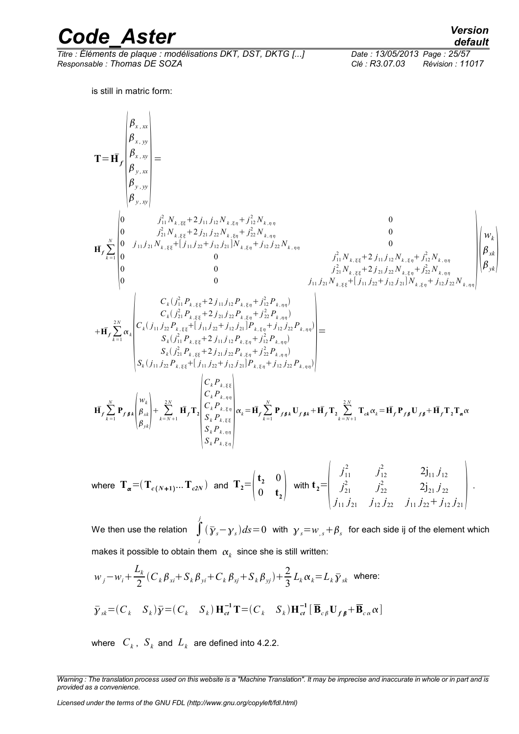is still in matric form:

$$
\mathbf{T} = \bar{\mathbf{H}}_f \begin{pmatrix} \beta_{x,xx} \\ \beta_{x,yy} \\ \beta_{x,xy} \\ \beta_{y,xx} \\ \beta_{y,yy} \\ \beta_{y,xy} \end{pmatrix} =
$$

$$
\bar{\mathbf{H}}_f \sum_{k=1}^{N} \begin{pmatrix}
0 & j_{11}^2 N_{k,\xi\xi} + 2 j_{11} j_{12} N_{k,\xi\eta} + j_{12}^2 N_{k,\eta\eta} & 0 \\
0 & j_{21}^2 N_{k,\xi\xi} + 2 j_{21} j_{22} N_{k,\xi\eta} + j_{22}^2 N_{k,\eta\eta} & 0 \\
0 & j_{11} j_{21} N_{k,\xi\xi} + [j_{11} j_{22} + j_{12} j_{21}] N_{k,\xi\eta} + j_{12} j_{22} N_{k,\eta\eta} & 0 \\
0 & 0 & j_{11}^2 N_{k,\xi\xi} + 2 j_{11} j_{12} N_{k,\xi\eta} + j_{12}^2 N_{k,\eta\eta} \\
0 & 0 & j_{21}^2 N_{k,\xi\xi} + 2 j_{21} j_{22} N_{k,\xi\eta} + j_{22}^2 N_{k,\eta\eta} \\
0 & 0 & j_{11} j_{21} N_{k,\xi\xi} + [j_{11} j_{22} + j_{12} j_{21}] N_{k,\xi\eta} + j_{12} j_{22} N_{k,\eta\eta}
\end{pmatrix} \begin{pmatrix} w_k \\ \beta_{xk} \\ \beta_{yk} \end{pmatrix}
$$

$$
+ \bar{\mathbf{H}}_f \sum_{k=1}^{2N} \alpha_k \begin{pmatrix}
C_k (j_{11}^2 P_{k,\xi\xi} + 2 j_{11} j_{12} P_{k,\xi\eta} + j_{12}^2 P_{k,\eta\eta}) \\
C_k (j_{21}^2 P_{k,\xi\xi} + 2 j_{21} j_{22} P_{k,\xi\eta} + j_{22}^2 P_{k,\eta\eta}) \\
C_k (j_{11} j_{22} P_{k,\xi\xi} + [j_{11} j_{22} + j_{12} j_{21}] P_{k,\xi\eta} + j_{12} j_{22} P_{k,\eta\eta}) \\
S_k (j_{11}^2 P_{k,\xi\xi} + 2 j_{11} j_{12} P_{k,\xi\eta} + j_{12}^2 P_{k,\eta\eta}) \\
S_k (j_{21}^2 P_{k,\xi\xi} + 2 j_{21} j_{22} P_{k,\xi\eta} + j_{22}^2 P_{k,\eta\eta}) \\
S_k (j_{11} j_{22} P_{k,\xi\xi} + [j_{11} j_{22} + j_{12} j_{21}] P_{k,\xi\eta} + j_{12} j_{22} P_{k,\eta\eta})
\end{pmatrix} =
$$

$$
\bar{\mathbf{H}}_f \sum_{k=1}^{N} \mathbf{P}_{f\beta k} \begin{pmatrix} w_k \\ \beta_{xk} \\ \beta_{yk} \end{pmatrix} + \sum_{k=N+1}^{2N} \bar{\mathbf{H}}_f \mathbf{T}_2 \begin{pmatrix} C_k P_{k,\xi\xi} \\ C_k P_{k,\eta\eta} \\ C_k P_{k,\xi\eta} \\ S_k P_{k,\xi\xi} \\ S_k P_{k,\eta\eta} \\ S_k P_{k,\xi\eta} \end{pmatrix} \alpha_k = \bar{\mathbf{H}}_f \sum_{k=1}^{N} \mathbf{P}_{f\beta k} \mathbf{U}_{f\beta k} + \bar{\mathbf{H}}_f \mathbf{T}_2 \sum_{k=N+1}^{2N} \mathbf{T}_{ck} \alpha_k = \bar{\mathbf{H}}_f \mathbf{P}_{f\beta} \mathbf{U}_{f\beta} + \bar{\mathbf{H}}_f \mathbf{T}_2 \mathbf{T}_\alpha \alpha
$$

where $\mathbf{T}_\alpha = (\mathbf{T}_{c(N+1)} \dots \mathbf{T}_{c2N})$ and $\mathbf{T}_2 = \begin{pmatrix} \mathbf{t}_2 & 0 \\ 0 & \mathbf{t}_2 \end{pmatrix}$ with $\mathbf{t}_2 = \begin{pmatrix} j_{11}^2 & j_{12}^2 & 2 j_{11} j_{12} \\ j_{21}^2 & j_{22}^2 & 2 j_{21} j_{22} \\ j_{11} j_{21} & j_{12} j_{22} & j_{11} j_{22} + j_{12} j_{21} \end{pmatrix}$.

We then use the relation $\int_i^j (\bar{\gamma}_s - \gamma_s) ds = 0$ with $\gamma_s = w_{,s} + \beta_s$ for each side ij of the element which makes it possible to obtain them $\alpha_k$ since she is still written:

$$
w_j - w_i + \frac{L_k}{2} (C_k \beta_{xi} + S_k \beta_{yi} + C_k \beta_{xj} + S_k \beta_{yj}) + \frac{2}{3} L_k \alpha_k = L_k \bar{\gamma}_{sk} \text{ where:}
$$

$$
\bar{\gamma}_{sk} = (C_k \quad S_k) \bar{\gamma} = (C_k \quad S_k) \mathbf{H}_{ct}^{-1} \mathbf{T} = (C_k \quad S_k) \mathbf{H}_{ct}^{-1} [\bar{\mathbf{B}}_{c\beta} \mathbf{U}_{f\beta} + \bar{\mathbf{B}}_{c\alpha} \alpha]
$$

where $C_k$, $S_k$ and $L_k$ are defined into 4.2.2.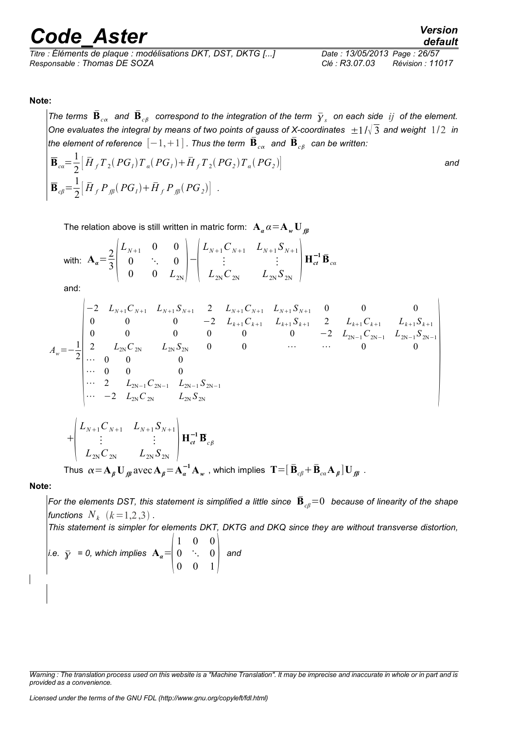**Note:**

*The terms* $\bar{\mathbf{B}}_{c\alpha}$ *and* $\bar{\mathbf{B}}_{c\beta}$ *correspond to the integration of the term* $\bar{\gamma}_s$ *on each side* $ij$ *of the element. One evaluates the integral by means of two points of gauss of X-coordinates* $\pm 1/\sqrt{3}$ *and weight* $1/2$ *in the element of reference* $[-1,+1]$ *. Thus the term* $\bar{\mathbf{B}}_{c\alpha}$ *and* $\bar{\mathbf{B}}_{c\beta}$ *can be written:*

$$\bar{\mathbf{B}}_{c\alpha}=\frac{1}{2}\left[\bar{H}_f T_2(PG_1)T_\alpha(PG_1)+\bar{H}_f T_2(PG_2)T_\alpha(PG_2)\right] \quad \text{and}$$

$$\bar{\mathbf{B}}_{c\beta}=\frac{1}{2}\left[\bar{H}_f P_{f\beta}(PG_1)+\bar{H}_f P_{f\beta}(PG_2)\right] .$$

The relation above is still written in matric form: $\mathbf{A}_\alpha \alpha=\mathbf{A}_w \mathbf{U}_{f\beta}$

with: $$\mathbf{A}_\alpha=\frac{2}{3}\begin{pmatrix} L_{N+1} & 0 & 0 \\ 0 & \ddots & 0 \\ 0 & 0 & L_{2N}\end{pmatrix}-\begin{pmatrix} L_{N+1}C_{N+1} & L_{N+1}S_{N+1} \\ \vdots & \vdots \\ L_{2N}C_{2N} & L_{2N}S_{2N}\end{pmatrix}\mathbf{H}_{ct}^{-1}\bar{\mathbf{B}}_{c\alpha}$$

and:

$$A_w=-\frac{1}{2}\begin{vmatrix} -2 & L_{N+1}C_{N+1} & L_{N+1}S_{N+1} & 2 & L_{N+1}C_{N+1} & L_{N+1}S_{N+1} & 0 & 0 & 0 \\ 0 & 0 & 0 & -2 & L_{k+1}C_{k+1} & L_{k+1}S_{k+1} & 2 & L_{k+1}C_{k+1} & L_{k+1}S_{k+1} \\ 0 & 0 & 0 & 0 & 0 & 0 & -2 & L_{2N-1}C_{2N-1} & L_{2N-1}S_{2N-1} \\ 2 & L_{2N}C_{2N} & L_{2N}S_{2N} & 0 & 0 & \cdots & \cdots & 0 & 0 \\ \cdots & 0 & 0 & 0 & & & & & \\ \cdots & 0 & 0 & 0 & & & & & \\ \cdots & 2 & L_{2N-1}C_{2N-1} & L_{2N-1}S_{2N-1} & & & & & \\ \cdots & -2 & L_{2N}C_{2N} & L_{2N}S_{2N} & & & & & \end{vmatrix}$$

$$+\begin{pmatrix} L_{N+1}C_{N+1} & L_{N+1}S_{N+1} \\ \vdots & \vdots \\ L_{2N}C_{2N} & L_{2N}S_{2N}\end{pmatrix}\mathbf{H}_{ct}^{-1}\bar{\mathbf{B}}_{c\beta}$$

Thus $\alpha=\mathbf{A}_\beta \mathbf{U}_{f\beta}$ avec $\mathbf{A}_\beta=\mathbf{A}_\alpha^{-1}\mathbf{A}_w$ , which implies $\mathbf{T}=\left[\bar{\mathbf{B}}_{c\beta}+\bar{\mathbf{B}}_{c\alpha}\mathbf{A}_\beta\right]\mathbf{U}_{f\beta}$ .

**Note:**

*For the elements DST, this statement is simplified a little since* $\bar{\mathbf{B}}_{c\beta}=0$ *because of linearity of the shape functions* $N_k$ $(k=1,2,3)$ *.*

*This statement is simpler for elements DKT, DKTG and DKQ since they are without transverse distortion, i.e.* $\bar{\gamma}$ *= 0, which implies* $\mathbf{A}_\alpha=\begin{pmatrix} 1 & 0 & 0 \\ 0 & \ddots & 0 \\ 0 & 0 & 1\end{pmatrix}$ *and*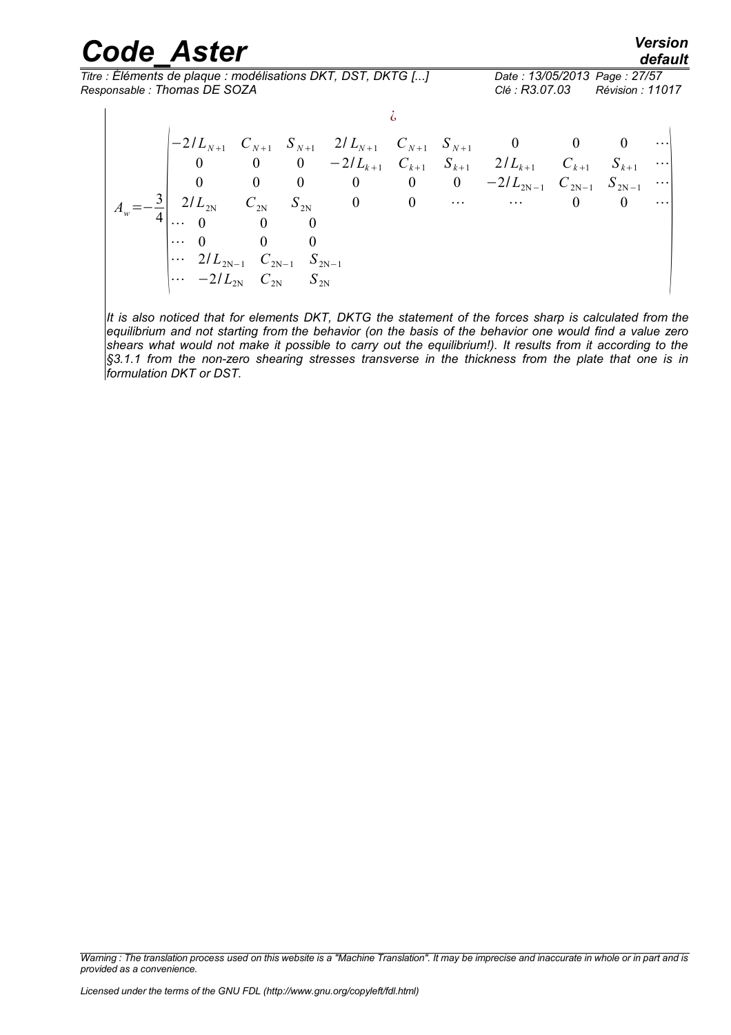¿

$$
A_w = -\frac{3}{4} \begin{vmatrix}
-2/L_{N+1} & C_{N+1} & S_{N+1} & 2/L_{N+1} & C_{N+1} & S_{N+1} & 0 & 0 & 0 & \cdots \\
0 & 0 & 0 & -2/L_{k+1} & C_{k+1} & S_{k+1} & 2/L_{k+1} & C_{k+1} & S_{k+1} & \cdots \\
0 & 0 & 0 & 0 & 0 & 0 & -2/L_{2N-1} & C_{2N-1} & S_{2N-1} & \cdots \\
2/L_{2N} & C_{2N} & S_{2N} & 0 & 0 & \cdots & \cdots & 0 & 0 & \cdots \\
\cdots\ 0 & 0 & 0 & & & & & & & \\
\cdots\ 0 & 0 & 0 & & & & & & & \\
\cdots\ 2/L_{2N-1} & C_{2N-1} & S_{2N-1} & & & & & & & \\
\cdots\ -2/L_{2N} & C_{2N} & S_{2N} & & & & & & &
\end{vmatrix}
$$

*It is also noticed that for elements DKT, DKTG the statement of the forces sharp is calculated from the equilibrium and not starting from the behavior (on the basis of the behavior one would find a value zero shears what would not make it possible to carry out the equilibrium!). It results from it according to the §3.1.1 from the non-zero shearing stresses transverse in the thickness from the plate that one is in formulation DKT or DST.*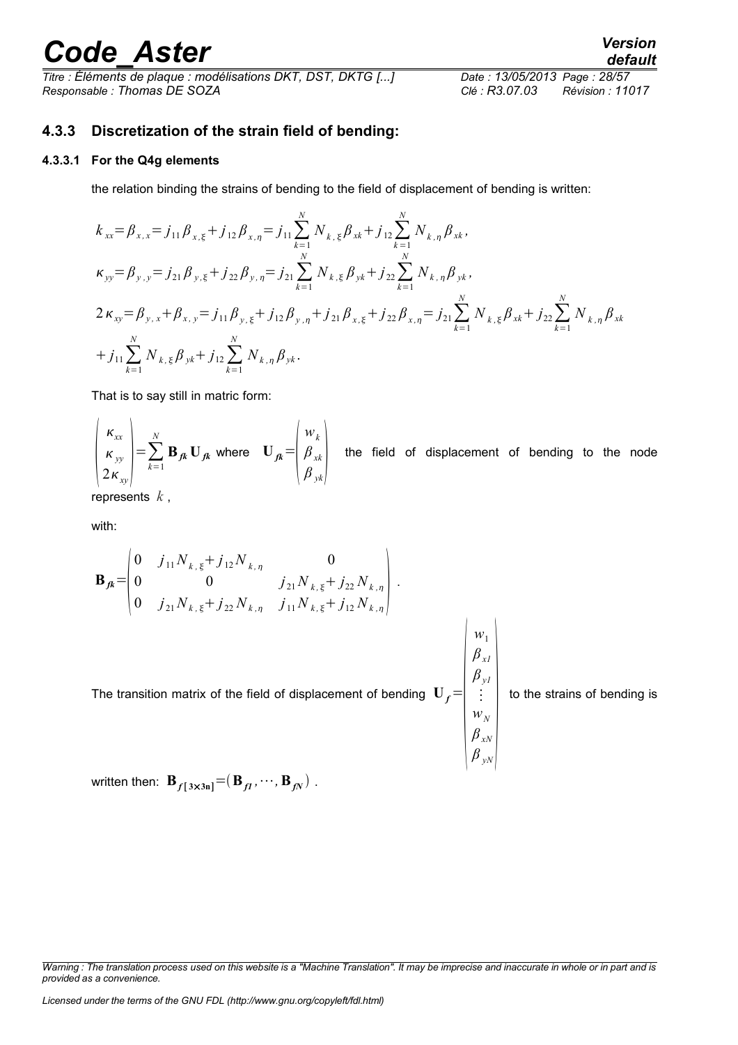### 4.3.3 Discretization of the strain field of bending:

#### 4.3.3.1 For the Q4g elements

the relation binding the strains of bending to the field of displacement of bending is written:

$$k_{xx}=\beta_{x,x}=j_{11}\beta_{x,\xi}+j_{12}\beta_{x,\eta}=j_{11}\sum_{k=1}^{N}N_{k,\xi}\beta_{xk}+j_{12}\sum_{k=1}^{N}N_{k,\eta}\beta_{xk},$$

$$\kappa_{yy}=\beta_{y,y}=j_{21}\beta_{y,\xi}+j_{22}\beta_{y,\eta}=j_{21}\sum_{k=1}^{N}N_{k,\xi}\beta_{yk}+j_{22}\sum_{k=1}^{N}N_{k,\eta}\beta_{yk},$$

$$2\kappa_{xy}=\beta_{y,x}+\beta_{x,y}=j_{11}\beta_{y,\xi}+j_{12}\beta_{y,\eta}+j_{21}\beta_{x,\xi}+j_{22}\beta_{x,\eta}=j_{21}\sum_{k=1}^{N}N_{k,\xi}\beta_{xk}+j_{22}\sum_{k=1}^{N}N_{k,\eta}\beta_{xk}$$
$$+j_{11}\sum_{k=1}^{N}N_{k,\xi}\beta_{yk}+j_{12}\sum_{k=1}^{N}N_{k,\eta}\beta_{yk}.$$

That is to say still in matric form:

$$\begin{pmatrix}\kappa_{xx}\\ \kappa_{yy}\\ 2\kappa_{xy}\end{pmatrix}=\sum_{k=1}^{N}\mathbf{B}_{fk}\mathbf{U}_{fk} \text{ where } \mathbf{U}_{fk}=\begin{pmatrix}w_k\\ \beta_{xk}\\ \beta_{yk}\end{pmatrix}$$ the field of displacement of bending to the node represents $k$,

with:

$$\mathbf{B}_{fk}=\begin{pmatrix}0 & j_{11}N_{k,\xi}+j_{12}N_{k,\eta} & 0\\ 0 & 0 & j_{21}N_{k,\xi}+j_{22}N_{k,\eta}\\ 0 & j_{21}N_{k,\xi}+j_{22}N_{k,\eta} & j_{11}N_{k,\xi}+j_{12}N_{k,\eta}\end{pmatrix}.$$

The transition matrix of the field of displacement of bending $\mathbf{U}_f=\begin{pmatrix}w_1\\ \beta_{x1}\\ \beta_{y1}\\ \vdots\\ w_N\\ \beta_{xN}\\ \beta_{yN}\end{pmatrix}$ to the strains of bending is written then: $\mathbf{B}_{f[3\times 3n]}=(\mathbf{B}_{f1},\cdots,\mathbf{B}_{fN})$.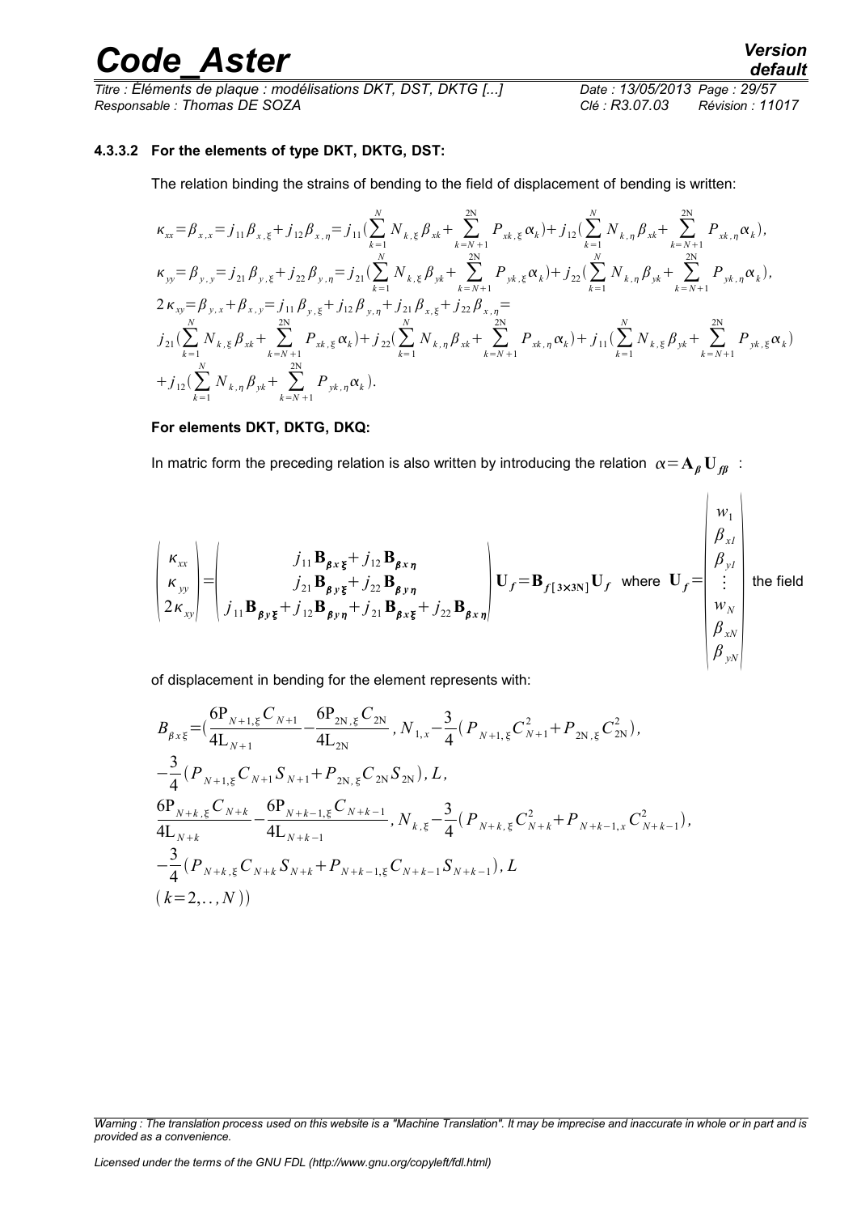#### 4.3.3.2 For the elements of type DKT, DKTG, DST:

The relation binding the strains of bending to the field of displacement of bending is written:

$$
\begin{aligned}
&\kappa_{xx}=\beta_{x,x}=j_{11}\beta_{x,\xi}+j_{12}\beta_{x,\eta}=j_{11}\Big(\sum_{k=1}^{N}N_{k,\xi}\beta_{xk}+\sum_{k=N+1}^{2N}P_{xk,\xi}\alpha_k\Big)+j_{12}\Big(\sum_{k=1}^{N}N_{k,\eta}\beta_{xk}+\sum_{k=N+1}^{2N}P_{xk,\eta}\alpha_k\Big),\\
&\kappa_{yy}=\beta_{y,y}=j_{21}\beta_{y,\xi}+j_{22}\beta_{y,\eta}=j_{21}\Big(\sum_{k=1}^{N}N_{k,\xi}\beta_{yk}+\sum_{k=N+1}^{2N}P_{yk,\xi}\alpha_k\Big)+j_{22}\Big(\sum_{k=1}^{N}N_{k,\eta}\beta_{yk}+\sum_{k=N+1}^{2N}P_{yk,\eta}\alpha_k\Big),\\
&2\kappa_{xy}=\beta_{y,x}+\beta_{x,y}=j_{11}\beta_{y,\xi}+j_{12}\beta_{y,\eta}+j_{21}\beta_{x,\xi}+j_{22}\beta_{x,\eta}=\\
&j_{21}\Big(\sum_{k=1}^{N}N_{k,\xi}\beta_{xk}+\sum_{k=N+1}^{2N}P_{xk,\xi}\alpha_k\Big)+j_{22}\Big(\sum_{k=1}^{N}N_{k,\eta}\beta_{xk}+\sum_{k=N+1}^{2N}P_{xk,\eta}\alpha_k\Big)+j_{11}\Big(\sum_{k=1}^{N}N_{k,\xi}\beta_{yk}+\sum_{k=N+1}^{2N}P_{yk,\xi}\alpha_k\Big)\\
&+j_{12}\Big(\sum_{k=1}^{N}N_{k,\eta}\beta_{yk}+\sum_{k=N+1}^{2N}P_{yk,\eta}\alpha_k\Big).
\end{aligned}
$$

**For elements DKT, DKTG, DKQ:**

In matric form the preceding relation is also written by introducing the relation $\alpha=\mathbf{A}_{\beta}\mathbf{U}_{f\beta}$ :

$$
\begin{pmatrix}\kappa_{xx}\\ \kappa_{yy}\\ 2\kappa_{xy}\end{pmatrix}=
\begin{pmatrix}
j_{11}\mathbf{B}_{\beta x\xi}+j_{12}\mathbf{B}_{\beta x\eta}\\
j_{21}\mathbf{B}_{\beta y\xi}+j_{22}\mathbf{B}_{\beta y\eta}\\
j_{11}\mathbf{B}_{\beta y\xi}+j_{12}\mathbf{B}_{\beta y\eta}+j_{21}\mathbf{B}_{\beta x\xi}+j_{22}\mathbf{B}_{\beta x\eta}
\end{pmatrix}\mathbf{U}_f=\mathbf{B}_{f[3\times 3N]}\mathbf{U}_f \quad \text{where} \quad \mathbf{U}_f=\begin{pmatrix}w_1\\ \beta_{x1}\\ \beta_{y1}\\ \vdots\\ w_N\\ \beta_{xN}\\ \beta_{yN}\end{pmatrix}
$$

the field of displacement in bending for the element represents with:

$$
\begin{aligned}
B_{\beta x\xi}=&\Big(\frac{6P_{N+1,\xi}C_{N+1}}{4L_{N+1}}-\frac{6P_{2N,\xi}C_{2N}}{4L_{2N}},\,N_{1,x}-\frac{3}{4}(P_{N+1,\xi}C_{N+1}^2+P_{2N,\xi}C_{2N}^2),\\
&-\frac{3}{4}(P_{N+1,\xi}C_{N+1}S_{N+1}+P_{2N,\xi}C_{2N}S_{2N}),\,L,\\
&\frac{6P_{N+k,\xi}C_{N+k}}{4L_{N+k}}-\frac{6P_{N+k-1,\xi}C_{N+k-1}}{4L_{N+k-1}},\,N_{k,\xi}-\frac{3}{4}(P_{N+k,\xi}C_{N+k}^2+P_{N+k-1,x}C_{N+k-1}^2),\\
&-\frac{3}{4}(P_{N+k,\xi}C_{N+k}S_{N+k}+P_{N+k-1,\xi}C_{N+k-1}S_{N+k-1}),\,L\\
&(k=2,..,N)\Big)
\end{aligned}
$$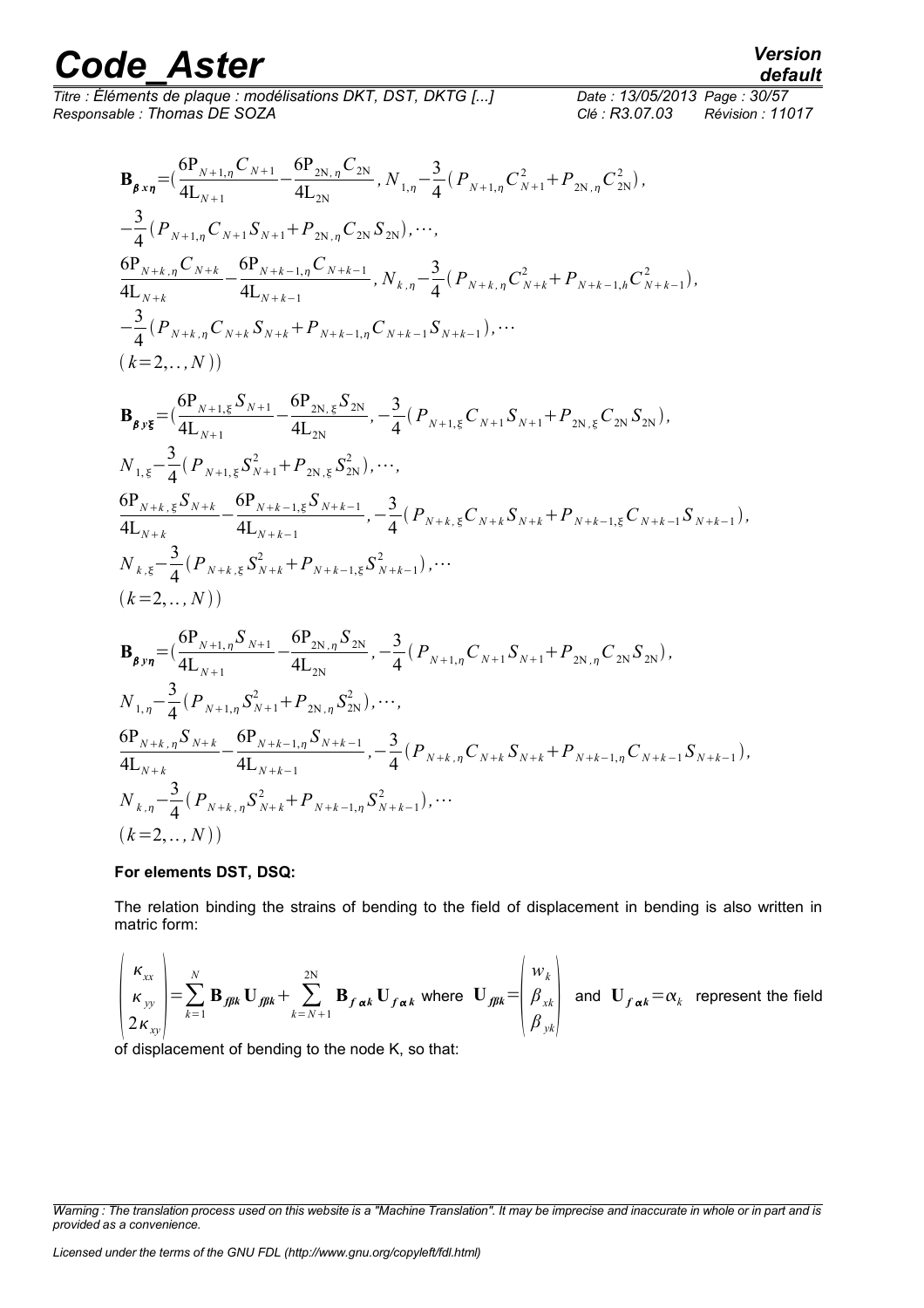$$\mathbf{B}_{\beta x\eta}=(\frac{6\mathrm{P}_{N+1,\eta}C_{N+1}}{4\mathrm{L}_{N+1}}-\frac{6\mathrm{P}_{2\mathrm{N},\eta}C_{2\mathrm{N}}}{4\mathrm{L}_{2\mathrm{N}}},N_{1,\eta}-\frac{3}{4}(P_{N+1,\eta}C_{N+1}^{2}+P_{2\mathrm{N},\eta}C_{2\mathrm{N}}^{2}),$$

$$-\frac{3}{4}(P_{N+1,\eta}C_{N+1}S_{N+1}+P_{2\mathrm{N},\eta}C_{2\mathrm{N}}S_{2\mathrm{N}}),\cdots,$$

$$\frac{6\mathrm{P}_{N+k,\eta}C_{N+k}}{4\mathrm{L}_{N+k}}-\frac{6\mathrm{P}_{N+k-1,\eta}C_{N+k-1}}{4\mathrm{L}_{N+k-1}},N_{k,\eta}-\frac{3}{4}(P_{N+k,\eta}C_{N+k}^{2}+P_{N+k-1,h}C_{N+k-1}^{2}),$$

$$-\frac{3}{4}(P_{N+k,\eta}C_{N+k}S_{N+k}+P_{N+k-1,\eta}C_{N+k-1}S_{N+k-1}),\cdots$$

$$(k=2,..,N))$$

$$\mathbf{B}_{\beta y\xi}=(\frac{6\mathrm{P}_{N+1,\xi}S_{N+1}}{4\mathrm{L}_{N+1}}-\frac{6\mathrm{P}_{2\mathrm{N},\xi}S_{2\mathrm{N}}}{4\mathrm{L}_{2\mathrm{N}}},-\frac{3}{4}(P_{N+1,\xi}C_{N+1}S_{N+1}+P_{2\mathrm{N},\xi}C_{2\mathrm{N}}S_{2\mathrm{N}}),$$

$$N_{1,\xi}-\frac{3}{4}(P_{N+1,\xi}S_{N+1}^{2}+P_{2\mathrm{N},\xi}S_{2\mathrm{N}}^{2}),\cdots,$$

$$\frac{6\mathrm{P}_{N+k,\xi}S_{N+k}}{4\mathrm{L}_{N+k}}-\frac{6\mathrm{P}_{N+k-1,\xi}S_{N+k-1}}{4\mathrm{L}_{N+k-1}},-\frac{3}{4}(P_{N+k,\xi}C_{N+k}S_{N+k}+P_{N+k-1,\xi}C_{N+k-1}S_{N+k-1}),$$

$$N_{k,\xi}-\frac{3}{4}(P_{N+k,\xi}S_{N+k}^{2}+P_{N+k-1,\xi}S_{N+k-1}^{2}),\cdots$$

$$(k=2,..,N))$$

$$\mathbf{B}_{\beta y\eta}=(\frac{6\mathrm{P}_{N+1,\eta}S_{N+1}}{4\mathrm{L}_{N+1}}-\frac{6\mathrm{P}_{2\mathrm{N},\eta}S_{2\mathrm{N}}}{4\mathrm{L}_{2\mathrm{N}}},-\frac{3}{4}(P_{N+1,\eta}C_{N+1}S_{N+1}+P_{2\mathrm{N},\eta}C_{2\mathrm{N}}S_{2\mathrm{N}}),$$

$$N_{1,\eta}-\frac{3}{4}(P_{N+1,\eta}S_{N+1}^{2}+P_{2\mathrm{N},\eta}S_{2\mathrm{N}}^{2}),\cdots,$$

$$\frac{6\mathrm{P}_{N+k,\eta}S_{N+k}}{4\mathrm{L}_{N+k}}-\frac{6\mathrm{P}_{N+k-1,\eta}S_{N+k-1}}{4\mathrm{L}_{N+k-1}},-\frac{3}{4}(P_{N+k,\eta}C_{N+k}S_{N+k}+P_{N+k-1,\eta}C_{N+k-1}S_{N+k-1}),$$

$$N_{k,\eta}-\frac{3}{4}(P_{N+k,\eta}S_{N+k}^{2}+P_{N+k-1,\eta}S_{N+k-1}^{2}),\cdots$$

$$(k=2,..,N))$$

**For elements DST, DSQ:**

The relation binding the strains of bending to the field of displacement in bending is also written in matric form:

$$\begin{pmatrix}\kappa_{xx}\\ \kappa_{yy}\\ 2\kappa_{xy}\end{pmatrix}=\sum_{k=1}^{N}\mathbf{B}_{f\beta k}\mathbf{U}_{f\beta k}+\sum_{k=N+1}^{2\mathrm{N}}\mathbf{B}_{f\alpha k}\mathbf{U}_{f\alpha k}\text{ where }\mathbf{U}_{f\beta k}=\begin{pmatrix}w_{k}\\ \beta_{xk}\\ \beta_{yk}\end{pmatrix}\text{ and }\mathbf{U}_{f\alpha k}=\alpha_{k}$$

represent the field of displacement of bending to the node K, so that: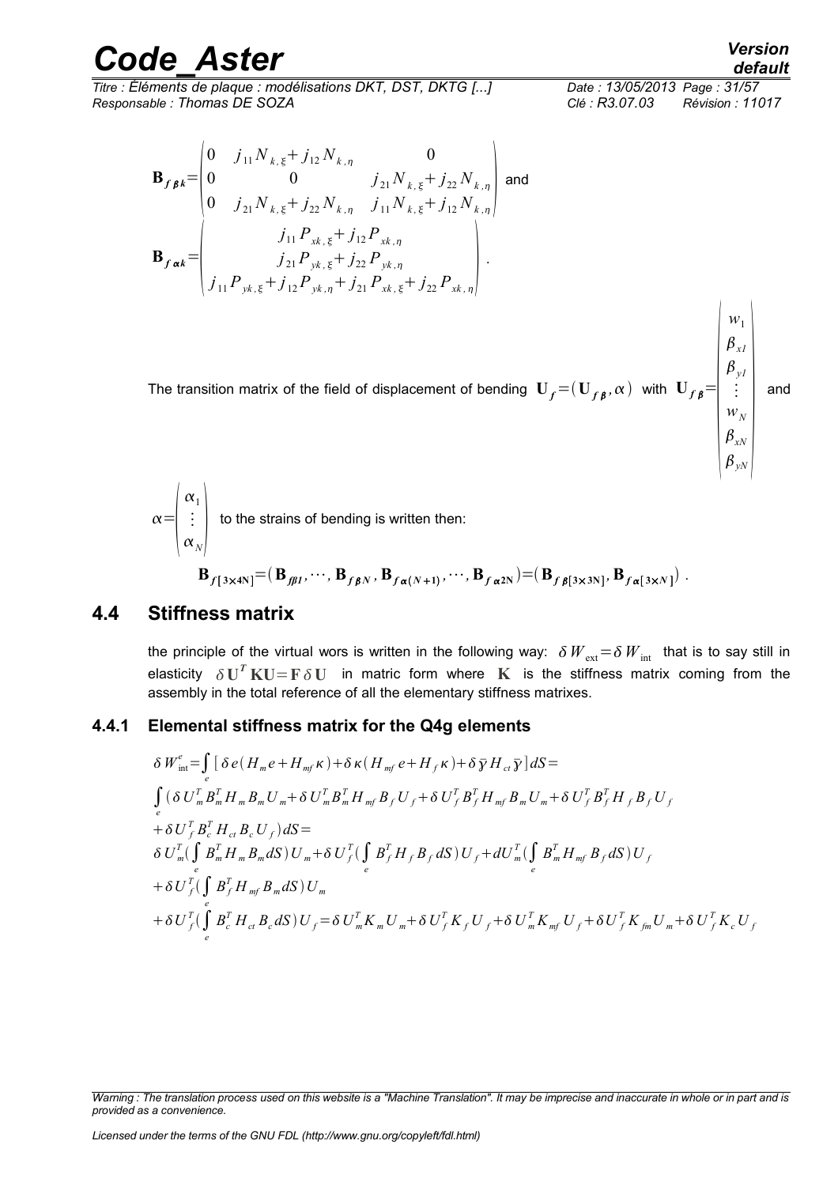$$\mathbf{B}_{f\beta k}=\begin{pmatrix} 0 & j_{11}N_{k,\xi}+j_{12}N_{k,\eta} & 0 \\ 0 & 0 & j_{21}N_{k,\xi}+j_{22}N_{k,\eta} \\ 0 & j_{21}N_{k,\xi}+j_{22}N_{k,\eta} & j_{11}N_{k,\xi}+j_{12}N_{k,\eta} \end{pmatrix} \text{ and}$$

$$\mathbf{B}_{f\alpha k}=\begin{pmatrix} j_{11}P_{xk,\xi}+j_{12}P_{xk,\eta} \\ j_{21}P_{yk,\xi}+j_{22}P_{yk,\eta} \\ j_{11}P_{yk,\xi}+j_{12}P_{yk,\eta}+j_{21}P_{xk,\xi}+j_{22}P_{xk,\eta} \end{pmatrix}.$$

The transition matrix of the field of displacement of bending $\mathbf{U}_f=(\mathbf{U}_{f\beta},\alpha)$ with $\mathbf{U}_{f\beta}=\begin{pmatrix} w_1 \\ \beta_{x1} \\ \beta_{y1} \\ \vdots \\ w_N \\ \beta_{xN} \\ \beta_{yN} \end{pmatrix}$ and

$\alpha=\begin{pmatrix} \alpha_1 \\ \vdots \\ \alpha_N \end{pmatrix}$ to the strains of bending is written then:

$$\mathbf{B}_{f[3\times 4N]}=(\mathbf{B}_{f\beta 1},\cdots,\mathbf{B}_{f\beta N},\mathbf{B}_{f\alpha(N+1)},\cdots,\mathbf{B}_{f\alpha 2N})=(\mathbf{B}_{f\beta[3\times 3N]},\mathbf{B}_{f\alpha[3\times N]}).$$

## 4.4 Stiffness matrix

the principle of the virtual wors is written in the following way: $\delta W_{\text{ext}}=\delta W_{\text{int}}$ that is to say still in elasticity $\delta\mathbf{U}^T\mathbf{K}\mathbf{U}=\mathbf{F}\,\delta\mathbf{U}$ in matric form where $\mathbf{K}$ is the stiffness matrix coming from the assembly in the total reference of all the elementary stiffness matrixes.

### 4.4.1 Elemental stiffness matrix for the Q4g elements

$$\begin{aligned}
&\delta W_{\text{int}}^e=\int_e [\,\delta e(H_m e+H_{mf}\kappa)+\delta\kappa(H_{mf}e+H_f\kappa)+\delta\bar{\gamma}H_{ct}\bar{\gamma}]dS= \\
&\int_e (\delta U_m^T B_m^T H_m B_m U_m+\delta U_m^T B_m^T H_{mf} B_f U_f+\delta U_f^T B_f^T H_{mf} B_m U_m+\delta U_f^T B_f^T H_f B_f U_f \\
&+\delta U_f^T B_c^T H_{ct} B_c U_f)dS= \\
&\delta U_m^T(\int_e B_m^T H_m B_m dS)U_m+\delta U_f^T(\int_e B_f^T H_f B_f dS)U_f+dU_m^T(\int_e B_m^T H_{mf} B_f dS)U_f \\
&+\delta U_f^T(\int_e B_f^T H_{mf} B_m dS)U_m \\
&+\delta U_f^T(\int_e B_c^T H_{ct} B_c dS)U_f=\delta U_m^T K_m U_m+\delta U_f^T K_f U_f+\delta U_m^T K_{mf} U_f+\delta U_f^T K_{fm} U_m+\delta U_f^T K_c U_f
\end{aligned}$$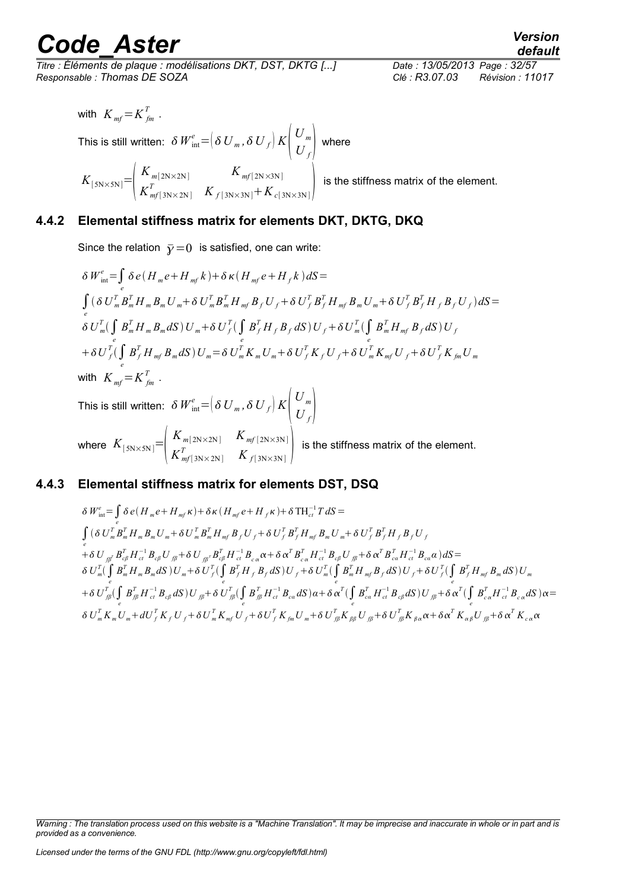with $K_{mf}=K_{fm}^{T}$ .

This is still written: $\delta W_{\text{int}}^{e}=\left(\delta U_{m},\delta U_{f}\right)K\begin{pmatrix}U_{m}\\U_{f}\end{pmatrix}$ where

$K_{[5N\times5N]}=\begin{pmatrix}K_{m[2N\times2N]} & K_{mf[2N\times3N]}\\K_{mf[3N\times2N]}^{T} & K_{f[3N\times3N]}+K_{c[3N\times3N]}\end{pmatrix}$ is the stiffness matrix of the element.

### 4.4.2 Elemental stiffness matrix for elements DKT, DKTG, DKQ

Since the relation $\bar{\gamma}=0$ is satisfied, one can write:

$$
\begin{aligned}
&\delta W_{\text{int}}^{e}=\int_{e}\delta e(H_{m}e+H_{mf}k)+\delta\kappa(H_{mf}e+H_{f}k)dS=\\
&\int_{e}(\delta U_{m}^{T}B_{m}^{T}H_{m}B_{m}U_{m}+\delta U_{m}^{T}B_{m}^{T}H_{mf}B_{f}U_{f}+\delta U_{f}^{T}B_{f}^{T}H_{mf}B_{m}U_{m}+\delta U_{f}^{T}B_{f}^{T}H_{f}B_{f}U_{f})dS=\\
&\delta U_{m}^{T}(\int_{e}B_{m}^{T}H_{m}B_{m}dS)U_{m}+\delta U_{f}^{T}(\int_{e}B_{f}^{T}H_{f}B_{f}dS)U_{f}+\delta U_{m}^{T}(\int_{e}B_{m}^{T}H_{mf}B_{f}dS)U_{f}\\
&+\delta U_{f}^{T}(\int_{e}B_{f}^{T}H_{mf}B_{m}dS)U_{m}=\delta U_{m}^{T}K_{m}U_{m}+\delta U_{f}^{T}K_{f}U_{f}+\delta U_{m}^{T}K_{mf}U_{f}+\delta U_{f}^{T}K_{fm}U_{m}
\end{aligned}
$$

with $K_{mf}=K_{fm}^{T}$ .

This is still written: $\delta W_{\text{int}}^{e}=\left(\delta U_{m},\delta U_{f}\right)K\begin{pmatrix}U_{m}\\U_{f}\end{pmatrix}$

where $K_{[5N\times5N]}=\begin{pmatrix}K_{m[2N\times2N]} & K_{mf[2N\times3N]}\\K_{mf[3N\times2N]}^{T} & K_{f[3N\times3N]}\end{pmatrix}$ is the stiffness matrix of the element.

### 4.4.3 Elemental stiffness matrix for elements DST, DSQ

$$
\begin{aligned}
&\delta W_{\text{int}}^{e}=\int_{e}\delta e(H_{m}e+H_{mf}\kappa)+\delta\kappa(H_{mf}e+H_{f}\kappa)+\delta\,\mathrm{T}H_{ct}^{-1}T\,dS=\\
&\int_{e}(\delta U_{m}^{T}B_{m}^{T}H_{m}B_{m}U_{m}+\delta U_{m}^{T}B_{m}^{T}H_{mf}B_{f}U_{f}+\delta U_{f}^{T}B_{f}^{T}H_{mf}B_{m}U_{m}+\delta U_{f}^{T}B_{f}^{T}H_{f}B_{f}U_{f}\\
&+\delta U_{f\beta^{T}}B_{c\beta}^{T}H_{ct}^{-1}B_{c\beta}U_{f\beta}+\delta U_{f\beta^{T}}B_{c\beta}^{T}H_{ct}^{-1}B_{c\alpha}\alpha+\delta\alpha^{T}B_{c\alpha}^{T}H_{ct}^{-1}B_{c\beta}U_{f\beta}+\delta\alpha^{T}B_{c\alpha}^{T}H_{ct}^{-1}B_{c\alpha}\alpha)dS=\\
&\delta U_{m}^{T}(\int_{e}B_{m}^{T}H_{m}B_{m}dS)U_{m}+\delta U_{f}^{T}(\int_{e}B_{f}^{T}H_{f}B_{f}dS)U_{f}+\delta U_{m}^{T}(\int_{e}B_{m}^{T}H_{mf}B_{f}dS)U_{f}+\delta U_{f}^{T}(\int_{e}B_{f}^{T}H_{mf}B_{m}dS)U_{m}\\
&+\delta U_{f\beta}^{T}(\int_{e}B_{f\beta}^{T}H_{ct}^{-1}B_{c\beta}dS)U_{f\beta}+\delta U_{f\beta}^{T}(\int_{e}B_{f\beta}^{T}H_{ct}^{-1}B_{c\alpha}dS)\alpha+\delta\alpha^{T}(\int_{e}B_{c\alpha}^{T}H_{ct}^{-1}B_{c\beta}dS)U_{f\beta}+\delta\alpha^{T}(\int_{e}B_{c\alpha}^{T}H_{ct}^{-1}B_{c\alpha}dS)\alpha=\\
&\delta U_{m}^{T}K_{m}U_{m}+dU_{f}^{T}K_{f}U_{f}+\delta U_{m}^{T}K_{mf}U_{f}+\delta U_{f}^{T}K_{fm}U_{m}+\delta U_{f\beta}^{T}K_{\beta\beta}U_{f\beta}+\delta U_{f\beta}^{T}K_{\beta\alpha}\alpha+\delta\alpha^{T}K_{\alpha\beta}U_{f\beta}+\delta\alpha^{T}K_{c\alpha}\alpha
\end{aligned}
$$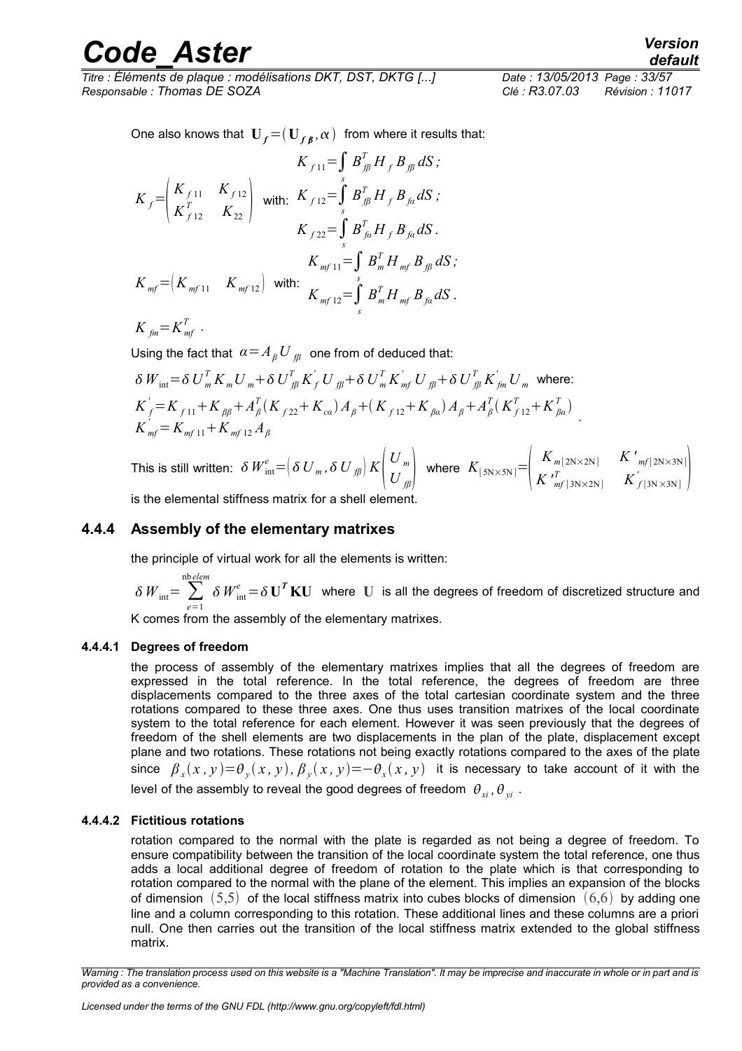One also knows that $\mathbf{U}_f = (\mathbf{U}_{f\beta}, \alpha)$ from where it results that:

$$K_f = \begin{pmatrix} K_{f11} & K_{f12} \\ K_{f12}^T & K_{22} \end{pmatrix} \text{ with: } \begin{aligned} K_{f11} &= \int_s B_{f\beta}^T H_f B_{f\beta} dS ; \\ K_{f12} &= \int_s B_{f\beta}^T H_f B_{f\alpha} dS ; \\ K_{f22} &= \int_s B_{f\alpha}^T H_f B_{f\alpha} dS . \end{aligned}$$

$$K_{mf} = \begin{pmatrix} K_{mf11} & K_{mf12} \end{pmatrix} \text{ with: } \begin{aligned} K_{mf11} &= \int_s B_m^T H_{mf} B_{f\beta} dS ; \\ K_{mf12} &= \int_s B_m^T H_{mf} B_{f\alpha} dS . \end{aligned}$$

$K_{fm} = K_{mf}^T$ .

Using the fact that $\alpha = A_\beta U_{f\beta}$ one from of deduced that:

$$\begin{aligned} &\delta W_{\text{int}} = \delta U_m^T K_m U_m + \delta U_{f\beta}^T K_f^{'} U_{f\beta} + \delta U_m^T K_{mf}^{'} U_{f\beta} + \delta U_{f\beta}^T K_{fm}^{'} U_m \text{ where:} \\ &K_f^{'} = K_{f11} + K_{\beta\beta} + A_\beta^T (K_{f22} + K_{c\alpha}) A_\beta + (K_{f12} + K_{\beta\alpha}) A_\beta + A_\beta^T (K_{f12}^T + K_{\beta\alpha}^T) \\ &K_{mf}^{'} = K_{mf11} + K_{mf12} A_\beta \end{aligned}$$

This is still written: $\delta W_{\text{int}}^e = (\delta U_m, \delta U_{f\beta}) K \begin{pmatrix} U_m \\ U_{f\beta} \end{pmatrix}$ where $K_{[5N\times 5N]} = \begin{pmatrix} K_{m[2N\times 2N]} & K'_{mf[2N\times 3N]} \\ K'^T_{mf[3N\times 2N]} & K^{'}_{f[3N\times 3N]} \end{pmatrix}$ is the elemental stiffness matrix for a shell element.

### 4.4.4 Assembly of the elementary matrixes

the principle of virtual work for all the elements is written:

$\delta W_{\text{int}} = \sum_{e=1}^{\text{nb}\,elem} \delta W_{\text{int}}^e = \delta \mathbf{U}^T \mathbf{K} \mathbf{U}$ where $\mathbf{U}$ is all the degrees of freedom of discretized structure and K comes from the assembly of the elementary matrixes.

#### 4.4.4.1 Degrees of freedom

the process of assembly of the elementary matrixes implies that all the degrees of freedom are expressed in the total reference. In the total reference, the degrees of freedom are three displacements compared to the three axes of the total cartesian coordinate system and the three rotations compared to these three axes. One thus uses transition matrixes of the local coordinate system to the total reference for each element. However it was seen previously that the degrees of freedom of the shell elements are two displacements in the plan of the plate, displacement except plane and two rotations. These rotations not being exactly rotations compared to the axes of the plate since $\beta_x(x,y) = \theta_y(x,y), \beta_y(x,y) = -\theta_x(x,y)$ it is necessary to take account of it with the level of the assembly to reveal the good degrees of freedom $\theta_{xi}, \theta_{yi}$ .

#### 4.4.4.2 Fictitious rotations

rotation compared to the normal with the plate is regarded as not being a degree of freedom. To ensure compatibility between the transition of the local coordinate system the total reference, one thus adds a local additional degree of freedom of rotation to the plate which is that corresponding to rotation compared to the normal with the plane of the element. This implies an expansion of the blocks of dimension $(5,5)$ of the local stiffness matrix into cubes blocks of dimension $(6,6)$ by adding one line and a column corresponding to this rotation. These additional lines and these columns are a priori null. One then carries out the transition of the local stiffness matrix extended to the global stiffness matrix.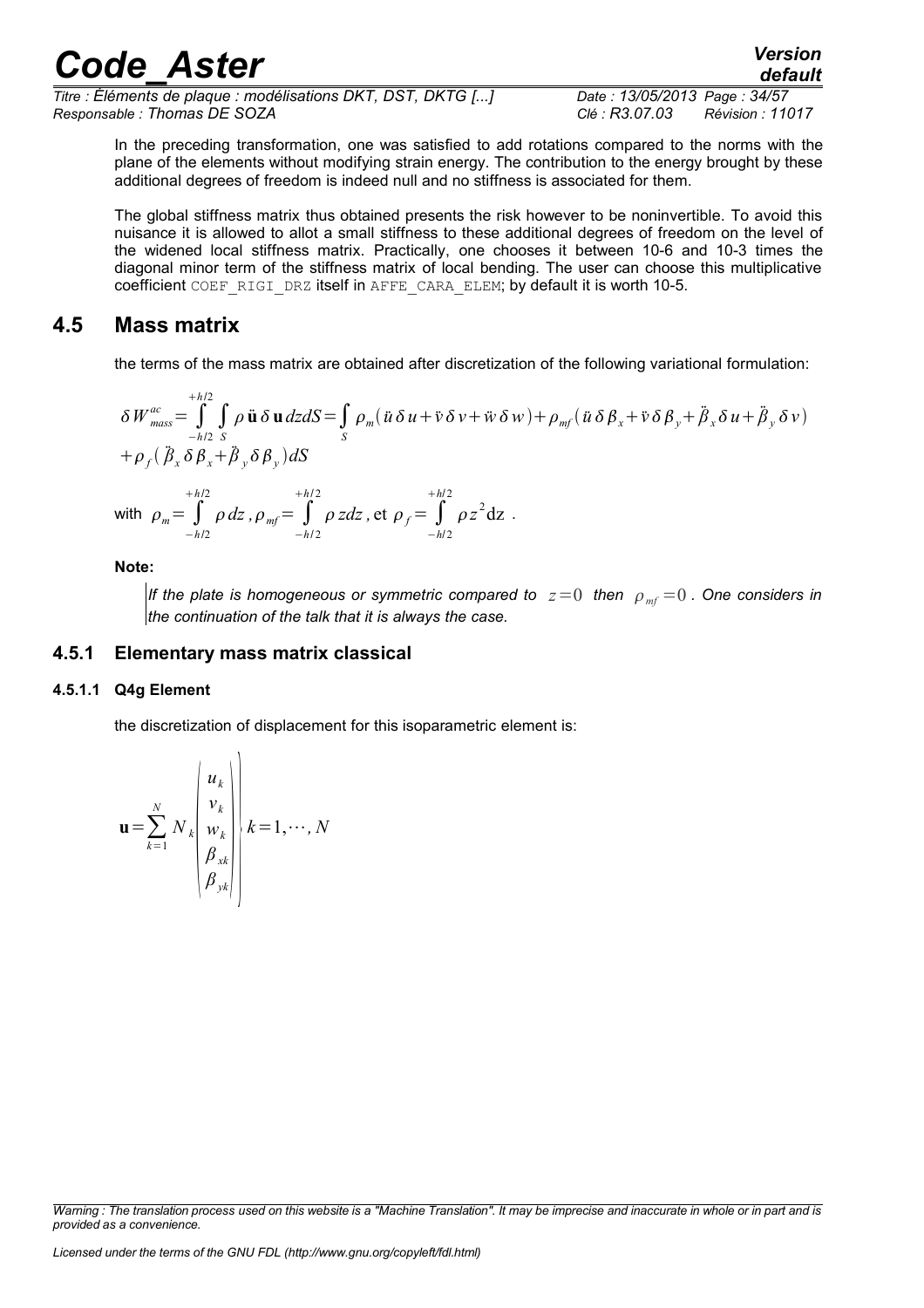In the preceding transformation, one was satisfied to add rotations compared to the norms with the plane of the elements without modifying strain energy. The contribution to the energy brought by these additional degrees of freedom is indeed null and no stiffness is associated for them.

The global stiffness matrix thus obtained presents the risk however to be noninvertible. To avoid this nuisance it is allowed to allot a small stiffness to these additional degrees of freedom on the level of the widened local stiffness matrix. Practically, one chooses it between 10-6 and 10-3 times the diagonal minor term of the stiffness matrix of local bending. The user can choose this multiplicative coefficient COEF_RIGI_DRZ itself in AFFE_CARA_ELEM; by default it is worth 10-5.

## 4.5 Mass matrix

the terms of the mass matrix are obtained after discretization of the following variational formulation:

$$\delta W^{ac}_{mass} = \int_{-h/2}^{+h/2} \int_S \rho\, \ddot{\mathbf{u}}\, \delta\, \mathbf{u}\, dz dS = \int_S \rho_m (\ddot{u}\, \delta u + \ddot{v}\, \delta v + \ddot{w}\, \delta w) + \rho_{mf} (\ddot{u}\, \delta \beta_x + \ddot{v}\, \delta \beta_y + \ddot{\beta}_x\, \delta u + \ddot{\beta}_y\, \delta v)$$
$$+ \rho_f (\ddot{\beta}_x\, \delta \beta_x + \ddot{\beta}_y\, \delta \beta_y) dS$$

with $\rho_m = \int_{-h/2}^{+h/2} \rho\, dz$ , $\rho_{mf} = \int_{-h/2}^{+h/2} \rho\, z dz$ , et $\rho_f = \int_{-h/2}^{+h/2} \rho z^2 \mathrm{d}z$ .

**Note:**

*If the plate is homogeneous or symmetric compared to $z=0$ then $\rho_{mf}=0$ . One considers in the continuation of the talk that it is always the case.*

### 4.5.1 Elementary mass matrix classical

#### 4.5.1.1 Q4g Element

the discretization of displacement for this isoparametric element is:

$$\mathbf{u} = \sum_{k=1}^{N} N_k \left( \begin{pmatrix} u_k \\ v_k \\ w_k \\ \beta_{xk} \\ \beta_{yk} \end{pmatrix} k=1, \cdots, N \right)$$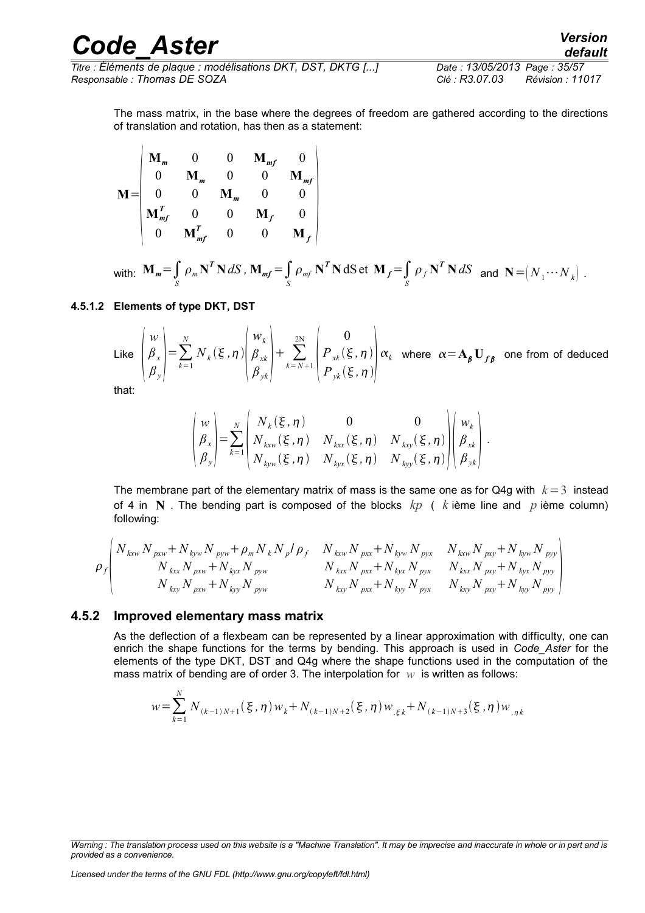The mass matrix, in the base where the degrees of freedom are gathered according to the directions of translation and rotation, has then as a statement:

$$\mathbf{M}=\begin{pmatrix} \mathbf{M}_m & 0 & 0 & \mathbf{M}_{mf} & 0 \\ 0 & \mathbf{M}_m & 0 & 0 & \mathbf{M}_{mf} \\ 0 & 0 & \mathbf{M}_m & 0 & 0 \\ \mathbf{M}_{mf}^T & 0 & 0 & \mathbf{M}_f & 0 \\ 0 & \mathbf{M}_{mf}^T & 0 & 0 & \mathbf{M}_f \end{pmatrix}$$

with: $\mathbf{M}_m=\int_S \rho_m \mathbf{N}^T \mathbf{N}\, dS$, $\mathbf{M}_{mf}=\int_S \rho_{mf} \mathbf{N}^T \mathbf{N}\, dS$ et $\mathbf{M}_f=\int_S \rho_f \mathbf{N}^T \mathbf{N}\, dS$ and $\mathbf{N}=\left(N_1 \cdots N_k\right)$.

#### 4.5.1.2 Elements of type DKT, DST

Like $\begin{pmatrix} w \\ \beta_x \\ \beta_y \end{pmatrix}=\sum_{k=1}^{N} N_k(\xi,\eta)\begin{pmatrix} w_k \\ \beta_{xk} \\ \beta_{yk} \end{pmatrix}+\sum_{k=N+1}^{2N}\begin{pmatrix} 0 \\ P_{xk}(\xi,\eta) \\ P_{yk}(\xi,\eta) \end{pmatrix}\alpha_k$ where $\alpha=\mathbf{A}_{\beta}\mathbf{U}_{f\beta}$ one from of deduced that:

$$\begin{pmatrix} w \\ \beta_x \\ \beta_y \end{pmatrix}=\sum_{k=1}^{N}\begin{pmatrix} N_k(\xi,\eta) & 0 & 0 \\ N_{kxw}(\xi,\eta) & N_{kxx}(\xi,\eta) & N_{kxy}(\xi,\eta) \\ N_{kyw}(\xi,\eta) & N_{kyx}(\xi,\eta) & N_{kyy}(\xi,\eta) \end{pmatrix}\begin{pmatrix} w_k \\ \beta_{xk} \\ \beta_{yk} \end{pmatrix}.$$

The membrane part of the elementary matrix of mass is the same one as for Q4g with $k=3$ instead of 4 in $\mathbf{N}$. The bending part is composed of the blocks $kp$ ( $k$ ième line and $p$ ième column) following:

$$\rho_f\begin{pmatrix} N_{kxw}N_{pxw}+N_{kyw}N_{pyw}+\rho_m N_k N_p/\rho_f & N_{kxw}N_{pxx}+N_{kyw}N_{pyx} & N_{kxw}N_{pxy}+N_{kyw}N_{pyy} \\ N_{kxx}N_{pxw}+N_{kyx}N_{pyw} & N_{kxx}N_{pxx}+N_{kyx}N_{pyx} & N_{kxx}N_{pxy}+N_{kyx}N_{pyy} \\ N_{kxy}N_{pxw}+N_{kyy}N_{pyw} & N_{kxy}N_{pxx}+N_{kyy}N_{pyx} & N_{kxy}N_{pxy}+N_{kyy}N_{pyy} \end{pmatrix}$$

### 4.5.2 Improved elementary mass matrix

As the deflection of a flexbeam can be represented by a linear approximation with difficulty, one can enrich the shape functions for the terms by bending. This approach is used in *Code_Aster* for the elements of the type DKT, DST and Q4g where the shape functions used in the computation of the mass matrix of bending are of order 3. The interpolation for $w$ is written as follows:

$$w=\sum_{k=1}^{N} N_{(k-1)N+1}(\xi,\eta)w_k+N_{(k-1)N+2}(\xi,\eta)w_{,\xi k}+N_{(k-1)N+3}(\xi,\eta)w_{,\eta k}$$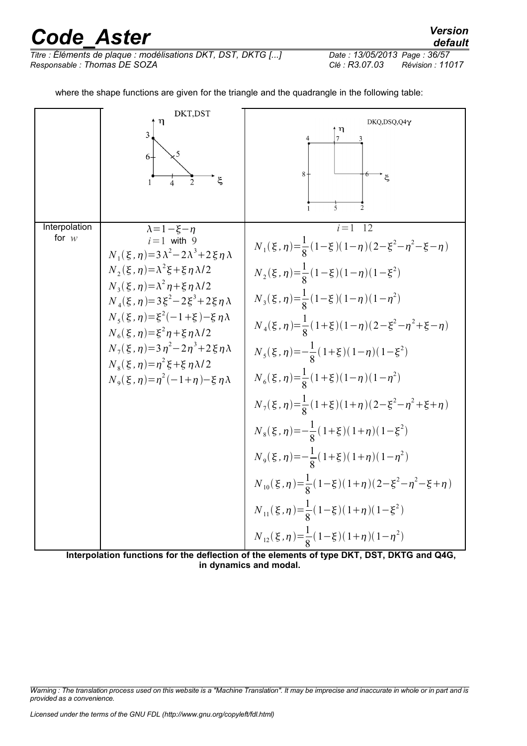where the shape functions are given for the triangle and the quadrangle in the following table:

| | DKT,DST | DKQ,DSQ,Q4γ |
|---|---|---|
| Interpolation for $w$ | $\lambda = 1-\xi-\eta$<br>$i=1$ with 9<br>$N_1(\xi,\eta)=3\lambda^2-2\lambda^3+2\xi\eta\lambda$<br>$N_2(\xi,\eta)=\lambda^2\xi+\xi\eta\lambda/2$<br>$N_3(\xi,\eta)=\lambda^2\eta+\xi\eta\lambda/2$<br>$N_4(\xi,\eta)=3\xi^2-2\xi^3+2\xi\eta\lambda$<br>$N_5(\xi,\eta)=\xi^2(-1+\xi)-\xi\eta\lambda$<br>$N_6(\xi,\eta)=\xi^2\eta+\xi\eta\lambda/2$<br>$N_7(\xi,\eta)=3\eta^2-2\eta^3+2\xi\eta\lambda$<br>$N_8(\xi,\eta)=\eta^2\xi+\xi\eta\lambda/2$<br>$N_9(\xi,\eta)=\eta^2(-1+\eta)-\xi\eta\lambda$ | $i=1$ 12<br>$N_1(\xi,\eta)=\frac{1}{8}(1-\xi)(1-\eta)(2-\xi^2-\eta^2-\xi-\eta)$<br>$N_2(\xi,\eta)=\frac{1}{8}(1-\xi)(1-\eta)(1-\xi^2)$<br>$N_3(\xi,\eta)=\frac{1}{8}(1-\xi)(1-\eta)(1-\eta^2)$<br>$N_4(\xi,\eta)=\frac{1}{8}(1+\xi)(1-\eta)(2-\xi^2-\eta^2+\xi-\eta)$<br>$N_5(\xi,\eta)=-\frac{1}{8}(1+\xi)(1-\eta)(1-\xi^2)$<br>$N_6(\xi,\eta)=\frac{1}{8}(1+\xi)(1-\eta)(1-\eta^2)$<br>$N_7(\xi,\eta)=\frac{1}{8}(1+\xi)(1+\eta)(2-\xi^2-\eta^2+\xi+\eta)$<br>$N_8(\xi,\eta)=-\frac{1}{8}(1+\xi)(1+\eta)(1-\xi^2)$<br>$N_9(\xi,\eta)=-\frac{1}{8}(1+\xi)(1+\eta)(1-\eta^2)$<br>$N_{10}(\xi,\eta)=\frac{1}{8}(1-\xi)(1+\eta)(2-\xi^2-\eta^2-\xi+\eta)$<br>$N_{11}(\xi,\eta)=\frac{1}{8}(1-\xi)(1+\eta)(1-\xi^2)$<br>$N_{12}(\xi,\eta)=\frac{1}{8}(1-\xi)(1+\eta)(1-\eta^2)$ |

**Interpolation functions for the deflection of the elements of type DKT, DST, DKTG and Q4G, in dynamics and modal.**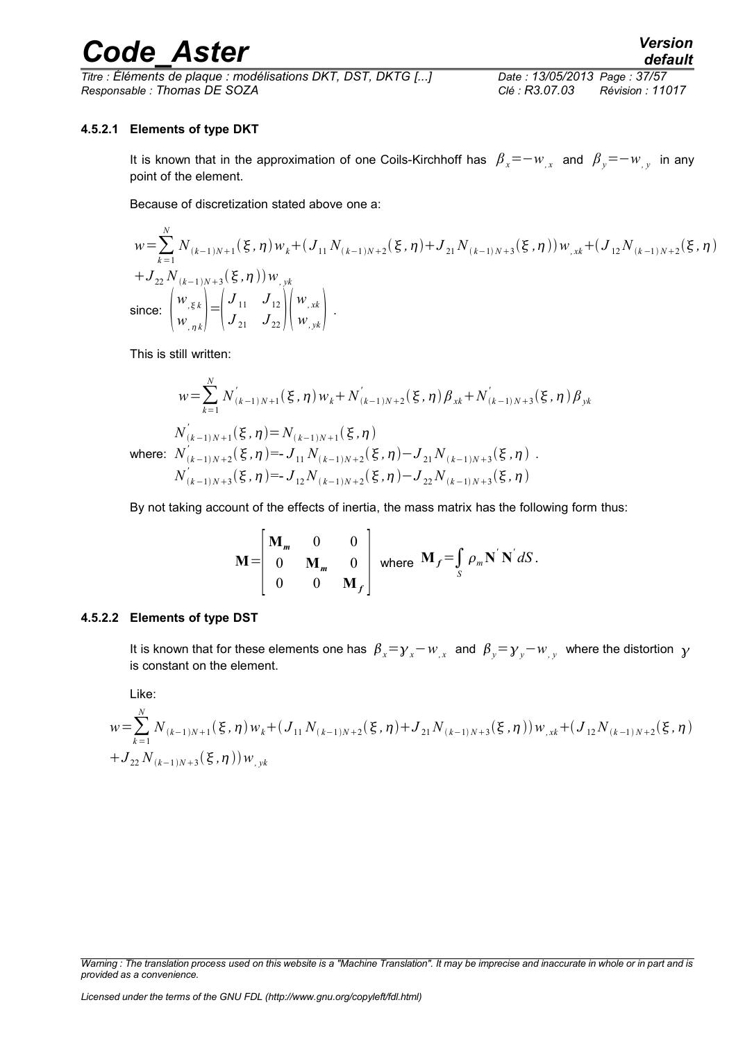#### 4.5.2.1 Elements of type DKT

It is known that in the approximation of one Coils-Kirchhoff has $\beta_x = -w_{,x}$ and $\beta_y = -w_{,y}$ in any point of the element.

Because of discretization stated above one a:

$$w = \sum_{k=1}^{N} N_{(k-1)N+1}(\xi,\eta) w_k + (J_{11} N_{(k-1)N+2}(\xi,\eta) + J_{21} N_{(k-1)N+3}(\xi,\eta)) w_{,xk} + (J_{12} N_{(k-1)N+2}(\xi,\eta)$$
$$+ J_{22} N_{(k-1)N+3}(\xi,\eta)) w_{,yk}$$

since: $\begin{pmatrix} w_{,\xi k} \\ w_{,\eta k} \end{pmatrix} = \begin{pmatrix} J_{11} & J_{12} \\ J_{21} & J_{22} \end{pmatrix} \begin{pmatrix} w_{,xk} \\ w_{,yk} \end{pmatrix}$ .

This is still written:

$$w = \sum_{k=1}^{N} N'_{(k-1)N+1}(\xi,\eta) w_k + N'_{(k-1)N+2}(\xi,\eta) \beta_{xk} + N'_{(k-1)N+3}(\xi,\eta) \beta_{yk}$$

where:
$$N'_{(k-1)N+1}(\xi,\eta) = N_{(k-1)N+1}(\xi,\eta)$$
$$N'_{(k-1)N+2}(\xi,\eta) = -J_{11} N_{(k-1)N+2}(\xi,\eta) - J_{21} N_{(k-1)N+3}(\xi,\eta) \ .$$
$$N'_{(k-1)N+3}(\xi,\eta) = -J_{12} N_{(k-1)N+2}(\xi,\eta) - J_{22} N_{(k-1)N+3}(\xi,\eta)$$

By not taking account of the effects of inertia, the mass matrix has the following form thus:

$$\mathbf{M} = \begin{bmatrix} \mathbf{M}_m & 0 & 0 \\ 0 & \mathbf{M}_m & 0 \\ 0 & 0 & \mathbf{M}_f \end{bmatrix} \text{ where } \mathbf{M}_f = \int_S \rho_m \mathbf{N}' \mathbf{N}' \, dS .$$

#### 4.5.2.2 Elements of type DST

It is known that for these elements one has $\beta_x = \gamma_x - w_{,x}$ and $\beta_y = \gamma_y - w_{,y}$ where the distortion $\gamma$ is constant on the element.

Like:

$$w = \sum_{k=1}^{N} N_{(k-1)N+1}(\xi,\eta) w_k + (J_{11} N_{(k-1)N+2}(\xi,\eta) + J_{21} N_{(k-1)N+3}(\xi,\eta)) w_{,xk} + (J_{12} N_{(k-1)N+2}(\xi,\eta)$$
$$+ J_{22} N_{(k-1)N+3}(\xi,\eta)) w_{,yk}$$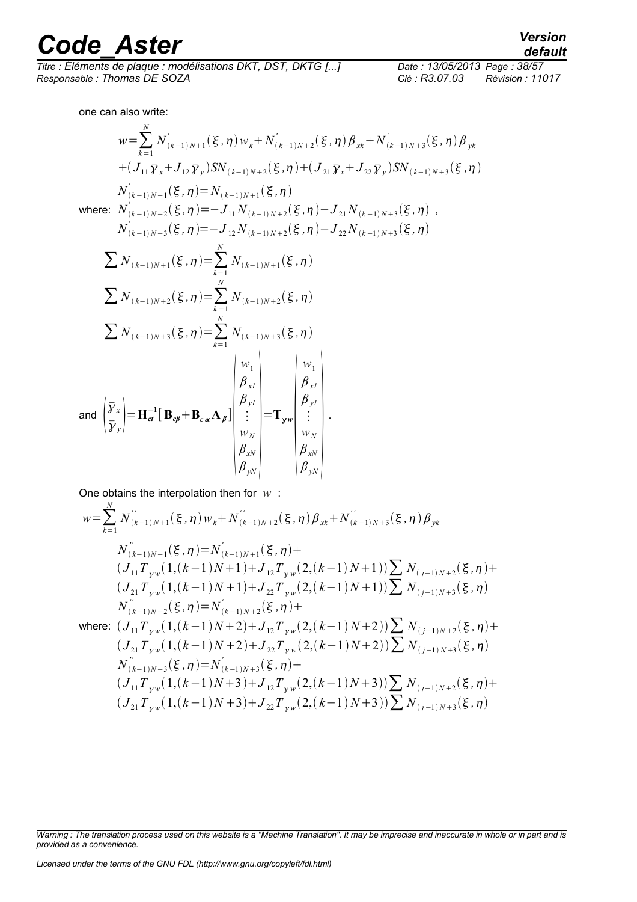one can also write:

$$w=\sum_{k=1}^{N} N'_{(k-1)N+1}(\xi,\eta)w_k+N'_{(k-1)N+2}(\xi,\eta)\beta_{xk}+N'_{(k-1)N+3}(\xi,\eta)\beta_{yk}$$
$$+(J_{11}\bar{\gamma}_x+J_{12}\bar{\gamma}_y)SN_{(k-1)N+2}(\xi,\eta)+(J_{21}\bar{\gamma}_x+J_{22}\bar{\gamma}_y)SN_{(k-1)N+3}(\xi,\eta)$$

where:

$$N'_{(k-1)N+1}(\xi,\eta)=N_{(k-1)N+1}(\xi,\eta)$$
$$N'_{(k-1)N+2}(\xi,\eta)=-J_{11}N_{(k-1)N+2}(\xi,\eta)-J_{21}N_{(k-1)N+3}(\xi,\eta)\ ,$$
$$N'_{(k-1)N+3}(\xi,\eta)=-J_{12}N_{(k-1)N+2}(\xi,\eta)-J_{22}N_{(k-1)N+3}(\xi,\eta)$$

$$\sum N_{(k-1)N+1}(\xi,\eta)=\sum_{k=1}^{N} N_{(k-1)N+1}(\xi,\eta)$$
$$\sum N_{(k-1)N+2}(\xi,\eta)=\sum_{k=1}^{N} N_{(k-1)N+2}(\xi,\eta)$$
$$\sum N_{(k-1)N+3}(\xi,\eta)=\sum_{k=1}^{N} N_{(k-1)N+3}(\xi,\eta)$$

and
$$\begin{pmatrix}\bar{\gamma}_x\\ \bar{\gamma}_y\end{pmatrix}=\mathbf{H}_{ct}^{-1}[\mathbf{B}_{c\beta}+\mathbf{B}_{c\alpha}\mathbf{A}_{\beta}]\begin{vmatrix}w_1\\ \beta_{x1}\\ \beta_{y1}\\ \vdots\\ w_N\\ \beta_{xN}\\ \beta_{yN}\end{vmatrix}=\mathbf{T}_{\gamma w}\begin{vmatrix}w_1\\ \beta_{x1}\\ \beta_{y1}\\ \vdots\\ w_N\\ \beta_{xN}\\ \beta_{yN}\end{vmatrix}.$$

One obtains the interpolation then for $w$ :

$$w=\sum_{k=1}^{N} N''_{(k-1)N+1}(\xi,\eta)w_k+N''_{(k-1)N+2}(\xi,\eta)\beta_{xk}+N''_{(k-1)N+3}(\xi,\eta)\beta_{yk}$$

where:

$$N''_{(k-1)N+1}(\xi,\eta)=N'_{(k-1)N+1}(\xi,\eta)+$$
$$(J_{11}T_{\gamma w}(1,(k-1)N+1)+J_{12}T_{\gamma w}(2,(k-1)N+1))\sum N_{(j-1)N+2}(\xi,\eta)+$$
$$(J_{21}T_{\gamma w}(1,(k-1)N+1)+J_{22}T_{\gamma w}(2,(k-1)N+1))\sum N_{(j-1)N+3}(\xi,\eta)$$
$$N''_{(k-1)N+2}(\xi,\eta)=N'_{(k-1)N+2}(\xi,\eta)+$$
$$(J_{11}T_{\gamma w}(1,(k-1)N+2)+J_{12}T_{\gamma w}(2,(k-1)N+2))\sum N_{(j-1)N+2}(\xi,\eta)+$$
$$(J_{21}T_{\gamma w}(1,(k-1)N+2)+J_{22}T_{\gamma w}(2,(k-1)N+2))\sum N_{(j-1)N+3}(\xi,\eta)$$
$$N''_{(k-1)N+3}(\xi,\eta)=N'_{(k-1)N+3}(\xi,\eta)+$$
$$(J_{11}T_{\gamma w}(1,(k-1)N+3)+J_{12}T_{\gamma w}(2,(k-1)N+3))\sum N_{(j-1)N+2}(\xi,\eta)+$$
$$(J_{21}T_{\gamma w}(1,(k-1)N+3)+J_{22}T_{\gamma w}(2,(k-1)N+3))\sum N_{(j-1)N+3}(\xi,\eta)$$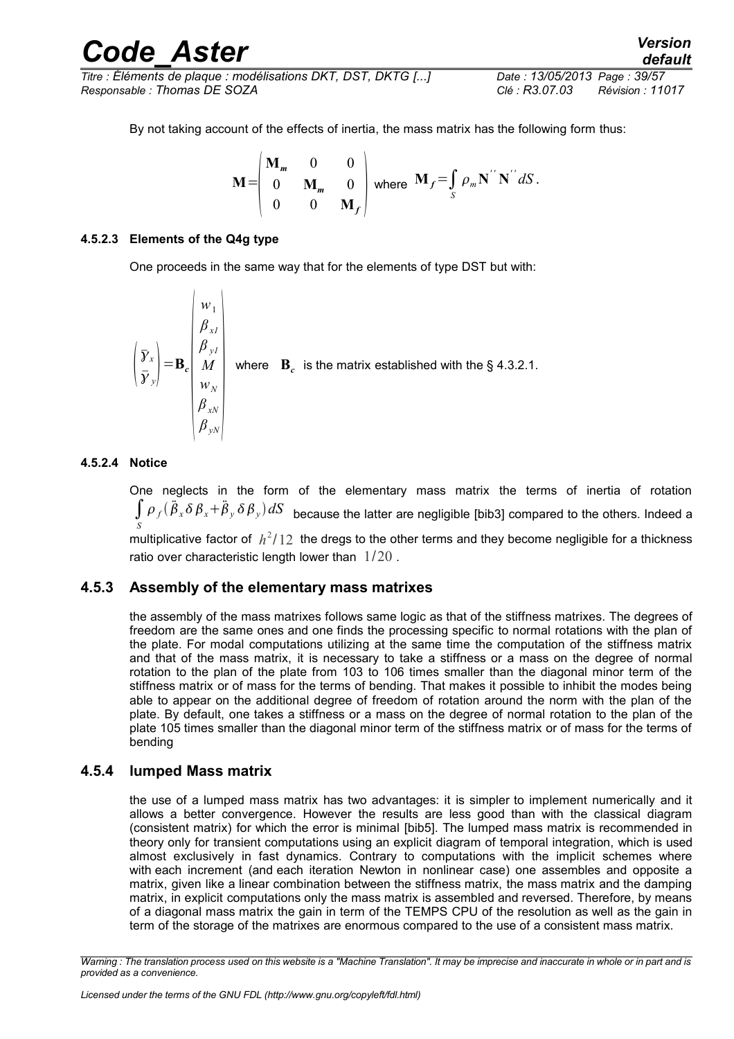By not taking account of the effects of inertia, the mass matrix has the following form thus:

$$\mathbf{M}=\begin{pmatrix} \mathbf{M}_m & 0 & 0 \\ 0 & \mathbf{M}_m & 0 \\ 0 & 0 & \mathbf{M}_f \end{pmatrix} \text{ where } \mathbf{M}_f=\int_S \rho_m \mathbf{N}^{''}\mathbf{N}^{''} dS .$$

#### 4.5.2.3 Elements of the Q4g type

One proceeds in the same way that for the elements of type DST but with:

$$\begin{pmatrix} \bar{\gamma}_x \\ \bar{\gamma}_y \end{pmatrix} = \mathbf{B}_c \begin{pmatrix} w_1 \\ \beta_{x1} \\ \beta_{y1} \\ M \\ w_N \\ \beta_{xN} \\ \beta_{yN} \end{pmatrix} \quad \text{where} \quad \mathbf{B}_c \text{ is the matrix established with the § 4.3.2.1.}$$

#### 4.5.2.4 Notice

One neglects in the form of the elementary mass matrix the terms of inertia of rotation $\int_S \rho_f (\ddot{\beta}_x \delta\beta_x + \ddot{\beta}_y \delta\beta_y) dS$ because the latter are negligible [bib3] compared to the others. Indeed a multiplicative factor of $h^2/12$ the dregs to the other terms and they become negligible for a thickness ratio over characteristic length lower than $1/20$ .

### 4.5.3 Assembly of the elementary mass matrixes

the assembly of the mass matrixes follows same logic as that of the stiffness matrixes. The degrees of freedom are the same ones and one finds the processing specific to normal rotations with the plan of the plate. For modal computations utilizing at the same time the computation of the stiffness matrix and that of the mass matrix, it is necessary to take a stiffness or a mass on the degree of normal rotation to the plan of the plate from 103 to 106 times smaller than the diagonal minor term of the stiffness matrix or of mass for the terms of bending. That makes it possible to inhibit the modes being able to appear on the additional degree of freedom of rotation around the norm with the plan of the plate. By default, one takes a stiffness or a mass on the degree of normal rotation to the plan of the plate 105 times smaller than the diagonal minor term of the stiffness matrix or of mass for the terms of bending

### 4.5.4 lumped Mass matrix

the use of a lumped mass matrix has two advantages: it is simpler to implement numerically and it allows a better convergence. However the results are less good than with the classical diagram (consistent matrix) for which the error is minimal [bib5]. The lumped mass matrix is recommended in theory only for transient computations using an explicit diagram of temporal integration, which is used almost exclusively in fast dynamics. Contrary to computations with the implicit schemes where with each increment (and each iteration Newton in nonlinear case) one assembles and opposite a matrix, given like a linear combination between the stiffness matrix, the mass matrix and the damping matrix, in explicit computations only the mass matrix is assembled and reversed. Therefore, by means of a diagonal mass matrix the gain in term of the TEMPS CPU of the resolution as well as the gain in term of the storage of the matrixes are enormous compared to the use of a consistent mass matrix.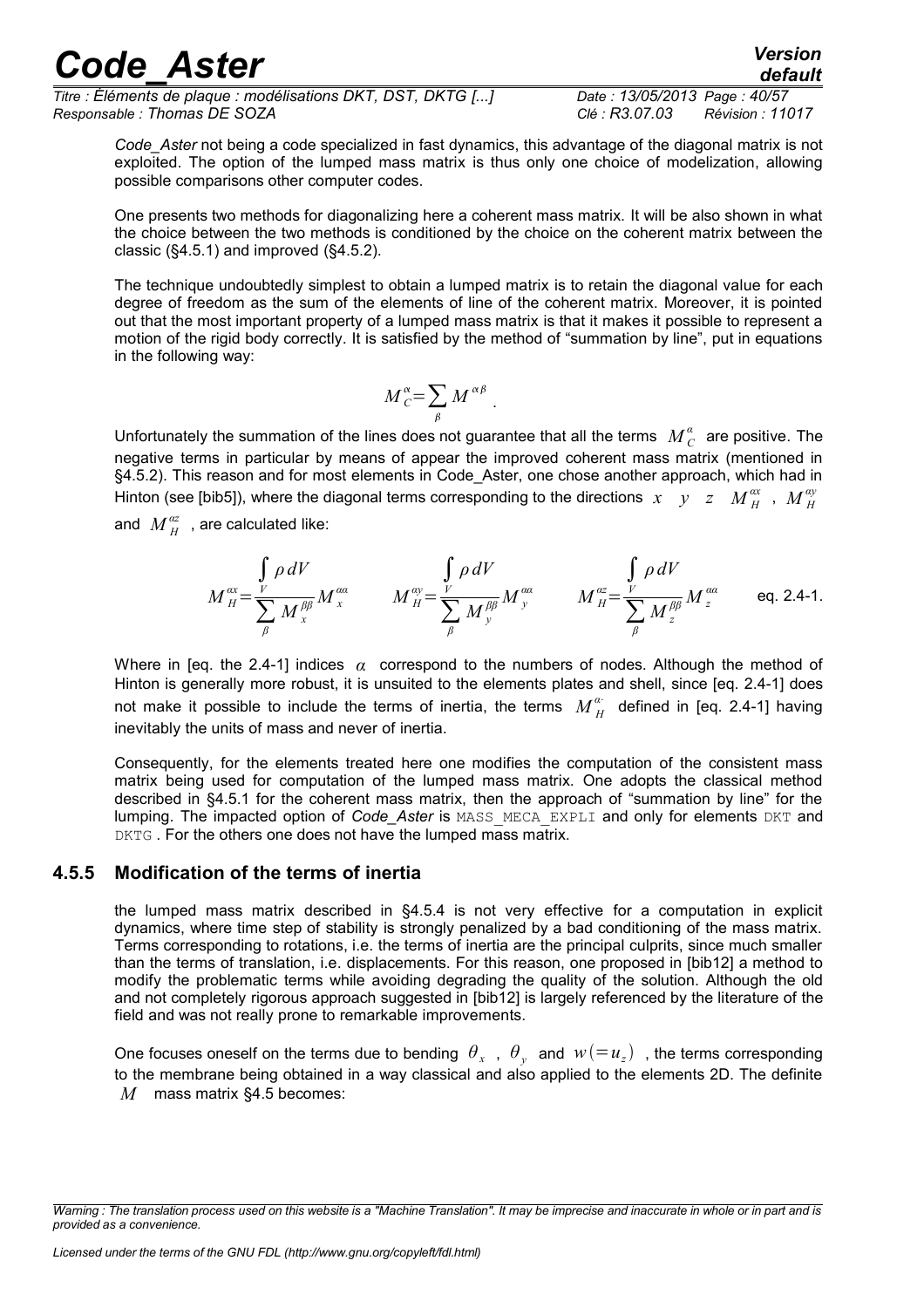*Code_Aster* not being a code specialized in fast dynamics, this advantage of the diagonal matrix is not exploited. The option of the lumped mass matrix is thus only one choice of modelization, allowing possible comparisons other computer codes.

One presents two methods for diagonalizing here a coherent mass matrix. It will be also shown in what the choice between the two methods is conditioned by the choice on the coherent matrix between the classic (§4.5.1) and improved (§4.5.2).

The technique undoubtedly simplest to obtain a lumped matrix is to retain the diagonal value for each degree of freedom as the sum of the elements of line of the coherent matrix. Moreover, it is pointed out that the most important property of a lumped mass matrix is that it makes it possible to represent a motion of the rigid body correctly. It is satisfied by the method of "summation by line", put in equations in the following way:

$$M_C^{\alpha} = \sum_{\beta} M^{\alpha\beta} .$$

Unfortunately the summation of the lines does not guarantee that all the terms $M_C^{\alpha}$ are positive. The negative terms in particular by means of appear the improved coherent mass matrix (mentioned in §4.5.2). This reason and for most elements in Code_Aster, one chose another approach, which had in Hinton (see [bib5]), where the diagonal terms corresponding to the directions $x \quad y \quad z \quad M_H^{\alpha x}$ , $M_H^{\alpha y}$ and $M_H^{\alpha z}$ , are calculated like:

$$M_H^{\alpha x} = \frac{\int_V \rho \, dV}{\sum_{\beta} M_x^{\beta\beta}} M_x^{\alpha\alpha} \qquad M_H^{\alpha y} = \frac{\int_V \rho \, dV}{\sum_{\beta} M_y^{\beta\beta}} M_y^{\alpha\alpha} \qquad M_H^{\alpha z} = \frac{\int_V \rho \, dV}{\sum_{\beta} M_z^{\beta\beta}} M_z^{\alpha\alpha} \qquad \text{eq. 2.4-1.}$$

Where in [eq. the 2.4-1] indices $\alpha$ correspond to the numbers of nodes. Although the method of Hinton is generally more robust, it is unsuited to the elements plates and shell, since [eq. 2.4-1] does not make it possible to include the terms of inertia, the terms $M_H^{\alpha\cdot}$ defined in [eq. 2.4-1] having inevitably the units of mass and never of inertia.

Consequently, for the elements treated here one modifies the computation of the consistent mass matrix being used for computation of the lumped mass matrix. One adopts the classical method described in §4.5.1 for the coherent mass matrix, then the approach of "summation by line" for the lumping. The impacted option of *Code_Aster* is `MASS_MECA_EXPLI` and only for elements `DKT` and `DKTG` . For the others one does not have the lumped mass matrix.

### 4.5.5 Modification of the terms of inertia

the lumped mass matrix described in §4.5.4 is not very effective for a computation in explicit dynamics, where time step of stability is strongly penalized by a bad conditioning of the mass matrix. Terms corresponding to rotations, i.e. the terms of inertia are the principal culprits, since much smaller than the terms of translation, i.e. displacements. For this reason, one proposed in [bib12] a method to modify the problematic terms while avoiding degrading the quality of the solution. Although the old and not completely rigorous approach suggested in [bib12] is largely referenced by the literature of the field and was not really prone to remarkable improvements.

One focuses oneself on the terms due to bending $\theta_x$ , $\theta_y$ and $w(=u_z)$ , the terms corresponding to the membrane being obtained in a way classical and also applied to the elements 2D. The definite $M$ mass matrix §4.5 becomes: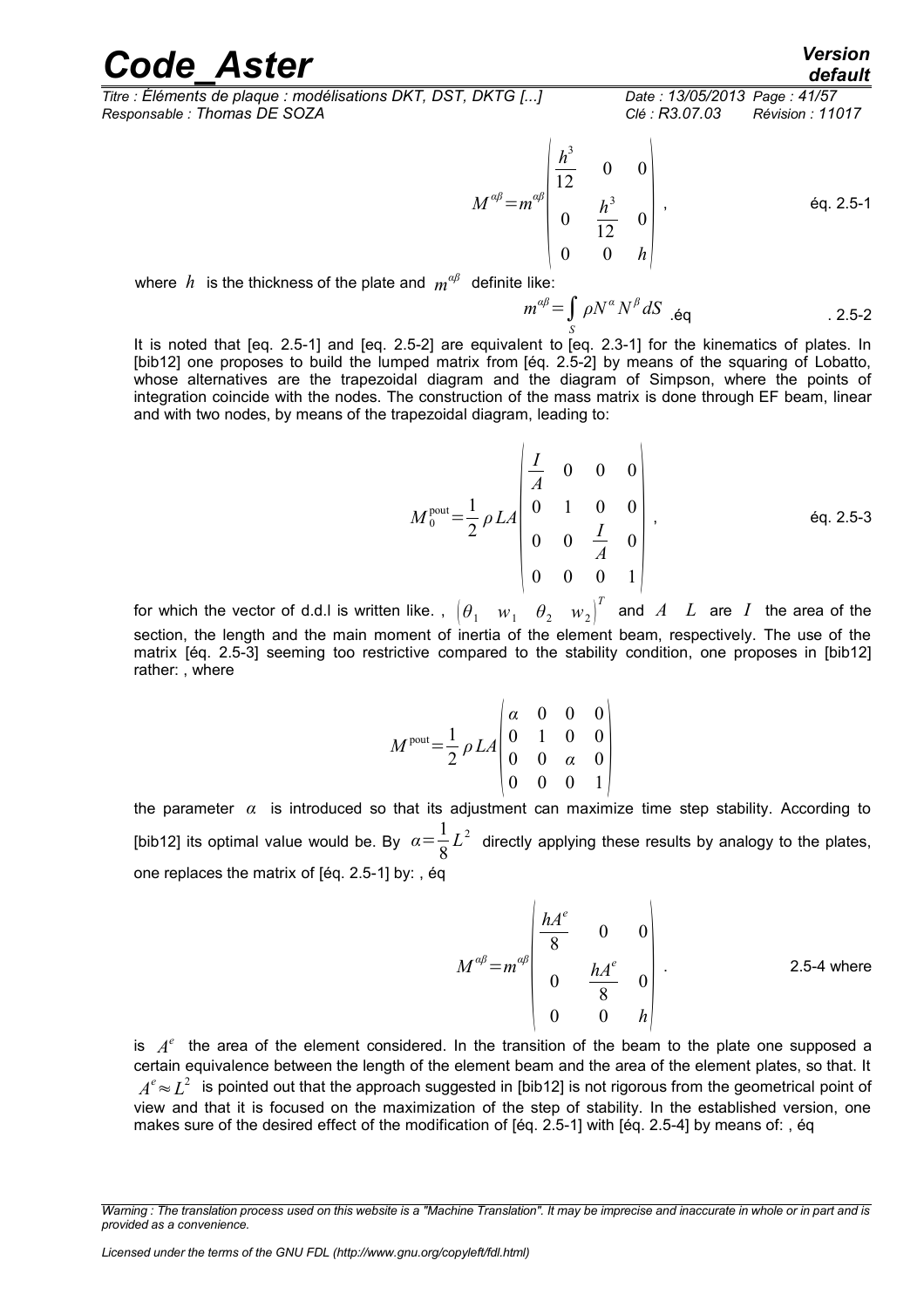$$M^{\alpha\beta}=m^{\alpha\beta}\begin{pmatrix} \frac{h^3}{12} & 0 & 0 \\ 0 & \frac{h^3}{12} & 0 \\ 0 & 0 & h \end{pmatrix}, \qquad \text{éq. 2.5-1}$$

where $h$ is the thickness of the plate and $m^{\alpha\beta}$ definite like:

$$m^{\alpha\beta}=\int_S \rho N^{\alpha} N^{\beta} dS \quad \text{.éq . 2.5-2}$$

It is noted that [eq. 2.5-1] and [eq. 2.5-2] are equivalent to [eq. 2.3-1] for the kinematics of plates. In [bib12] one proposes to build the lumped matrix from [éq. 2.5-2] by means of the squaring of Lobatto, whose alternatives are the trapezoidal diagram and the diagram of Simpson, where the points of integration coincide with the nodes. The construction of the mass matrix is done through EF beam, linear and with two nodes, by means of the trapezoidal diagram, leading to:

$$M_0^{\text{pout}}=\frac{1}{2}\rho LA\begin{pmatrix} \frac{I}{A} & 0 & 0 & 0 \\ 0 & 1 & 0 & 0 \\ 0 & 0 & \frac{I}{A} & 0 \\ 0 & 0 & 0 & 1 \end{pmatrix}, \qquad \text{éq. 2.5-3}$$

for which the vector of d.d.l is written like. , $(\theta_1 \quad w_1 \quad \theta_2 \quad w_2)^T$ and $A$ $L$ are $I$ the area of the section, the length and the main moment of inertia of the element beam, respectively. The use of the matrix [éq. 2.5-3] seeming too restrictive compared to the stability condition, one proposes in [bib12] rather: , where

$$M^{\text{pout}}=\frac{1}{2}\rho LA\begin{pmatrix} \alpha & 0 & 0 & 0 \\ 0 & 1 & 0 & 0 \\ 0 & 0 & \alpha & 0 \\ 0 & 0 & 0 & 1 \end{pmatrix}$$

the parameter $\alpha$ is introduced so that its adjustment can maximize time step stability. According to [bib12] its optimal value would be. By $\alpha=\frac{1}{8}L^2$ directly applying these results by analogy to the plates, one replaces the matrix of [éq. 2.5-1] by: , éq

$$M^{\alpha\beta}=m^{\alpha\beta}\begin{pmatrix} \frac{hA^e}{8} & 0 & 0 \\ 0 & \frac{hA^e}{8} & 0 \\ 0 & 0 & h \end{pmatrix}. \qquad \text{2.5-4 where}$$

is $A^e$ the area of the element considered. In the transition of the beam to the plate one supposed a certain equivalence between the length of the element beam and the area of the element plates, so that. It $A^e \approx L^2$ is pointed out that the approach suggested in [bib12] is not rigorous from the geometrical point of view and that it is focused on the maximization of the step of stability. In the established version, one makes sure of the desired effect of the modification of [éq. 2.5-1] with [éq. 2.5-4] by means of: , éq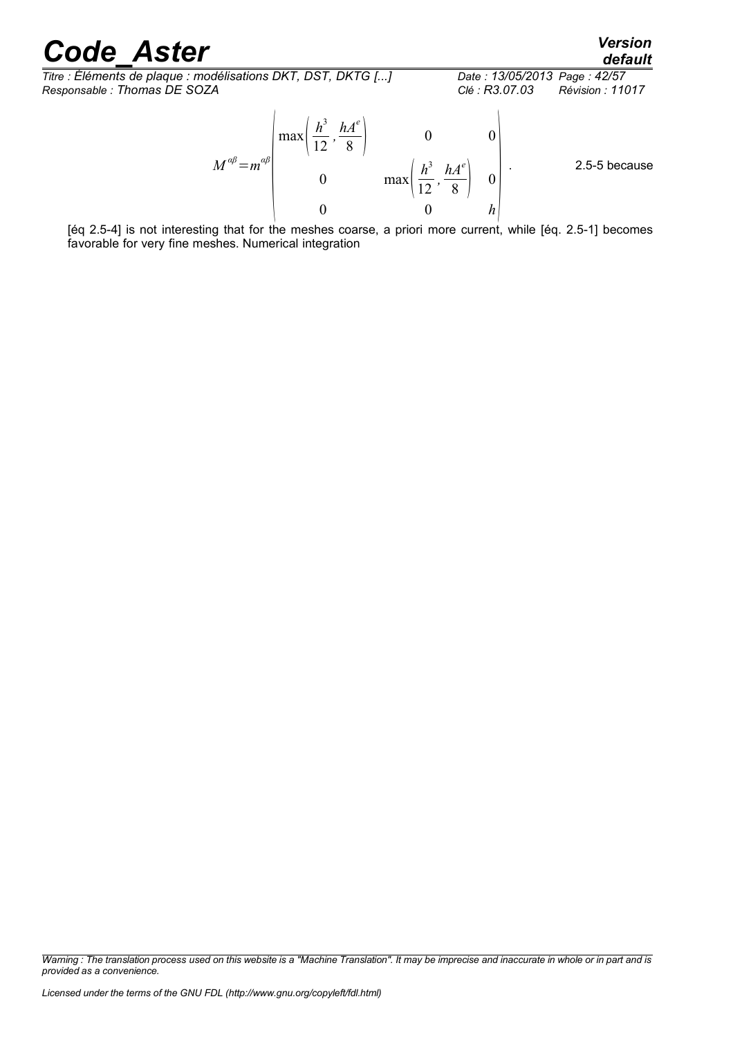$$M^{\alpha\beta}=m^{\alpha\beta}\begin{pmatrix} \max\left(\frac{h^3}{12},\frac{hA^e}{8}\right) & 0 & 0 \\ 0 & \max\left(\frac{h^3}{12},\frac{hA^e}{8}\right) & 0 \\ 0 & 0 & h \end{pmatrix}. \quad \text{2.5-5 because}$$

[éq 2.5-4] is not interesting that for the meshes coarse, a priori more current, while [éq. 2.5-1] becomes favorable for very fine meshes. Numerical integration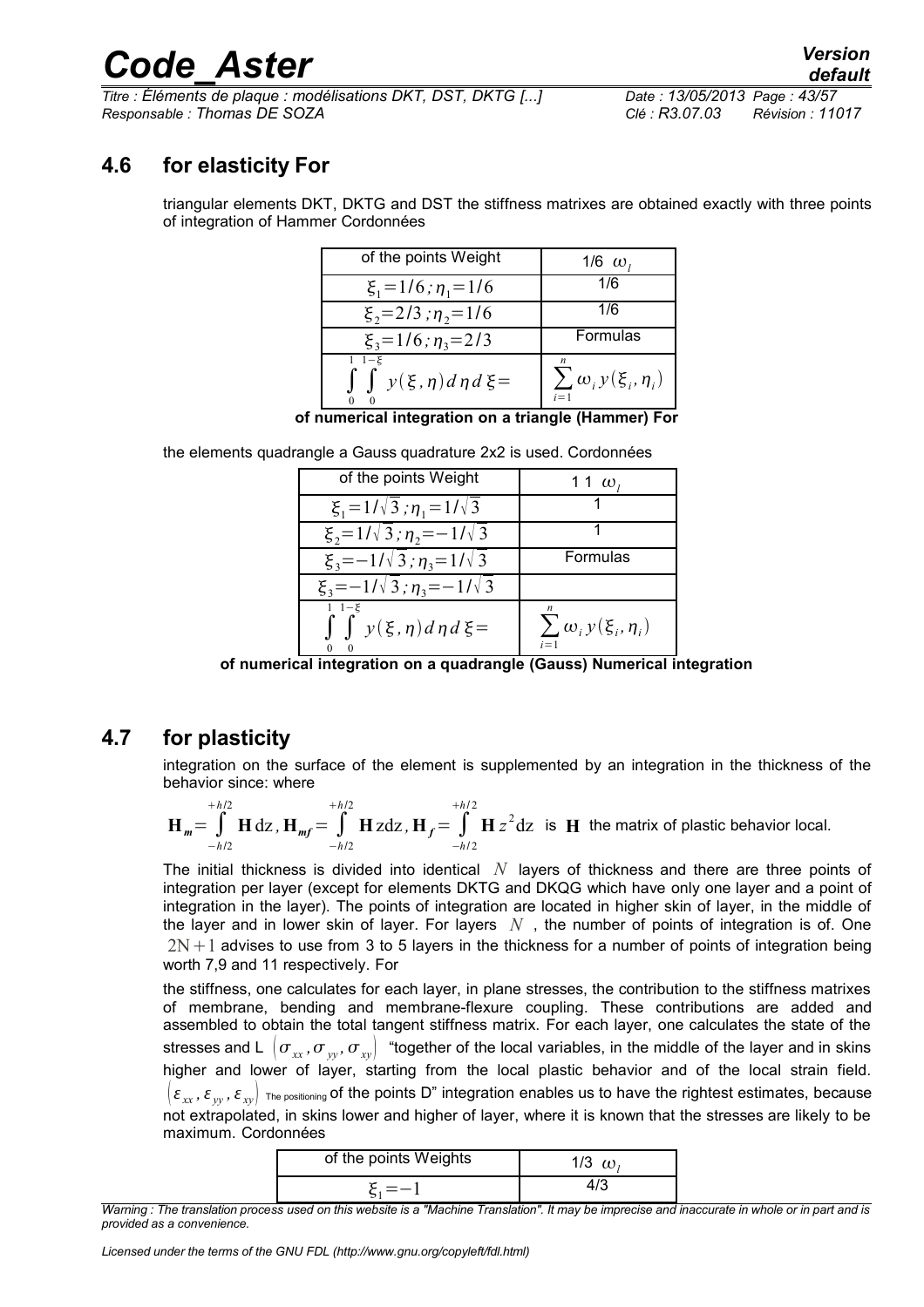## 4.6 for elasticity For

triangular elements DKT, DKTG and DST the stiffness matrixes are obtained exactly with three points of integration of Hammer Cordonnées

| of the points Weight | 1/6 $\omega_l$ |
|---|---|
| $\xi_1 = 1/6\,;\eta_1 = 1/6$ | 1/6 |
| $\xi_2 = 2/3\,;\eta_2 = 1/6$ | 1/6 |
| $\xi_3 = 1/6\,;\eta_3 = 2/3$ | Formulas |
| $\int_0^1 \int_0^{1-\xi} y(\xi,\eta)\,d\eta\,d\xi =$ | $\sum_{i=1}^{n} \omega_i\, y(\xi_i,\eta_i)$ |

**of numerical integration on a triangle (Hammer) For**

the elements quadrangle a Gauss quadrature 2x2 is used. Cordonnées

| of the points Weight | 1 1 $\omega_l$ |
|---|---|
| $\xi_1 = 1/\sqrt{3}\,;\eta_1 = 1/\sqrt{3}$ | 1 |
| $\xi_2 = 1/\sqrt{3}\,;\eta_2 = -1/\sqrt{3}$ | 1 |
| $\xi_3 = -1/\sqrt{3}\,;\eta_3 = 1/\sqrt{3}$ | Formulas |
| $\xi_3 = -1/\sqrt{3}\,;\eta_3 = -1/\sqrt{3}$ | |
| $\int_0^1 \int_0^{1-\xi} y(\xi,\eta)\,d\eta\,d\xi =$ | $\sum_{i=1}^{n} \omega_i\, y(\xi_i,\eta_i)$ |

**of numerical integration on a quadrangle (Gauss) Numerical integration**

## 4.7 for plasticity

integration on the surface of the element is supplemented by an integration in the thickness of the behavior since: where

$$\mathbf{H}_m = \int_{-h/2}^{+h/2} \mathbf{H}\,\mathrm{d}z\,,\ \mathbf{H}_{mf} = \int_{-h/2}^{+h/2} \mathbf{H}\,z\mathrm{d}z\,,\ \mathbf{H}_f = \int_{-h/2}^{+h/2} \mathbf{H}\,z^2\mathrm{d}z$$ is $\mathbf{H}$ the matrix of plastic behavior local.

The initial thickness is divided into identical $N$ layers of thickness and there are three points of integration per layer (except for elements DKTG and DKQG which have only one layer and a point of integration in the layer). The points of integration are located in higher skin of layer, in the middle of the layer and in lower skin of layer. For layers $N$, the number of points of integration is of. One $2N+1$ advises to use from 3 to 5 layers in the thickness for a number of points of integration being worth 7,9 and 11 respectively. For

the stiffness, one calculates for each layer, in plane stresses, the contribution to the stiffness matrixes of membrane, bending and membrane-flexure coupling. These contributions are added and assembled to obtain the total tangent stiffness matrix. For each layer, one calculates the state of the stresses and L $(\sigma_{xx}, \sigma_{yy}, \sigma_{xy})$ "together of the local variables, in the middle of the layer and in skins higher and lower of layer, starting from the local plastic behavior and of the local strain field. $(\varepsilon_{xx}, \varepsilon_{yy}, \varepsilon_{xy})$ The positioning of the points D" integration enables us to have the rightest estimates, because not extrapolated, in skins lower and higher of layer, where it is known that the stresses are likely to be maximum. Cordonnées

| of the points Weights | 1/3 $\omega_l$ |
|---|---|
| $\xi_1 = -1$ | 4/3 |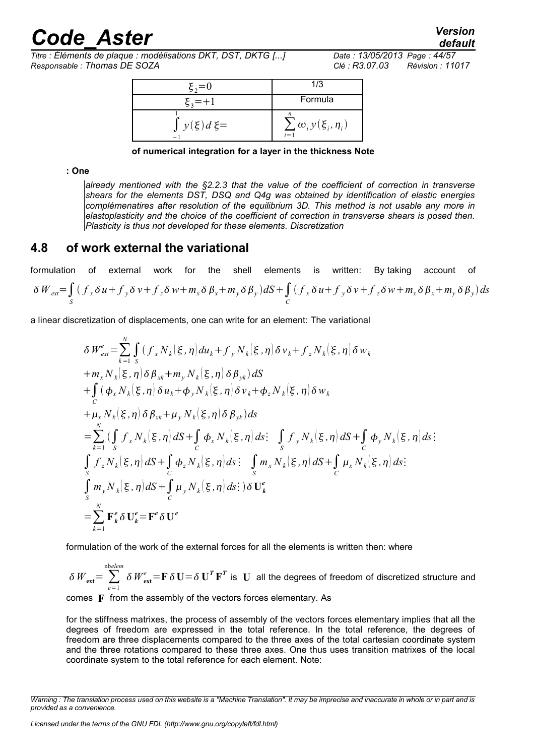| $\xi_2=0$ | 1/3 |
| --- | --- |
| $\xi_3=+1$ | Formula |
| $\int_{-1}^{1} y(\xi)\, d\xi=$ | $\sum_{i=1}^{n} \omega_i\, y(\xi_i, \eta_i)$ |

**of numerical integration for a layer in the thickness Note**

**: One**

*already mentioned with the §2.2.3 that the value of the coefficient of correction in transverse shears for the elements DST, DSQ and Q4g was obtained by identification of elastic energies complémenatires after resolution of the equilibrium 3D. This method is not usable any more in elastoplasticity and the choice of the coefficient of correction in transverse shears is posed then. Plasticity is thus not developed for these elements. Discretization*

## 4.8 of work external the variational

formulation of external work for the shell elements is written: By taking account of

$$\delta W_{ext}=\int_S (f_x \delta u+f_y \delta v+f_z \delta w+m_x \delta \beta_x+m_y \delta \beta_y) dS+\int_C (f_x \delta u+f_y \delta v+f_z \delta w+m_x \delta \beta_x+m_y \delta \beta_y) ds$$

a linear discretization of displacements, one can write for an element: The variational

$$\begin{aligned}
\delta W_{ext}^e = & \sum_{k=1}^{N} \int_S (f_x N_k(\xi,\eta) du_k + f_y N_k(\xi,\eta)\delta v_k + f_z N_k(\xi,\eta)\delta w_k \\
& + m_x N_k(\xi,\eta)\delta \beta_{xk} + m_y N_k(\xi,\eta)\delta \beta_{yk}) dS \\
& + \int_C (\phi_x N_k(\xi,\eta)\delta u_k + \phi_y N_k(\xi,\eta)\delta v_k + \phi_z N_k(\xi,\eta)\delta w_k \\
& + \mu_x N_k(\xi,\eta)\delta \beta_{xk} + \mu_y N_k(\xi,\eta)\delta \beta_{yk}) ds \\
= & \sum_{k=1}^{N} (\int_S f_x N_k(\xi,\eta) dS + \int_C \phi_x N_k(\xi,\eta) ds\vdots \quad \int_S f_y N_k(\xi,\eta) dS + \int_C \phi_y N_k(\xi,\eta) ds\vdots \\
& \int_S f_z N_k(\xi,\eta) dS + \int_C \phi_z N_k(\xi,\eta) ds\vdots \quad \int_S m_x N_k(\xi,\eta) dS + \int_C \mu_x N_k(\xi,\eta) ds\vdots \\
& \int_S m_y N_k(\xi,\eta) dS + \int_C \mu_y N_k(\xi,\eta) ds\vdots) \delta \mathbf{U}_k^e \\
= & \sum_{k=1}^{N} \mathbf{F}_k^e \delta \mathbf{U}_k^e = \mathbf{F}^e \delta \mathbf{U}^e
\end{aligned}$$

formulation of the work of the external forces for all the elements is written then: where

$\delta W_{\mathbf{ext}} = \sum_{e=1}^{\mathrm{nb}elem} \delta W_{\mathbf{ext}}^e = \mathbf{F}\,\delta \mathbf{U} = \delta \mathbf{U}^T \mathbf{F}^T$ is $\mathbf{U}$ all the degrees of freedom of discretized structure and comes $\mathbf{F}$ from the assembly of the vectors forces elementary. As

for the stiffness matrixes, the process of assembly of the vectors forces elementary implies that all the degrees of freedom are expressed in the total reference. In the total reference, the degrees of freedom are three displacements compared to the three axes of the total cartesian coordinate system and the three rotations compared to these three axes. One thus uses transition matrixes of the local coordinate system to the total reference for each element. Note: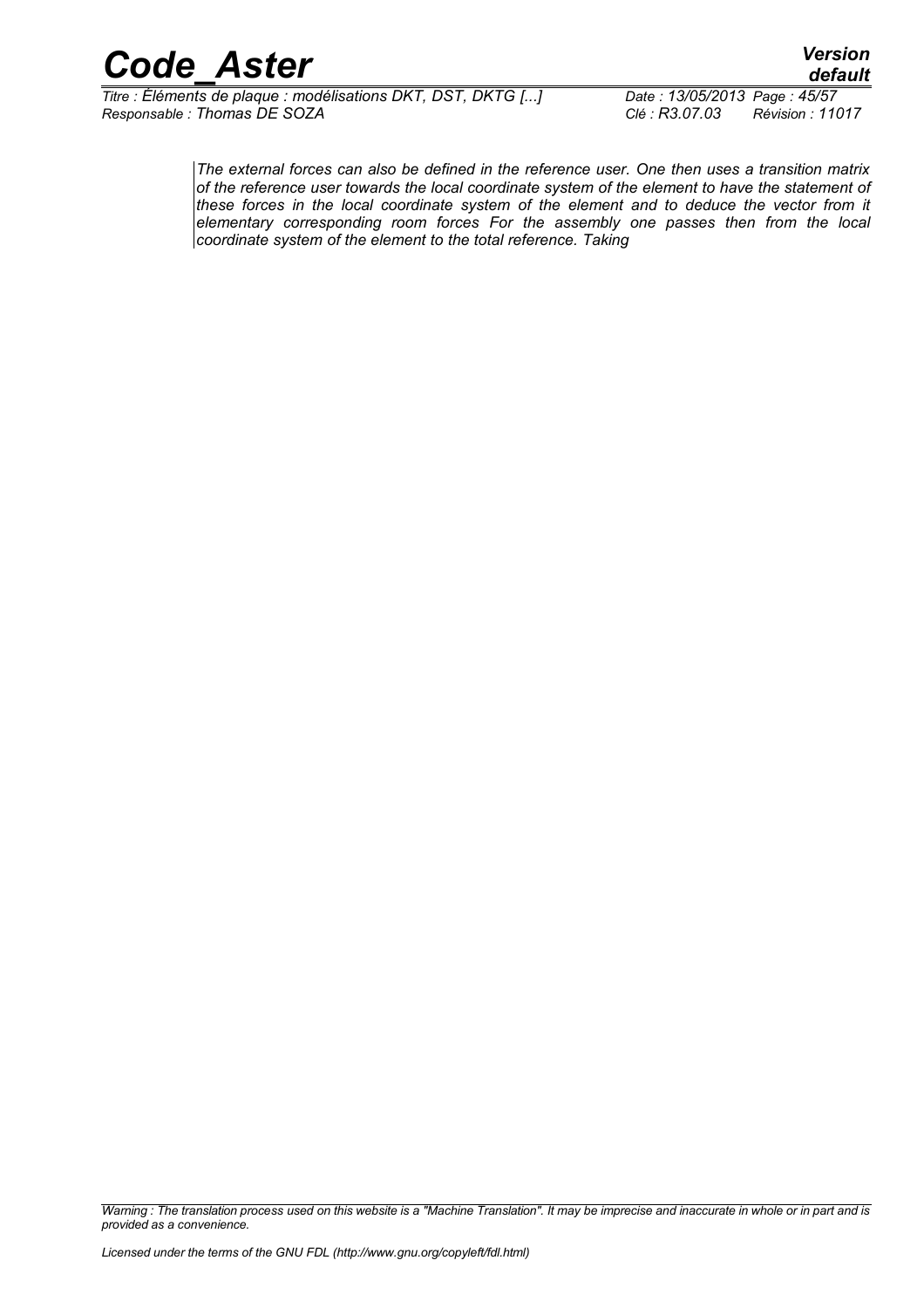*The external forces can also be defined in the reference user. One then uses a transition matrix of the reference user towards the local coordinate system of the element to have the statement of these forces in the local coordinate system of the element and to deduce the vector from it elementary corresponding room forces For the assembly one passes then from the local coordinate system of the element to the total reference. Taking*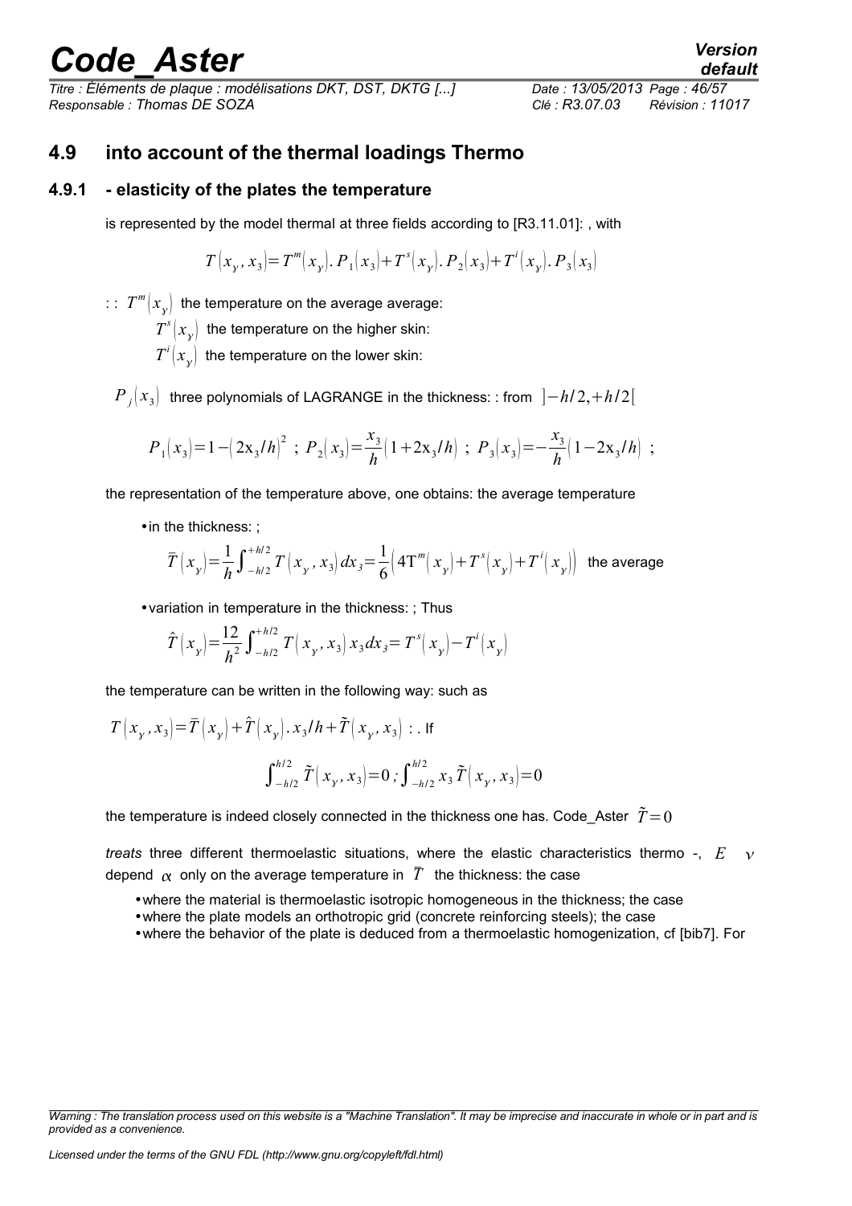## 4.9 into account of the thermal loadings Thermo

### 4.9.1 - elasticity of the plates the temperature

is represented by the model thermal at three fields according to [R3.11.01]: , with

$$T(x_\gamma, x_3) = T^m(x_\gamma).P_1(x_3) + T^s(x_\gamma).P_2(x_3) + T^i(x_\gamma).P_3(x_3)$$

: : $T^m(x_\gamma)$ the temperature on the average average:

$T^s(x_\gamma)$ the temperature on the higher skin:

$T^i(x_\gamma)$ the temperature on the lower skin:

$P_j(x_3)$ three polynomials of LAGRANGE in the thickness: : from $]-h/2, +h/2[$

$$P_1(x_3) = 1 - (2x_3/h)^2 \; ; \; P_2(x_3) = \frac{x_3}{h}(1 + 2x_3/h) \; ; \; P_3(x_3) = -\frac{x_3}{h}(1 - 2x_3/h) \; ;$$

the representation of the temperature above, one obtains: the average temperature

- in the thickness: ;

$$\bar{T}(x_\gamma) = \frac{1}{h}\int_{-h/2}^{+h/2} T(x_\gamma, x_3)\,dx_3 = \frac{1}{6}\left(4T^m(x_\gamma) + T^s(x_\gamma) + T^i(x_\gamma)\right)$$ the average

- variation in temperature in the thickness: ; Thus

$$\hat{T}(x_\gamma) = \frac{12}{h^2}\int_{-h/2}^{+h/2} T(x_\gamma, x_3)\,x_3\,dx_3 = T^s(x_\gamma) - T^i(x_\gamma)$$

the temperature can be written in the following way: such as

$T(x_\gamma, x_3) = \bar{T}(x_\gamma) + \hat{T}(x_\gamma).x_3/h + \tilde{T}(x_\gamma, x_3)$ : . If

$$\int_{-h/2}^{h/2} \tilde{T}(x_\gamma, x_3) = 0 \; ; \int_{-h/2}^{h/2} x_3\,\tilde{T}(x_\gamma, x_3) = 0$$

the temperature is indeed closely connected in the thickness one has. Code_Aster $\tilde{T} = 0$

*treats* three different thermoelastic situations, where the elastic characteristics thermo -, $E$ $\nu$ depend $\alpha$ only on the average temperature in $\bar{T}$ the thickness: the case

- where the material is thermoelastic isotropic homogeneous in the thickness; the case
- where the plate models an orthotropic grid (concrete reinforcing steels); the case
- where the behavior of the plate is deduced from a thermoelastic homogenization, cf [bib7]. For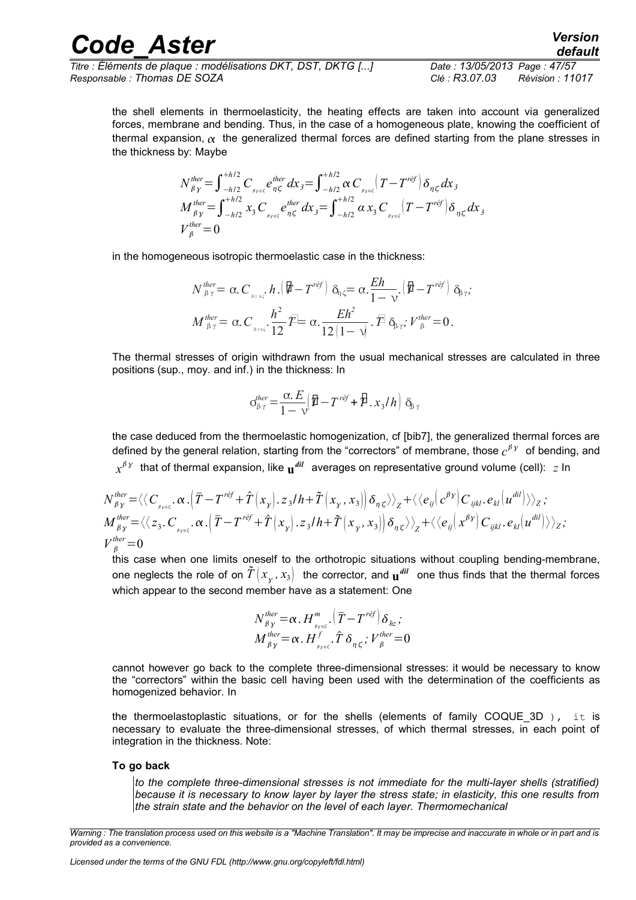the shell elements in thermoelasticity, the heating effects are taken into account via generalized forces, membrane and bending. Thus, in the case of a homogeneous plate, knowing the coefficient of thermal expansion, $\alpha$ the generalized thermal forces are defined starting from the plane stresses in the thickness by: Maybe

$$
\begin{aligned}
N_{\beta\gamma}^{ther} &= \int_{-h/2}^{+h/2} C_{\beta\gamma\eta\zeta}\, e_{\eta\zeta}^{ther}\, dx_3 = \int_{-h/2}^{+h/2} \alpha\, C_{\beta\gamma\eta\zeta} \left( T - T^{réf} \right) \delta_{\eta\zeta}\, dx_3 \\
M_{\beta\gamma}^{ther} &= \int_{-h/2}^{+h/2} x_3\, C_{\beta\gamma\eta\zeta}\, e_{\eta\zeta}^{ther}\, dx_3 = \int_{-h/2}^{+h/2} \alpha\, x_3\, C_{\beta\gamma\eta\zeta} \left( T - T^{réf} \right) \delta_{\eta\zeta}\, dx_3 \\
V_{\beta}^{ther} &= 0
\end{aligned}
$$

in the homogeneous isotropic thermoelastic case in the thickness:

$$
\begin{aligned}
N_{\beta\gamma}^{ther} &= \alpha . C_{\beta\gamma\eta\zeta} . h . \left( \bar{T} - T^{réf} \right) \delta_{\eta\zeta} = \alpha . \frac{Eh}{1-\nu} . \left( \bar{T} - T^{réf} \right) \delta_{\beta\gamma} ; \\
M_{\beta\gamma}^{ther} &= \alpha . C_{\beta\gamma\eta\zeta} . \frac{h^2}{12} \hat{T} = \alpha . \frac{Eh^2}{12(1-\nu)} . \hat{T}\, \delta_{\beta\gamma} ; V_{\beta}^{ther} = 0 .
\end{aligned}
$$

The thermal stresses of origin withdrawn from the usual mechanical stresses are calculated in three positions (sup., moy. and inf.) in the thickness: In

$$
\sigma_{\beta\gamma}^{ther} = \frac{\alpha . E}{1-\nu} \left( \bar{T} - T^{réf} + \hat{T} . x_3 / h \right) \delta_{\beta\gamma}
$$

the case deduced from the thermoelastic homogenization, cf [bib7], the generalized thermal forces are defined by the general relation, starting from the "correctors" of membrane, those $c^{\beta\gamma}$ of bending, and $x^{\beta\gamma}$ that of thermal expansion, like $\mathbf{u}^{dil}$ averages on representative ground volume (cell): $z$ In

$$
\begin{aligned}
N_{\beta\gamma}^{ther} &= \langle \langle C_{\beta\gamma\eta\zeta} . \alpha . \left( \bar{T} - T^{réf} + \hat{T}(x_\gamma) . z_3 / h + \tilde{T}(x_\gamma, x_3) \right) \delta_{\eta\zeta} \rangle \rangle_Z + \langle \langle e_{ij}(c^{\beta\gamma}) C_{ijkl} . e_{kl}(u^{dil}) \rangle \rangle_Z ; \\
M_{\beta\gamma}^{ther} &= \langle \langle z_3 . C_{\beta\gamma\eta\zeta} . \alpha . \left( \bar{T} - T^{réf} + \hat{T}(x_\gamma) . z_3 / h + \tilde{T}(x_\gamma, x_3) \right) \delta_{\eta\zeta} \rangle \rangle_Z + \langle \langle e_{ij}(x^{\beta\gamma}) C_{ijkl} . e_{kl}(u^{dil}) \rangle \rangle_Z ; \\
V_{\beta}^{ther} &= 0
\end{aligned}
$$

this case when one limits oneself to the orthotropic situations without coupling bending-membrane, one neglects the role of on $\tilde{T}(x_\gamma, x_3)$ the corrector, and $\mathbf{u}^{dil}$ one thus finds that the thermal forces which appear to the second member have as a statement: One

$$
\begin{aligned}
N_{\beta\gamma}^{ther} &= \alpha . H_{\beta\gamma\eta\zeta}^{m} . \left( \bar{T} - T^{réf} \right) \delta_{hz} ; \\
M_{\beta\gamma}^{ther} &= \alpha . H_{\beta\gamma\eta\zeta}^{f} . \hat{T}\, \delta_{\eta\zeta} ; V_{\beta}^{ther} = 0
\end{aligned}
$$

cannot however go back to the complete three-dimensional stresses: it would be necessary to know the "correctors" within the basic cell having been used with the determination of the coefficients as homogenized behavior. In

the thermoelastoplastic situations, or for the shells (elements of family COQUE_3D ), it is necessary to evaluate the three-dimensional stresses, of which thermal stresses, in each point of integration in the thickness. Note:

**To go back**

*to the complete three-dimensional stresses is not immediate for the multi-layer shells (stratified) because it is necessary to know layer by layer the stress state; in elasticity, this one results from the strain state and the behavior on the level of each layer. Thermomechanical*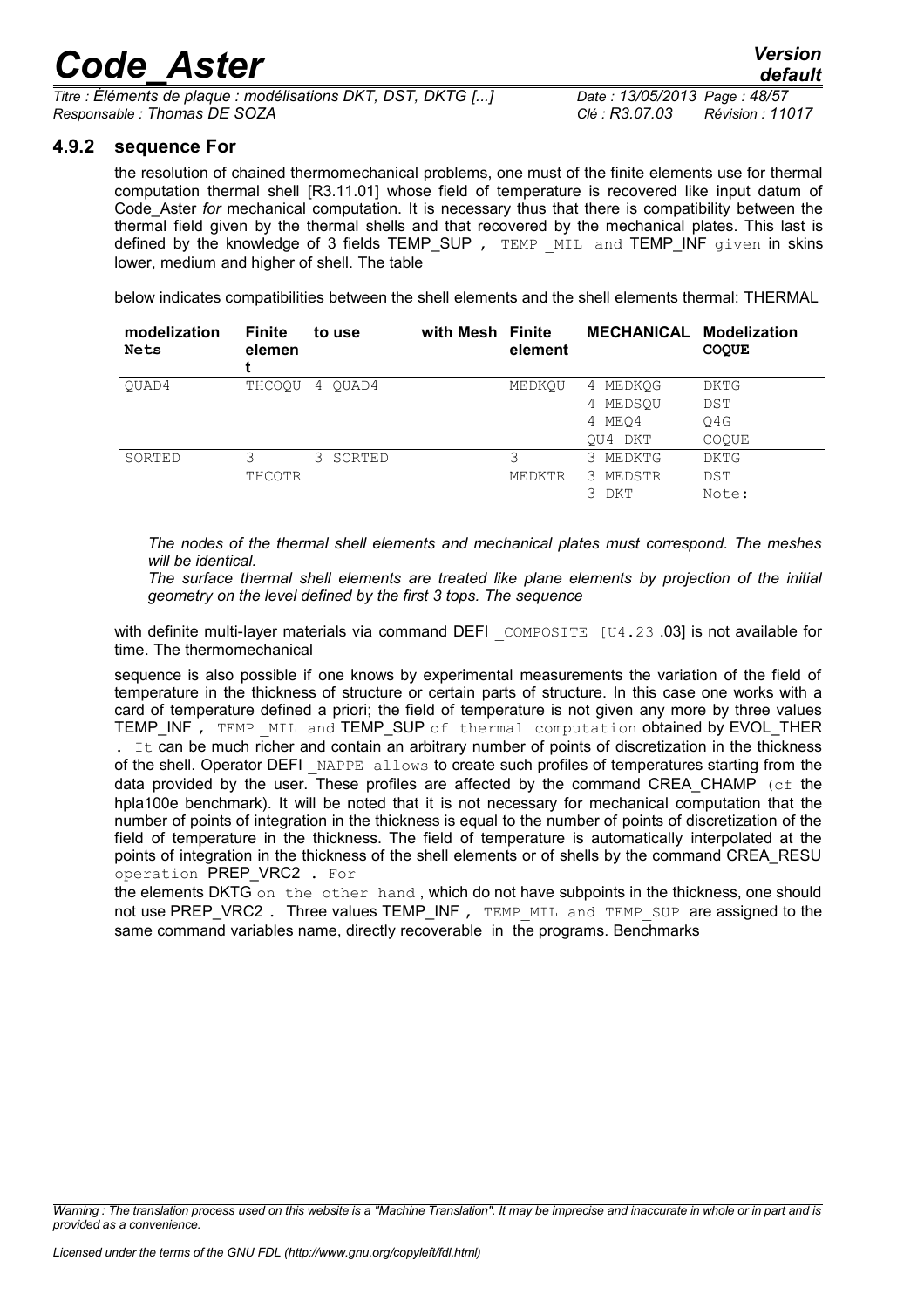### 4.9.2 sequence For

the resolution of chained thermomechanical problems, one must of the finite elements use for thermal computation thermal shell [R3.11.01] whose field of temperature is recovered like input datum of Code_Aster *for* mechanical computation. It is necessary thus that there is compatibility between the thermal field given by the thermal shells and that recovered by the mechanical plates. This last is defined by the knowledge of 3 fields TEMP_SUP , TEMP _MIL and TEMP_INF given in skins lower, medium and higher of shell. The table

below indicates compatibilities between the shell elements and the shell elements thermal: THERMAL

| modelization Nets | Finite element | to use | with Mesh | Finite element | MECHANICAL | Modelization COQUE |
|---|---|---|---|---|---|---|
| QUAD4 | THCOQU | 4 QUAD4 | | MEDKQU | 4 MEDKQG | DKTG |
| | | | | | 4 MEDSQU | DST |
| | | | | | 4 MEQ4 | Q4G |
| | | | | | QU4 DKT | COQUE |
| SORTED | 3 THCOTR | 3 SORTED | | 3 MEDKTR | 3 MEDKTG | DKTG |
| | | | | | 3 MEDSTR | DST |
| | | | | | 3 DKT | Note: |

*The nodes of the thermal shell elements and mechanical plates must correspond. The meshes will be identical.*

*The surface thermal shell elements are treated like plane elements by projection of the initial geometry on the level defined by the first 3 tops. The sequence*

with definite multi-layer materials via command DEFI _COMPOSITE [U4.23 .03] is not available for time. The thermomechanical

sequence is also possible if one knows by experimental measurements the variation of the field of temperature in the thickness of structure or certain parts of structure. In this case one works with a card of temperature defined a priori; the field of temperature is not given any more by three values TEMP_INF , TEMP _MIL and TEMP_SUP of thermal computation obtained by EVOL_THER . It can be much richer and contain an arbitrary number of points of discretization in the thickness of the shell. Operator DEFI _NAPPE allows to create such profiles of temperatures starting from the data provided by the user. These profiles are affected by the command CREA_CHAMP (cf the hpla100e benchmark). It will be noted that it is not necessary for mechanical computation that the number of points of integration in the thickness is equal to the number of points of discretization of the field of temperature in the thickness. The field of temperature is automatically interpolated at the points of integration in the thickness of the shell elements or of shells by the command CREA_RESU operation PREP_VRC2 . For

the elements DKTG on the other hand , which do not have subpoints in the thickness, one should not use PREP_VRC2 . Three values TEMP_INF , TEMP_MIL and TEMP_SUP are assigned to the same command variables name, directly recoverable in the programs. Benchmarks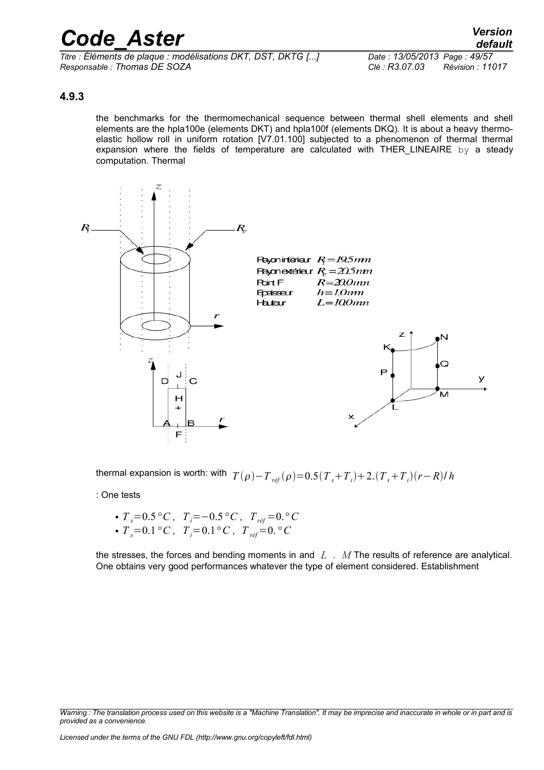### 4.9.3

the benchmarks for the thermomechanical sequence between thermal shell elements and shell elements are the hpla100e (elements DKT) and hpla100f (elements DKQ). It is about a heavy thermo-elastic hollow roll in uniform rotation [V7.01.100] subjected to a phenomenon of thermal thermal expansion where the fields of temperature are calculated with THER_LINEAIRE by a steady computation. Thermal

$R_i$ $R_e$ $z$ $r$

Rayon intérieur $R_i = 19.5\,mm$
Rayon extérieur $R_e = 20.5\,mm$
Point F $R = 20.0\,mm$
Epaisseur $h = 1.0\,mm$
Hauteur $L = 10.0\,mm$

z r A B C D J H F

z y x K N P Q L M

thermal expansion is worth: with $T(\rho) - T_{réf}(\rho) = 0.5(T_s + T_i) + 2.(T_s + T_i)(r - R)/h$

: One tests

- $T_s = 0.5\,°C$, $T_i = -0.5\,°C$, $T_{réf} = 0.\,°C$
- $T_s = 0.1\,°C$, $T_i = 0.1\,°C$, $T_{réf} = 0.\,°C$

the stresses, the forces and bending moments in and $L$ . $M$ The results of reference are analytical. One obtains very good performances whatever the type of element considered. Establishment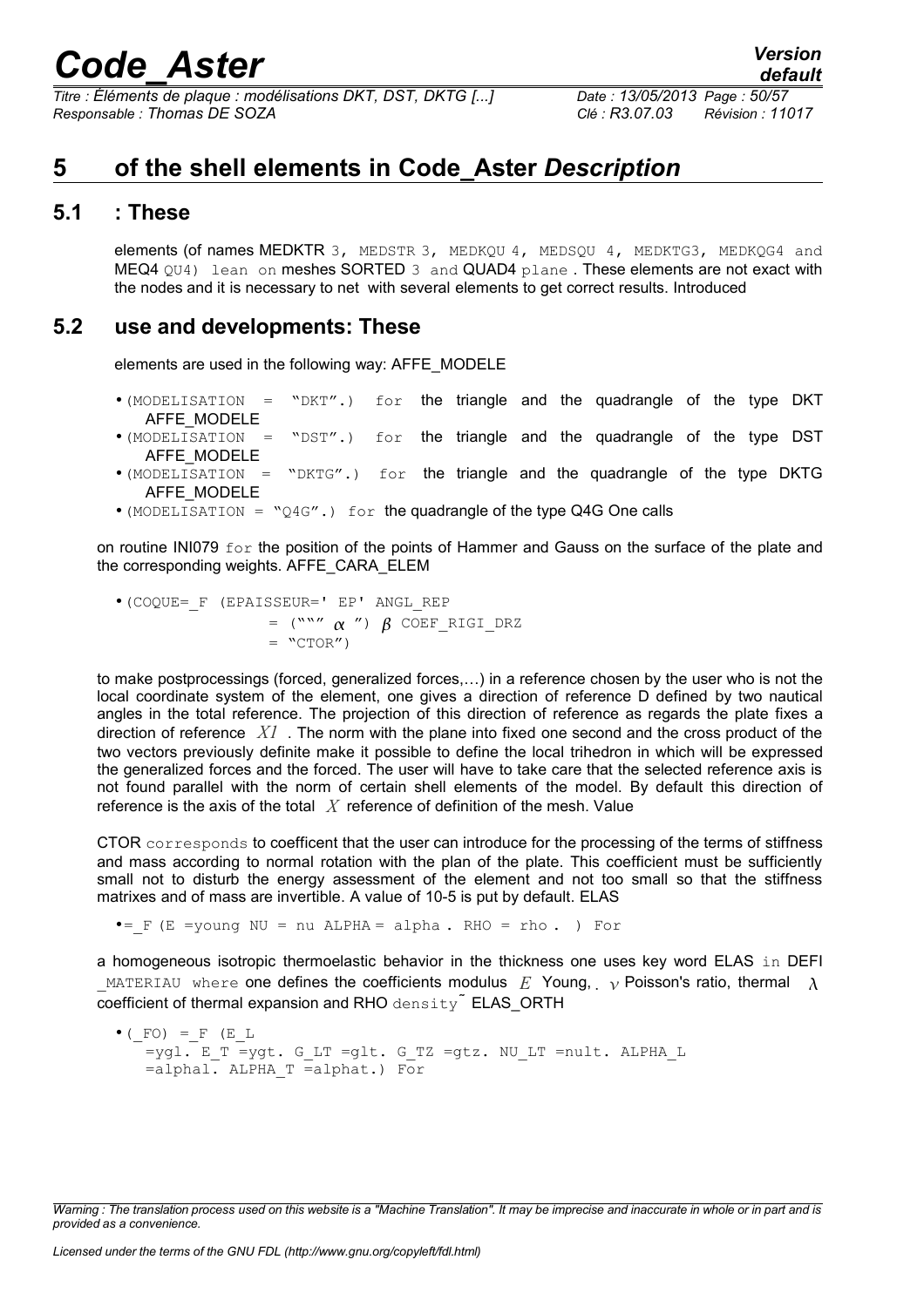# 5 of the shell elements in Code_Aster *Description*

## 5.1 : These

elements (of names MEDKTR 3, MEDSTR 3, MEDKQU 4, MEDSQU 4, MEDKTG3, MEDKQG4 and MEQ4 QU4) lean on meshes SORTED 3 and QUAD4 plane . These elements are not exact with the nodes and it is necessary to net with several elements to get correct results. Introduced

## 5.2 use and developments: These

elements are used in the following way: AFFE_MODELE

- (MODELISATION = "DKT".) for the triangle and the quadrangle of the type DKT AFFE_MODELE
- (MODELISATION = "DST".) for the triangle and the quadrangle of the type DST AFFE_MODELE
- (MODELISATION = "DKTG".) for the triangle and the quadrangle of the type DKTG AFFE_MODELE
- (MODELISATION = "Q4G".) for the quadrangle of the type Q4G One calls

on routine INI079 for the position of the points of Hammer and Gauss on the surface of the plate and the corresponding weights. AFFE_CARA_ELEM

```
•(COQUE=_F (EPAISSEUR=' EP' ANGL_REP
              = ("“" α ") β COEF_RIGI_DRZ
              = "CTOR")
```

to make postprocessings (forced, generalized forces,…) in a reference chosen by the user who is not the local coordinate system of the element, one gives a direction of reference D defined by two nautical angles in the total reference. The projection of this direction of reference as regards the plate fixes a direction of reference $X1$ . The norm with the plane into fixed one second and the cross product of the two vectors previously definite make it possible to define the local trihedron in which will be expressed the generalized forces and the forced. The user will have to take care that the selected reference axis is not found parallel with the norm of certain shell elements of the model. By default this direction of reference is the axis of the total $X$ reference of definition of the mesh. Value

CTOR corresponds to coefficent that the user can introduce for the processing of the terms of stiffness and mass according to normal rotation with the plan of the plate. This coefficient must be sufficiently small not to disturb the energy assessment of the element and not too small so that the stiffness matrixes and of mass are invertible. A value of 10-5 is put by default. ELAS

```
•=_F (E =young NU = nu ALPHA = alpha . RHO = rho . ) For
```

a homogeneous isotropic thermoelastic behavior in the thickness one uses key word ELAS in DEFI _MATERIAU where one defines the coefficients modulus $E$ Young, $\nu$ Poisson's ratio, thermal $\lambda$ coefficient of thermal expansion and RHO density˜ ELAS_ORTH

```
•(_FO) =_F (E_L
   =ygl. E_T =ygt. G_LT =glt. G_TZ =gtz. NU_LT =nult. ALPHA_L
   =alphal. ALPHA_T =alphat.) For
```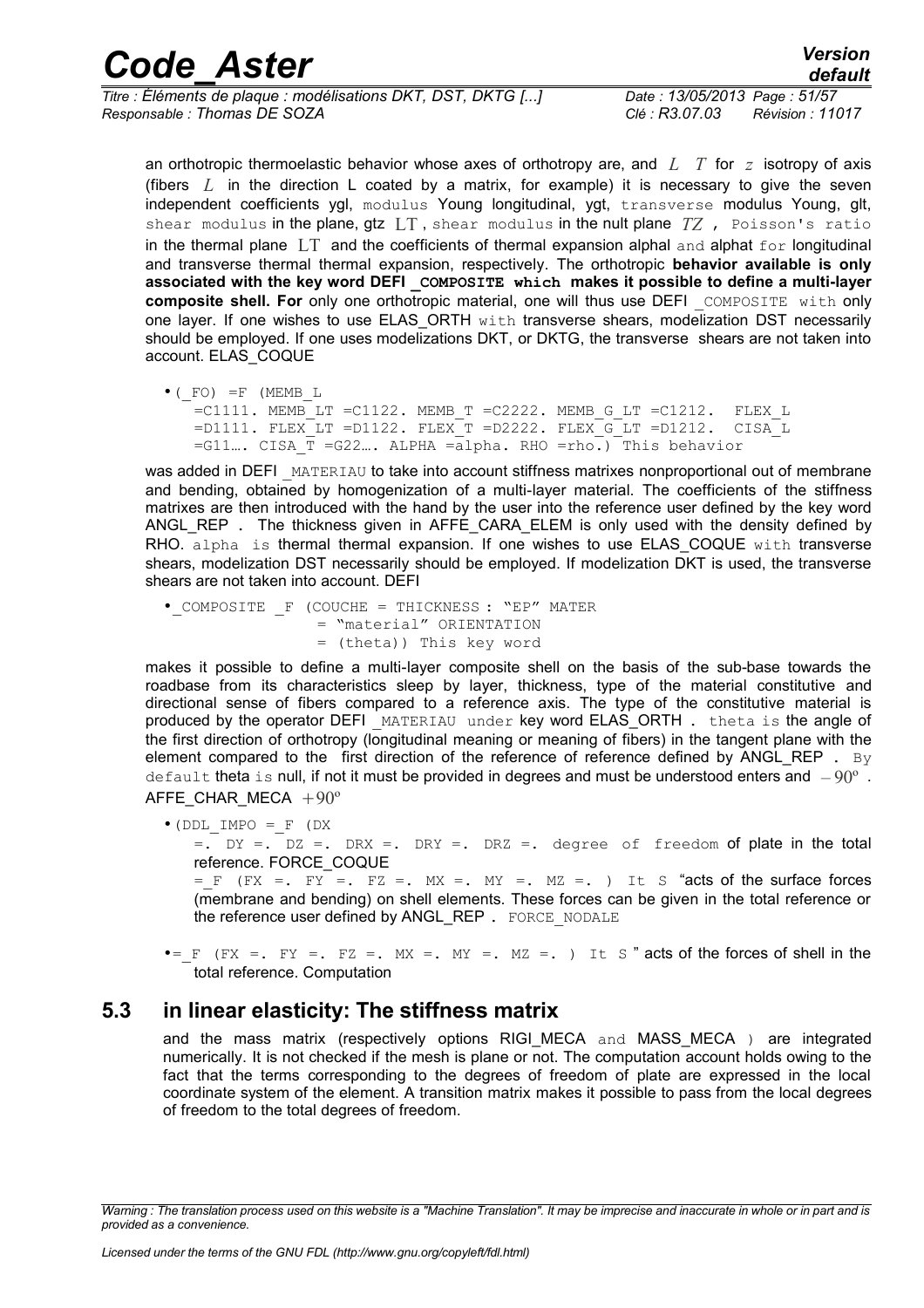an orthotropic thermoelastic behavior whose axes of orthotropy are, and $L$ $T$ for $z$ isotropy of axis (fibers $L$ in the direction L coated by a matrix, for example) it is necessary to give the seven independent coefficients ygl, modulus Young longitudinal, ygt, transverse modulus Young, glt, shear modulus in the plane, gtz $LT$, shear modulus in the nult plane $TZ$, Poisson's ratio in the thermal plane $LT$ and the coefficients of thermal expansion alphal and alphat for longitudinal and transverse thermal thermal expansion, respectively. The orthotropic **behavior available is only associated with the key word DEFI _COMPOSITE which makes it possible to define a multi-layer composite shell. For** only one orthotropic material, one will thus use DEFI _COMPOSITE with only one layer. If one wishes to use ELAS_ORTH with transverse shears, modelization DST necessarily should be employed. If one uses modelizations DKT, or DKTG, the transverse shears are not taken into account. ELAS_COQUE

- ```
  (_FO) =F (MEMB_L
  =C1111. MEMB_LT =C1122. MEMB_T =C2222. MEMB_G_LT =C1212.  FLEX_L
  =D1111. FLEX_LT =D1122. FLEX_T =D2222. FLEX_G_LT =D1212.  CISA_L
  =G11…. CISA_T =G22…. ALPHA =alpha. RHO =rho.) This behavior
  ```

was added in DEFI _MATERIAU to take into account stiffness matrixes nonproportional out of membrane and bending, obtained by homogenization of a multi-layer material. The coefficients of the stiffness matrixes are then introduced with the hand by the user into the reference user defined by the key word ANGL_REP . The thickness given in AFFE_CARA_ELEM is only used with the density defined by RHO. alpha is thermal thermal expansion. If one wishes to use ELAS_COQUE with transverse shears, modelization DST necessarily should be employed. If modelization DKT is used, the transverse shears are not taken into account. DEFI

- ```
  _COMPOSITE _F (COUCHE = THICKNESS : "EP" MATER
                = "material" ORIENTATION
                = (theta)) This key word
  ```

makes it possible to define a multi-layer composite shell on the basis of the sub-base towards the roadbase from its characteristics sleep by layer, thickness, type of the material constitutive and directional sense of fibers compared to a reference axis. The type of the constitutive material is produced by the operator DEFI _MATERIAU under key word ELAS_ORTH . theta is the angle of the first direction of orthotropy (longitudinal meaning or meaning of fibers) in the tangent plane with the element compared to the first direction of the reference of reference defined by ANGL_REP . By default theta is null, if not it must be provided in degrees and must be understood enters and $-90°$ . AFFE_CHAR_MECA $+90°$

- (DDL_IMPO =_F (DX =. DY =. DZ =. DRX =. DRY =. DRZ =. degree of freedom of plate in the total reference. FORCE_COQUE =_F (FX =. FY =. FZ =. MX =. MY =. MZ =. ) It S "acts of the surface forces (membrane and bending) on shell elements. These forces can be given in the total reference or the reference user defined by ANGL_REP . FORCE_NODALE
- =_F (FX =. FY =. FZ =. MX =. MY =. MZ =. ) It S " acts of the forces of shell in the total reference. Computation

## 5.3 in linear elasticity: The stiffness matrix

and the mass matrix (respectively options RIGI_MECA and MASS_MECA ) are integrated numerically. It is not checked if the mesh is plane or not. The computation account holds owing to the fact that the terms corresponding to the degrees of freedom of plate are expressed in the local coordinate system of the element. A transition matrix makes it possible to pass from the local degrees of freedom to the total degrees of freedom.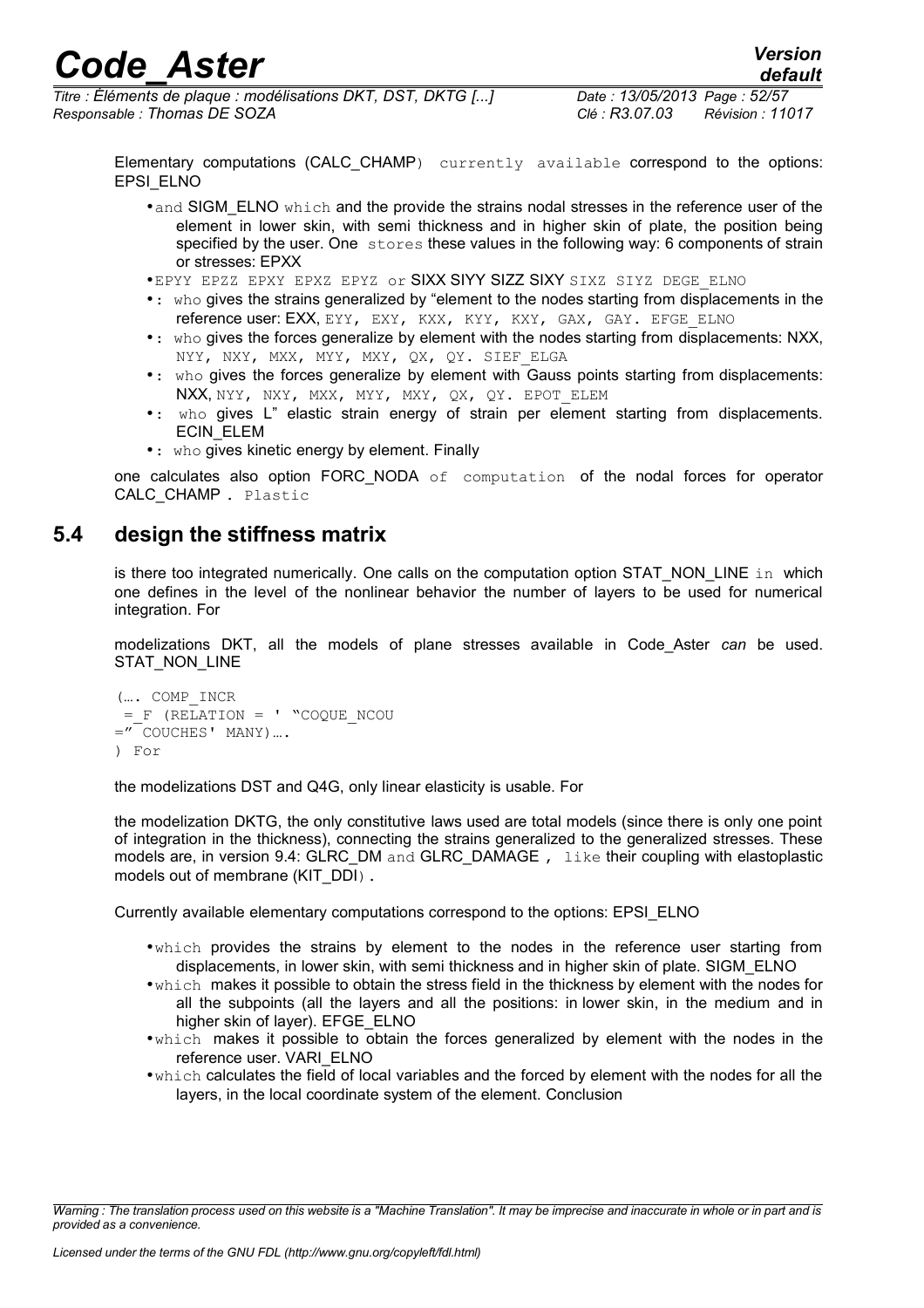Elementary computations (CALC_CHAMP) currently available correspond to the options: EPSI_ELNO

- and SIGM_ELNO which and the provide the strains nodal stresses in the reference user of the element in lower skin, with semi thickness and in higher skin of plate, the position being specified by the user. One stores these values in the following way: 6 components of strain or stresses: EPXX
- EPYY EPZZ EPXY EPXZ EPYZ or SIXX SIYY SIZZ SIXY SIXZ SIYZ DEGE_ELNO
- : who gives the strains generalized by "element to the nodes starting from displacements in the reference user: EXX, EYY, EXY, KXX, KYY, KXY, GAX, GAY. EFGE_ELNO
- : who gives the forces generalize by element with the nodes starting from displacements: NXX, NYY, NXY, MXX, MYY, MXY, QX, QY. SIEF_ELGA
- : who gives the forces generalize by element with Gauss points starting from displacements: NXX, NYY, NXY, MXX, MYY, MXY, QX, QY. EPOT_ELEM
- : who gives L" elastic strain energy of strain per element starting from displacements. ECIN_ELEM
- : who gives kinetic energy by element. Finally

one calculates also option FORC_NODA of computation of the nodal forces for operator CALC_CHAMP . Plastic

## 5.4 design the stiffness matrix

is there too integrated numerically. One calls on the computation option STAT_NON_LINE in which one defines in the level of the nonlinear behavior the number of layers to be used for numerical integration. For

modelizations DKT, all the models of plane stresses available in Code_Aster *can* be used. STAT_NON_LINE

```
(…. COMP_INCR
 =_F (RELATION = ' "COQUE_NCOU
=" COUCHES' MANY)….
) For
```

the modelizations DST and Q4G, only linear elasticity is usable. For

the modelization DKTG, the only constitutive laws used are total models (since there is only one point of integration in the thickness), connecting the strains generalized to the generalized stresses. These models are, in version 9.4: GLRC_DM and GLRC_DAMAGE , like their coupling with elastoplastic models out of membrane (KIT_DDI).

Currently available elementary computations correspond to the options: EPSI_ELNO

- which provides the strains by element to the nodes in the reference user starting from displacements, in lower skin, with semi thickness and in higher skin of plate. SIGM_ELNO
- which makes it possible to obtain the stress field in the thickness by element with the nodes for all the subpoints (all the layers and all the positions: in lower skin, in the medium and in higher skin of layer). EFGE_ELNO
- which makes it possible to obtain the forces generalized by element with the nodes in the reference user. VARI_ELNO
- which calculates the field of local variables and the forced by element with the nodes for all the layers, in the local coordinate system of the element. Conclusion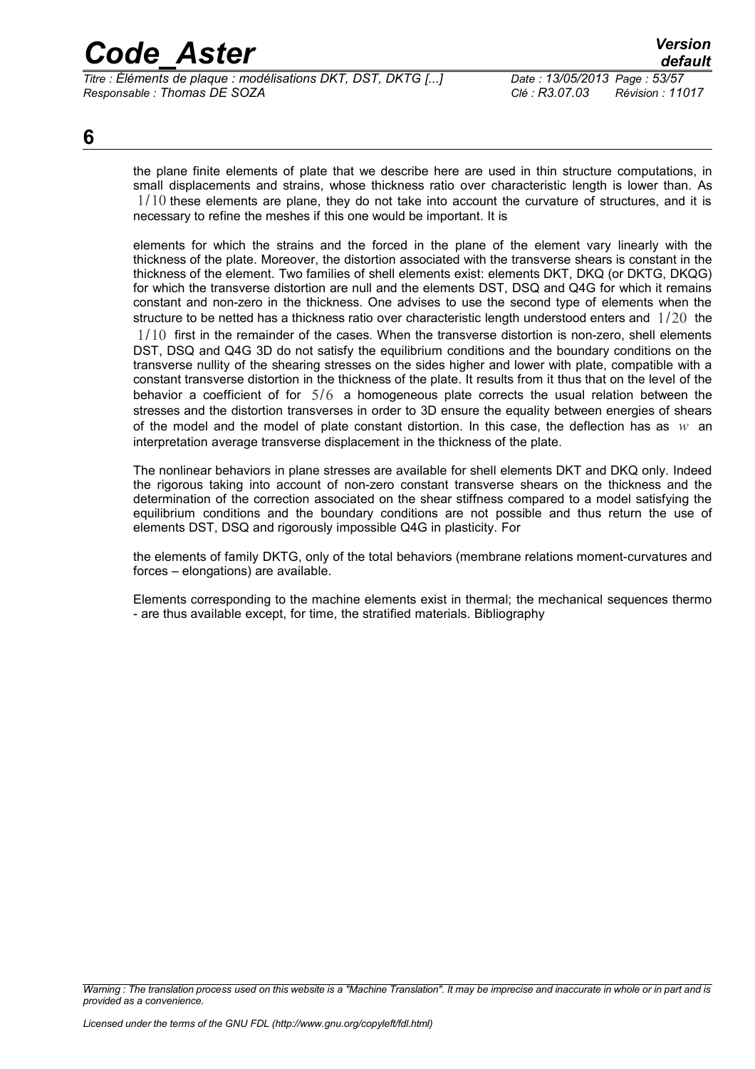# 6

the plane finite elements of plate that we describe here are used in thin structure computations, in small displacements and strains, whose thickness ratio over characteristic length is lower than. As $1/10$ these elements are plane, they do not take into account the curvature of structures, and it is necessary to refine the meshes if this one would be important. It is

elements for which the strains and the forced in the plane of the element vary linearly with the thickness of the plate. Moreover, the distortion associated with the transverse shears is constant in the thickness of the element. Two families of shell elements exist: elements DKT, DKQ (or DKTG, DKQG) for which the transverse distortion are null and the elements DST, DSQ and Q4G for which it remains constant and non-zero in the thickness. One advises to use the second type of elements when the structure to be netted has a thickness ratio over characteristic length understood enters and $1/20$ the $1/10$ first in the remainder of the cases. When the transverse distortion is non-zero, shell elements DST, DSQ and Q4G 3D do not satisfy the equilibrium conditions and the boundary conditions on the transverse nullity of the shearing stresses on the sides higher and lower with plate, compatible with a constant transverse distortion in the thickness of the plate. It results from it thus that on the level of the behavior a coefficient of for $5/6$ a homogeneous plate corrects the usual relation between the stresses and the distortion transverses in order to 3D ensure the equality between energies of shears of the model and the model of plate constant distortion. In this case, the deflection has as $w$ an interpretation average transverse displacement in the thickness of the plate.

The nonlinear behaviors in plane stresses are available for shell elements DKT and DKQ only. Indeed the rigorous taking into account of non-zero constant transverse shears on the thickness and the determination of the correction associated on the shear stiffness compared to a model satisfying the equilibrium conditions and the boundary conditions are not possible and thus return the use of elements DST, DSQ and rigorously impossible Q4G in plasticity. For

the elements of family DKTG, only of the total behaviors (membrane relations moment-curvatures and forces – elongations) are available.

Elements corresponding to the machine elements exist in thermal; the mechanical sequences thermo - are thus available except, for time, the stratified materials. Bibliography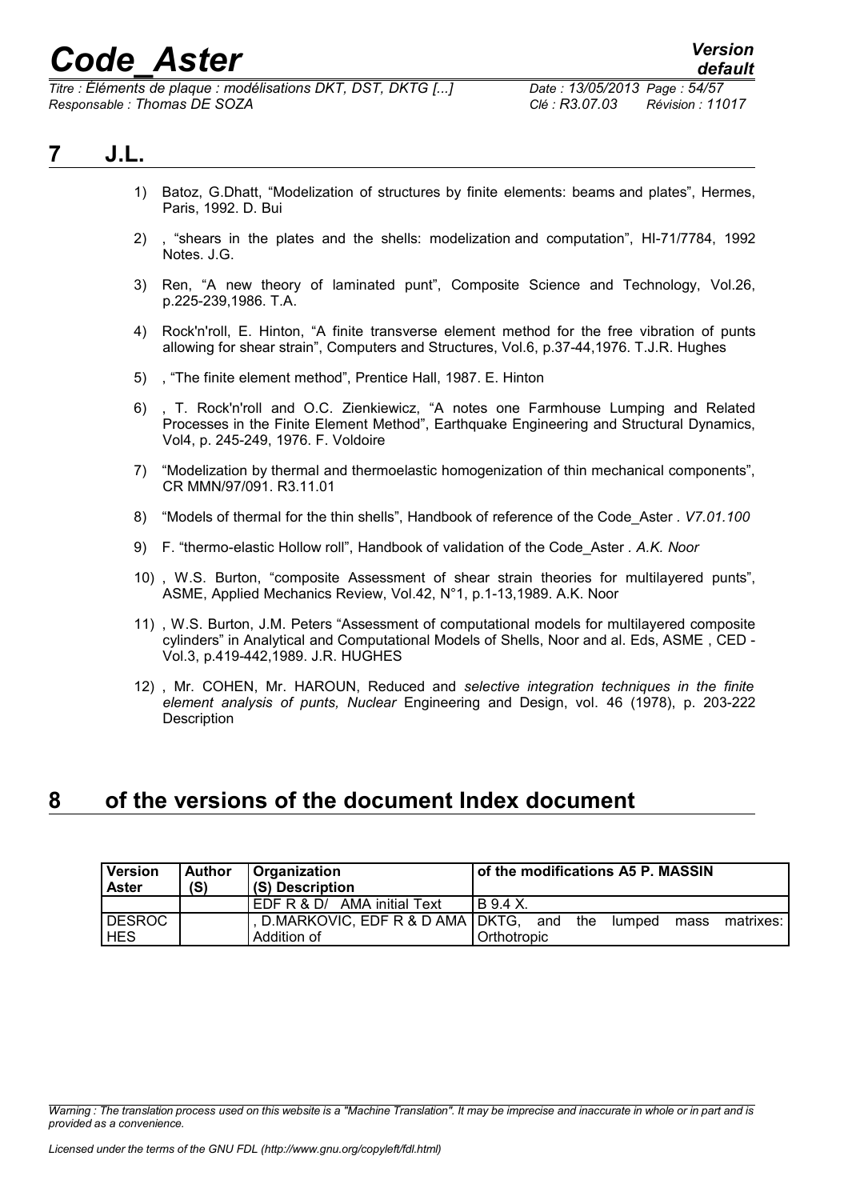## 7 J.L.

1) Batoz, G.Dhatt, "Modelization of structures by finite elements: beams and plates", Hermes, Paris, 1992. D. Bui
2) , "shears in the plates and the shells: modelization and computation", HI-71/7784, 1992 Notes. J.G.
3) Ren, "A new theory of laminated punt", Composite Science and Technology, Vol.26, p.225-239,1986. T.A.
4) Rock'n'roll, E. Hinton, "A finite transverse element method for the free vibration of punts allowing for shear strain", Computers and Structures, Vol.6, p.37-44,1976. T.J.R. Hughes
5) , "The finite element method", Prentice Hall, 1987. E. Hinton
6) , T. Rock'n'roll and O.C. Zienkiewicz, "A notes one Farmhouse Lumping and Related Processes in the Finite Element Method", Earthquake Engineering and Structural Dynamics, Vol4, p. 245-249, 1976. F. Voldoire
7) "Modelization by thermal and thermoelastic homogenization of thin mechanical components", CR MMN/97/091. R3.11.01
8) "Models of thermal for the thin shells", Handbook of reference of the Code_Aster . *V7.01.100*
9) F. "thermo-elastic Hollow roll", Handbook of validation of the Code_Aster . *A.K. Noor*
10) , W.S. Burton, "composite Assessment of shear strain theories for multilayered punts", ASME, Applied Mechanics Review, Vol.42, N°1, p.1-13,1989. A.K. Noor
11) , W.S. Burton, J.M. Peters "Assessment of computational models for multilayered composite cylinders" in Analytical and Computational Models of Shells, Noor and al. Eds, ASME , CED - Vol.3, p.419-442,1989. J.R. HUGHES
12) , Mr. COHEN, Mr. HAROUN, Reduced and *selective integration techniques in the finite element analysis of punts, Nuclear* Engineering and Design, vol. 46 (1978), p. 203-222 Description

## 8 of the versions of the document Index document

| Version Aster | Author (S) | Organization (S) Description | of the modifications A5 P. MASSIN |
|---|---|---|---|
| | | EDF R & D/ AMA initial Text | B 9.4 X. |
| DESROC HES | | , D.MARKOVIC, EDF R & D AMA Addition of | DKTG, and the lumped mass matrixes: Orthotropic |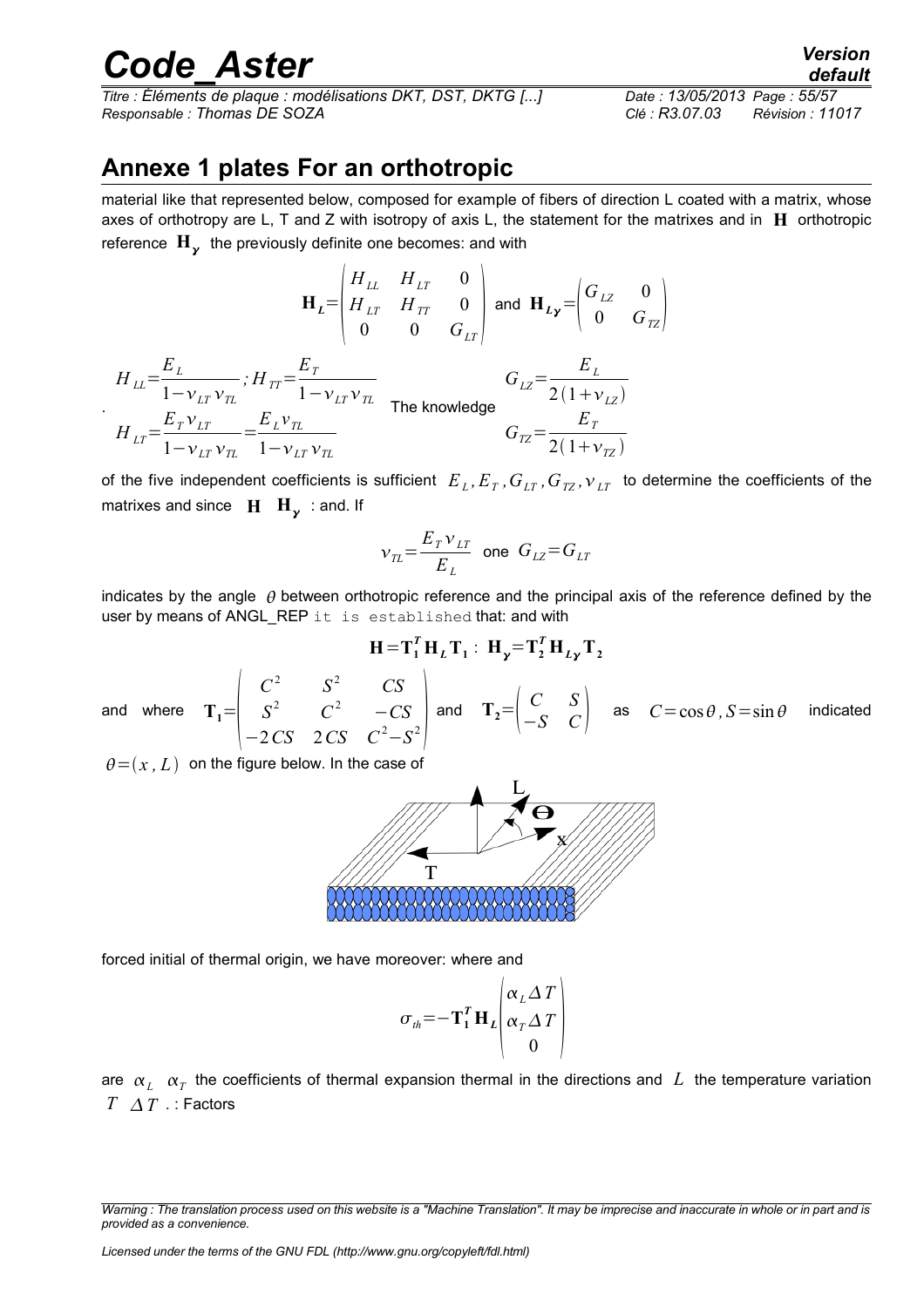## Annexe 1 plates For an orthotropic

material like that represented below, composed for example of fibers of direction L coated with a matrix, whose axes of orthotropy are L, T and Z with isotropy of axis L, the statement for the matrixes and in $\mathbf{H}$ orthotropic reference $\mathbf{H}_{\gamma}$ the previously definite one becomes: and with

$$\mathbf{H}_L = \begin{pmatrix} H_{LL} & H_{LT} & 0 \\ H_{LT} & H_{TT} & 0 \\ 0 & 0 & G_{LT} \end{pmatrix} \text{ and } \mathbf{H}_{L\gamma} = \begin{pmatrix} G_{LZ} & 0 \\ 0 & G_{TZ} \end{pmatrix}$$

$$H_{LL} = \frac{E_L}{1-\nu_{LT}\nu_{TL}} ; H_{TT} = \frac{E_T}{1-\nu_{LT}\nu_{TL}} \qquad G_{LZ} = \frac{E_L}{2(1+\nu_{LZ})}$$

. The knowledge

$$H_{LT} = \frac{E_T \nu_{LT}}{1-\nu_{LT}\nu_{TL}} = \frac{E_L \nu_{TL}}{1-\nu_{LT}\nu_{TL}} \qquad G_{TZ} = \frac{E_T}{2(1+\nu_{TZ})}$$

of the five independent coefficients is sufficient $E_L, E_T, G_{LT}, G_{TZ}, \nu_{LT}$ to determine the coefficients of the matrixes and since $\mathbf{H}$ $\mathbf{H}_{\gamma}$ : and. If

$$\nu_{TL} = \frac{E_T \nu_{LT}}{E_L} \text{ one } G_{LZ} = G_{LT}$$

indicates by the angle $\theta$ between orthotropic reference and the principal axis of the reference defined by the user by means of ANGL_REP `it is established` that: and with

$$\mathbf{H} = \mathbf{T}_1^T \mathbf{H}_L \mathbf{T}_1 : \ \mathbf{H}_{\gamma} = \mathbf{T}_2^T \mathbf{H}_{L\gamma} \mathbf{T}_2$$

and where $\mathbf{T}_1 = \begin{pmatrix} C^2 & S^2 & CS \\ S^2 & C^2 & -CS \\ -2CS & 2CS & C^2-S^2 \end{pmatrix}$ and $\mathbf{T}_2 = \begin{pmatrix} C & S \\ -S & C \end{pmatrix}$ as $C=\cos\theta, S=\sin\theta$ indicated $\theta = (x, L)$ on the figure below. In the case of

L
Θ
x
T

forced initial of thermal origin, we have moreover: where and

$$\sigma_{th} = -\mathbf{T}_1^T \mathbf{H}_L \begin{pmatrix} \alpha_L \Delta T \\ \alpha_T \Delta T \\ 0 \end{pmatrix}$$

are $\alpha_L$ $\alpha_T$ the coefficients of thermal expansion thermal in the directions and $L$ the temperature variation $T$ $\Delta T$ . : Factors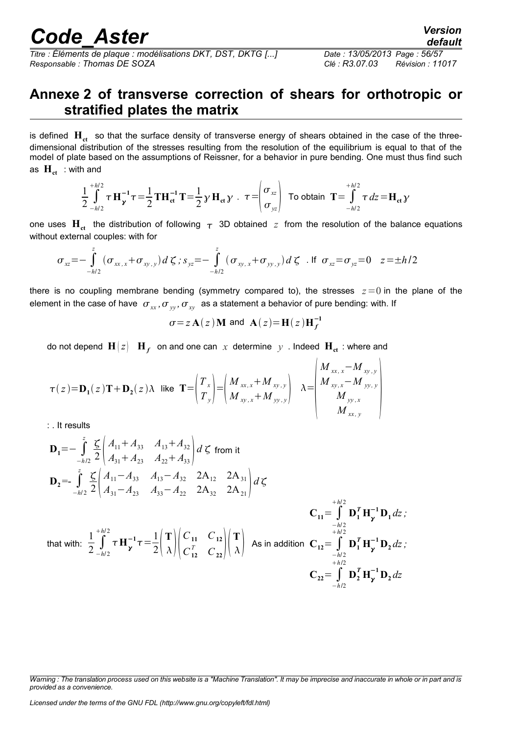## Annexe 2 of transverse correction of shears for orthotropic or stratified plates the matrix

is defined $\mathbf{H_{ct}}$ so that the surface density of transverse energy of shears obtained in the case of the three-dimensional distribution of the stresses resulting from the resolution of the equilibrium is equal to that of the model of plate based on the assumptions of Reissner, for a behavior in pure bending. One must thus find such as $\mathbf{H_{ct}}$ : with and

$$\frac{1}{2}\int_{-h/2}^{+h/2} \tau\,\mathbf{H}_{\gamma}^{-1}\tau = \frac{1}{2}\mathbf{T}\mathbf{H}_{ct}^{-1}\mathbf{T} = \frac{1}{2}\gamma\,\mathbf{H}_{ct}\,\gamma \;.\quad \tau = \begin{pmatrix}\sigma_{xz}\\ \sigma_{yz}\end{pmatrix} \quad \text{To obtain } \mathbf{T} = \int_{-h/2}^{+h/2} \tau\, dz = \mathbf{H}_{ct}\,\gamma$$

one uses $\mathbf{H_{ct}}$ the distribution of following $\tau$ 3D obtained $z$ from the resolution of the balance equations without external couples: with for

$$\sigma_{xz} = -\int_{-h/2}^{z} (\sigma_{xx,x} + \sigma_{xy,y})\, d\zeta \;;\; s_{yz} = -\int_{-h/2}^{z} (\sigma_{xy,x} + \sigma_{yy,y})\, d\zeta \quad . \text{ If } \sigma_{xz} = \sigma_{yz} = 0 \quad z = \pm h/2$$

there is no coupling membrane bending (symmetry compared to), the stresses $z=0$ in the plane of the element in the case of have $\sigma_{xx}, \sigma_{yy}, \sigma_{xy}$ as a statement a behavior of pure bending: with. If

$$\sigma = z\,\mathbf{A}(z)\,\mathbf{M} \text{ and } \mathbf{A}(z) = \mathbf{H}(z)\,\mathbf{H}_f^{-1}$$

do not depend $\mathbf{H}(z)$ $\mathbf{H}_f$ on and one can $x$ determine $y$ . Indeed $\mathbf{H_{ct}}$ : where and

$$\tau(z) = \mathbf{D_1}(z)\mathbf{T} + \mathbf{D_2}(z)\lambda \;\text{ like }\; \mathbf{T} = \begin{pmatrix} T_x \\ T_y \end{pmatrix} = \begin{pmatrix} M_{xx,x} + M_{xy,y} \\ M_{xy,x} + M_{yy,y} \end{pmatrix} \quad \lambda = \begin{pmatrix} M_{xx,x} - M_{xy,y} \\ M_{xy,x} - M_{yy,y} \\ M_{yy,x} \\ M_{xx,y} \end{pmatrix}$$

: . It results

$$\mathbf{D_1} = -\int_{-h/2}^{z} \frac{\zeta}{2}\begin{pmatrix} A_{11} + A_{33} & A_{13} + A_{32} \\ A_{31} + A_{23} & A_{22} + A_{33} \end{pmatrix} d\zeta \text{ from it}$$

$$\mathbf{D_2} = -\int_{-h/2}^{z} \frac{\zeta}{2}\begin{pmatrix} A_{11} - A_{33} & A_{13} - A_{32} & 2\mathrm{A}_{12} & 2\mathrm{A}_{31} \\ A_{31} - A_{23} & A_{33} - A_{22} & 2\mathrm{A}_{32} & 2\mathrm{A}_{21} \end{pmatrix} d\zeta$$

that with: $\frac{1}{2}\int_{-h/2}^{+h/2} \tau\,\mathbf{H}_{\gamma}^{-1}\tau = \frac{1}{2}\begin{pmatrix}\mathbf{T}\\ \lambda\end{pmatrix}\begin{pmatrix} C_{\mathbf{11}} & C_{\mathbf{12}} \\ C_{\mathbf{12}}^{T} & C_{\mathbf{22}} \end{pmatrix}\begin{pmatrix}\mathbf{T}\\ \lambda\end{pmatrix}$ As in addition

$$\mathbf{C_{11}} = \int_{-h/2}^{+h/2} \mathbf{D_1^T}\mathbf{H}_{\gamma}^{-1}\mathbf{D_1}\, dz \;;$$

$$\mathbf{C_{12}} = \int_{-h/2}^{+h/2} \mathbf{D_1^T}\mathbf{H}_{\gamma}^{-1}\mathbf{D_2}\, dz \;;$$

$$\mathbf{C_{22}} = \int_{-h/2}^{+h/2} \mathbf{D_2^T}\mathbf{H}_{\gamma}^{-1}\mathbf{D_2}\, dz$$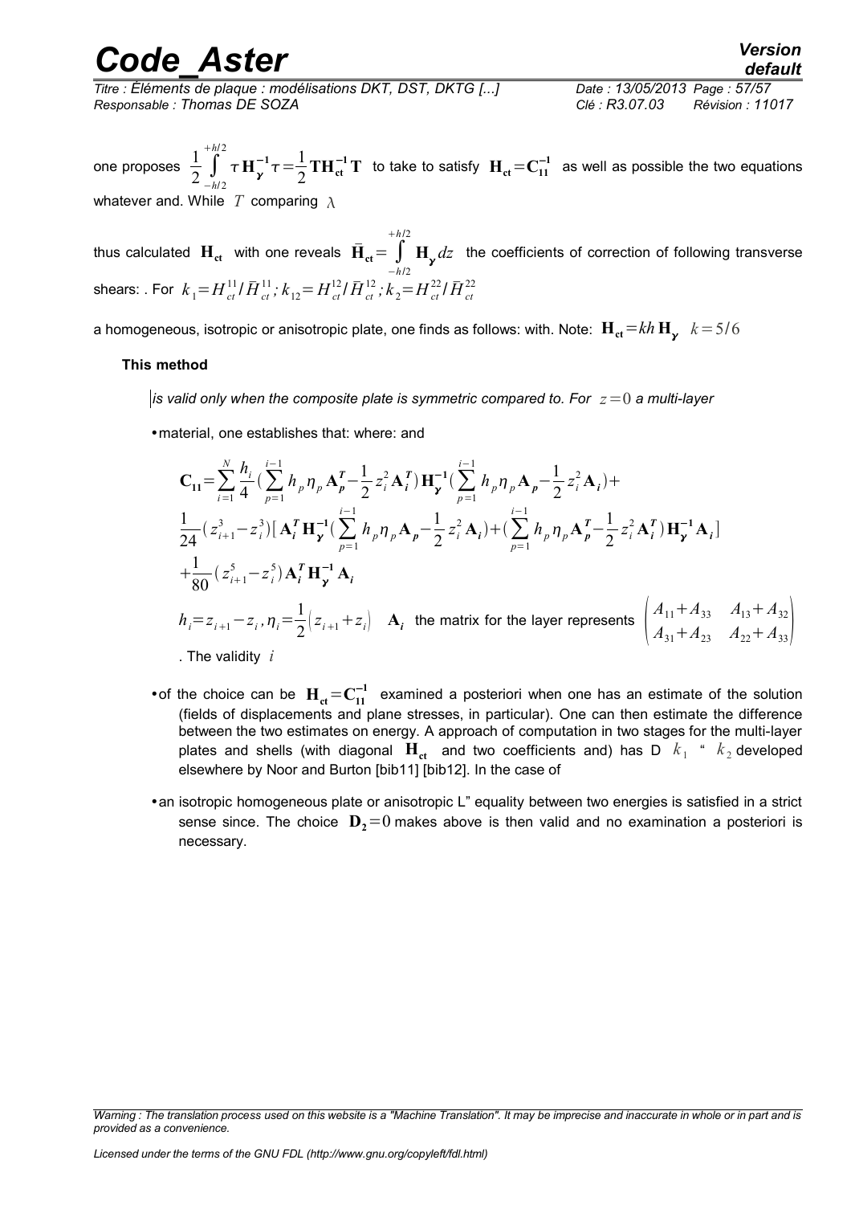one proposes $\frac{1}{2}\int_{-h/2}^{+h/2} \tau \mathbf{H}_{\gamma}^{-1} \tau = \frac{1}{2} \mathbf{T} \mathbf{H}_{\mathbf{ct}}^{-1} \mathbf{T}$ to take to satisfy $\mathbf{H}_{\mathbf{ct}} = \mathbf{C}_{\mathbf{11}}^{-1}$ as well as possible the two equations whatever and. While $T$ comparing $\lambda$

thus calculated $\mathbf{H}_{\mathbf{ct}}$ with one reveals $\bar{\mathbf{H}}_{\mathbf{ct}} = \int_{-h/2}^{+h/2} \mathbf{H}_{\gamma} dz$ the coefficients of correction of following transverse shears: . For $k_1 = H_{ct}^{11} / \bar{H}_{ct}^{11} ; k_{12} = H_{ct}^{12} / \bar{H}_{ct}^{12} ; k_2 = H_{ct}^{22} / \bar{H}_{ct}^{22}$

a homogeneous, isotropic or anisotropic plate, one finds as follows: with. Note: $\mathbf{H}_{\mathbf{ct}} = kh \mathbf{H}_{\gamma}$ $k = 5/6$

**This method**

*is valid only when the composite plate is symmetric compared to. For $z = 0$ a multi-layer*

- material, one establishes that: where: and

$$
\begin{aligned}
\mathbf{C}_{\mathbf{11}} = & \sum_{i=1}^{N} \frac{h_i}{4} \left( \sum_{p=1}^{i-1} h_p \eta_p \mathbf{A}_p^T - \frac{1}{2} z_i^2 \mathbf{A}_i^T \right) \mathbf{H}_{\gamma}^{-1} \left( \sum_{p=1}^{i-1} h_p \eta_p \mathbf{A}_p - \frac{1}{2} z_i^2 \mathbf{A}_i \right) + \\
& \frac{1}{24} (z_{i+1}^3 - z_i^3) \left[ \mathbf{A}_i^T \mathbf{H}_{\gamma}^{-1} \left( \sum_{p=1}^{i-1} h_p \eta_p \mathbf{A}_p - \frac{1}{2} z_i^2 \mathbf{A}_i \right) + \left( \sum_{p=1}^{i-1} h_p \eta_p \mathbf{A}_p^T - \frac{1}{2} z_i^2 \mathbf{A}_i^T \right) \mathbf{H}_{\gamma}^{-1} \mathbf{A}_i \right] \\
& + \frac{1}{80} (z_{i+1}^5 - z_i^5) \mathbf{A}_i^T \mathbf{H}_{\gamma}^{-1} \mathbf{A}_i
\end{aligned}
$$

$h_i = z_{i+1} - z_i, \eta_i = \frac{1}{2}(z_{i+1} + z_i)$ $\mathbf{A}_i$ the matrix for the layer represents $\begin{pmatrix} A_{11} + A_{33} & A_{13} + A_{32} \\ A_{31} + A_{23} & A_{22} + A_{33} \end{pmatrix}$

. The validity $i$

- of the choice can be $\mathbf{H}_{\mathbf{ct}} = \mathbf{C}_{\mathbf{11}}^{-1}$ examined a posteriori when one has an estimate of the solution (fields of displacements and plane stresses, in particular). One can then estimate the difference between the two estimates on energy. A approach of computation in two stages for the multi-layer plates and shells (with diagonal $\mathbf{H}_{\mathbf{ct}}$ and two coefficients and) has D $k_1$ " $k_2$ developed elsewhere by Noor and Burton [bib11] [bib12]. In the case of
- an isotropic homogeneous plate or anisotropic L" equality between two energies is satisfied in a strict sense since. The choice $\mathbf{D}_2 = 0$ makes above is then valid and no examination a posteriori is necessary.